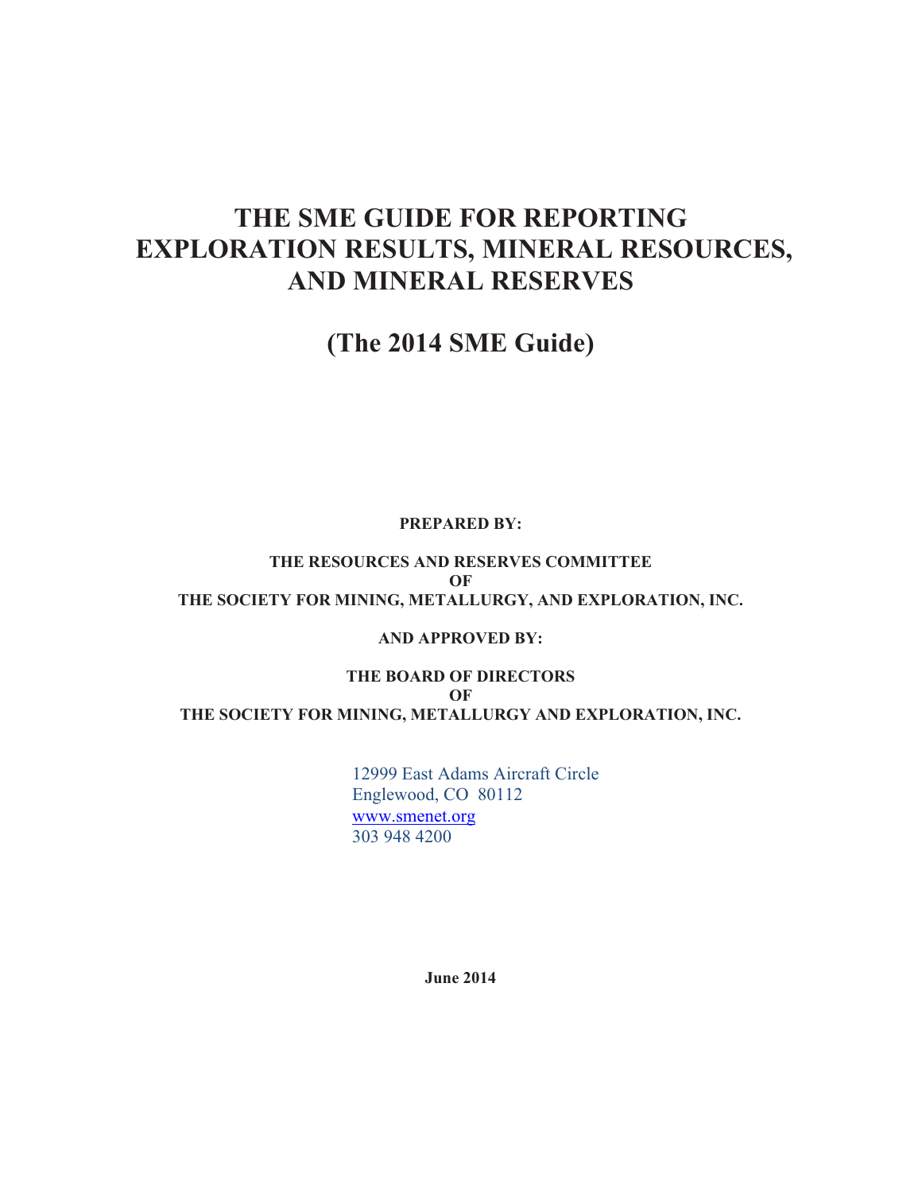# THE SME GUIDE FOR REPORTING EXPLORATION RESULTS, MINERAL RESOURCES, AND MINERAL RESERVES

## (The 2014 SME Guide)

**PREPARED BY:**

**THE RESOURCES AND RESERVES COMMITTEE**
**OF**
**THE SOCIETY FOR MINING, METALLURGY, AND EXPLORATION, INC.**

**AND APPROVED BY:**

**THE BOARD OF DIRECTORS**
**OF**
**THE SOCIETY FOR MINING, METALLURGY AND EXPLORATION, INC.**

12999 East Adams Aircraft Circle
Englewood, CO 80112
www.smenet.org
303 948 4200

**June 2014**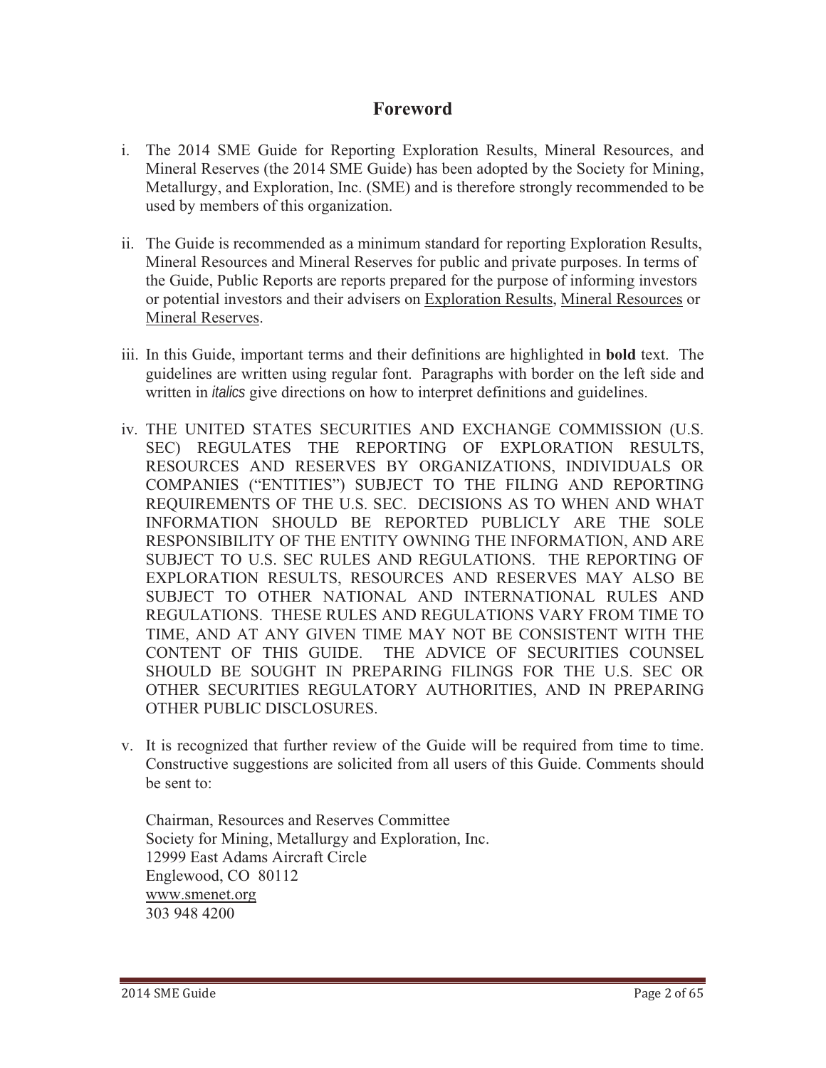# Foreword

i. The 2014 SME Guide for Reporting Exploration Results, Mineral Resources, and Mineral Reserves (the 2014 SME Guide) has been adopted by the Society for Mining, Metallurgy, and Exploration, Inc. (SME) and is therefore strongly recommended to be used by members of this organization.

ii. The Guide is recommended as a minimum standard for reporting Exploration Results, Mineral Resources and Mineral Reserves for public and private purposes. In terms of the Guide, Public Reports are reports prepared for the purpose of informing investors or potential investors and their advisers on Exploration Results, Mineral Resources or Mineral Reserves.

iii. In this Guide, important terms and their definitions are highlighted in **bold** text. The guidelines are written using regular font. Paragraphs with border on the left side and written in *italics* give directions on how to interpret definitions and guidelines.

iv. THE UNITED STATES SECURITIES AND EXCHANGE COMMISSION (U.S. SEC) REGULATES THE REPORTING OF EXPLORATION RESULTS, RESOURCES AND RESERVES BY ORGANIZATIONS, INDIVIDUALS OR COMPANIES ("ENTITIES") SUBJECT TO THE FILING AND REPORTING REQUIREMENTS OF THE U.S. SEC. DECISIONS AS TO WHEN AND WHAT INFORMATION SHOULD BE REPORTED PUBLICLY ARE THE SOLE RESPONSIBILITY OF THE ENTITY OWNING THE INFORMATION, AND ARE SUBJECT TO U.S. SEC RULES AND REGULATIONS. THE REPORTING OF EXPLORATION RESULTS, RESOURCES AND RESERVES MAY ALSO BE SUBJECT TO OTHER NATIONAL AND INTERNATIONAL RULES AND REGULATIONS. THESE RULES AND REGULATIONS VARY FROM TIME TO TIME, AND AT ANY GIVEN TIME MAY NOT BE CONSISTENT WITH THE CONTENT OF THIS GUIDE. THE ADVICE OF SECURITIES COUNSEL SHOULD BE SOUGHT IN PREPARING FILINGS FOR THE U.S. SEC OR OTHER SECURITIES REGULATORY AUTHORITIES, AND IN PREPARING OTHER PUBLIC DISCLOSURES.

v. It is recognized that further review of the Guide will be required from time to time. Constructive suggestions are solicited from all users of this Guide. Comments should be sent to:

Chairman, Resources and Reserves Committee
Society for Mining, Metallurgy and Exploration, Inc.
12999 East Adams Aircraft Circle
Englewood, CO 80112
www.smenet.org
303 948 4200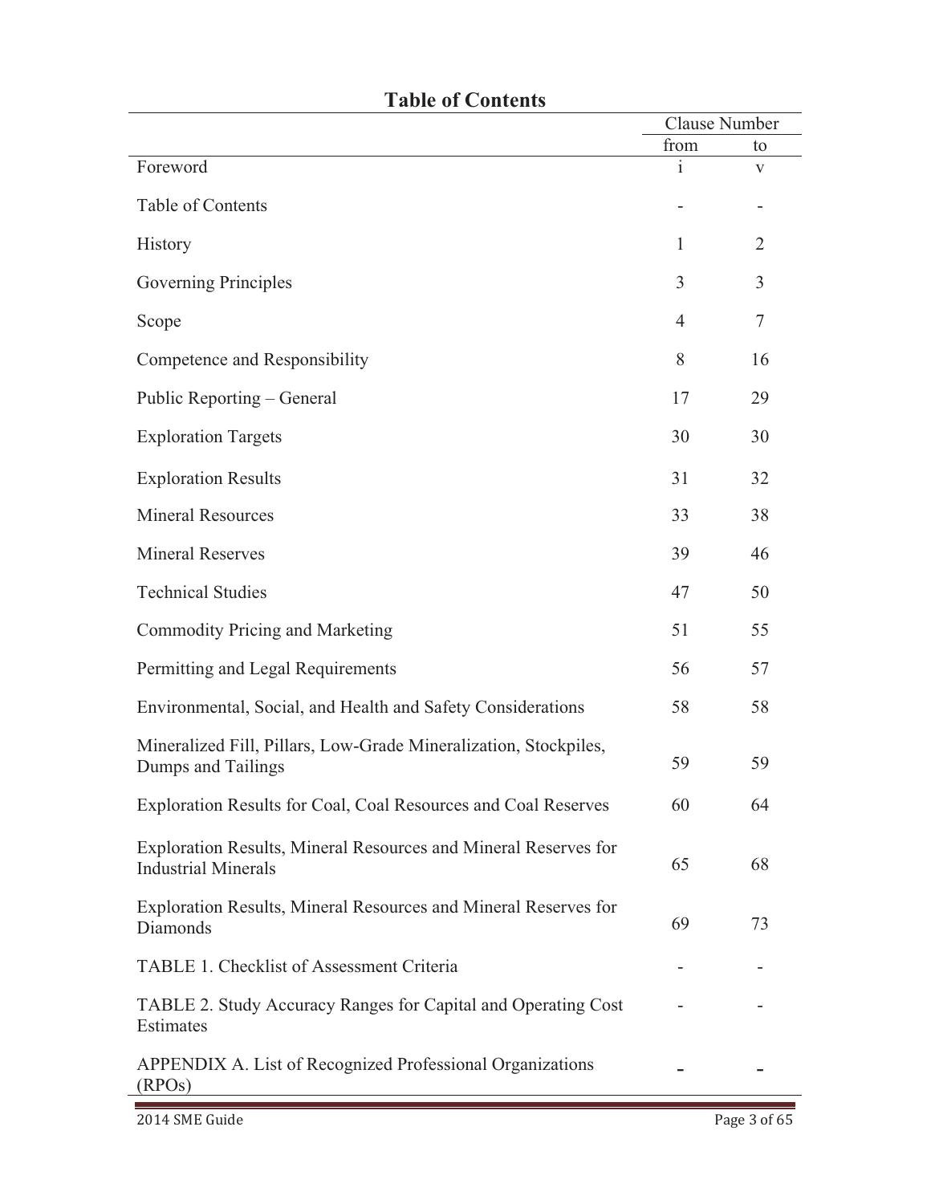# Table of Contents

| | Clause Number | |
|---|---|---|
| | from | to |
| Foreword | i | v |
| Table of Contents | - | - |
| History | 1 | 2 |
| Governing Principles | 3 | 3 |
| Scope | 4 | 7 |
| Competence and Responsibility | 8 | 16 |
| Public Reporting – General | 17 | 29 |
| Exploration Targets | 30 | 30 |
| Exploration Results | 31 | 32 |
| Mineral Resources | 33 | 38 |
| Mineral Reserves | 39 | 46 |
| Technical Studies | 47 | 50 |
| Commodity Pricing and Marketing | 51 | 55 |
| Permitting and Legal Requirements | 56 | 57 |
| Environmental, Social, and Health and Safety Considerations | 58 | 58 |
| Mineralized Fill, Pillars, Low-Grade Mineralization, Stockpiles, Dumps and Tailings | 59 | 59 |
| Exploration Results for Coal, Coal Resources and Coal Reserves | 60 | 64 |
| Exploration Results, Mineral Resources and Mineral Reserves for Industrial Minerals | 65 | 68 |
| Exploration Results, Mineral Resources and Mineral Reserves for Diamonds | 69 | 73 |
| TABLE 1. Checklist of Assessment Criteria | - | - |
| TABLE 2. Study Accuracy Ranges for Capital and Operating Cost Estimates | - | - |
| APPENDIX A. List of Recognized Professional Organizations (RPOs) | - | - |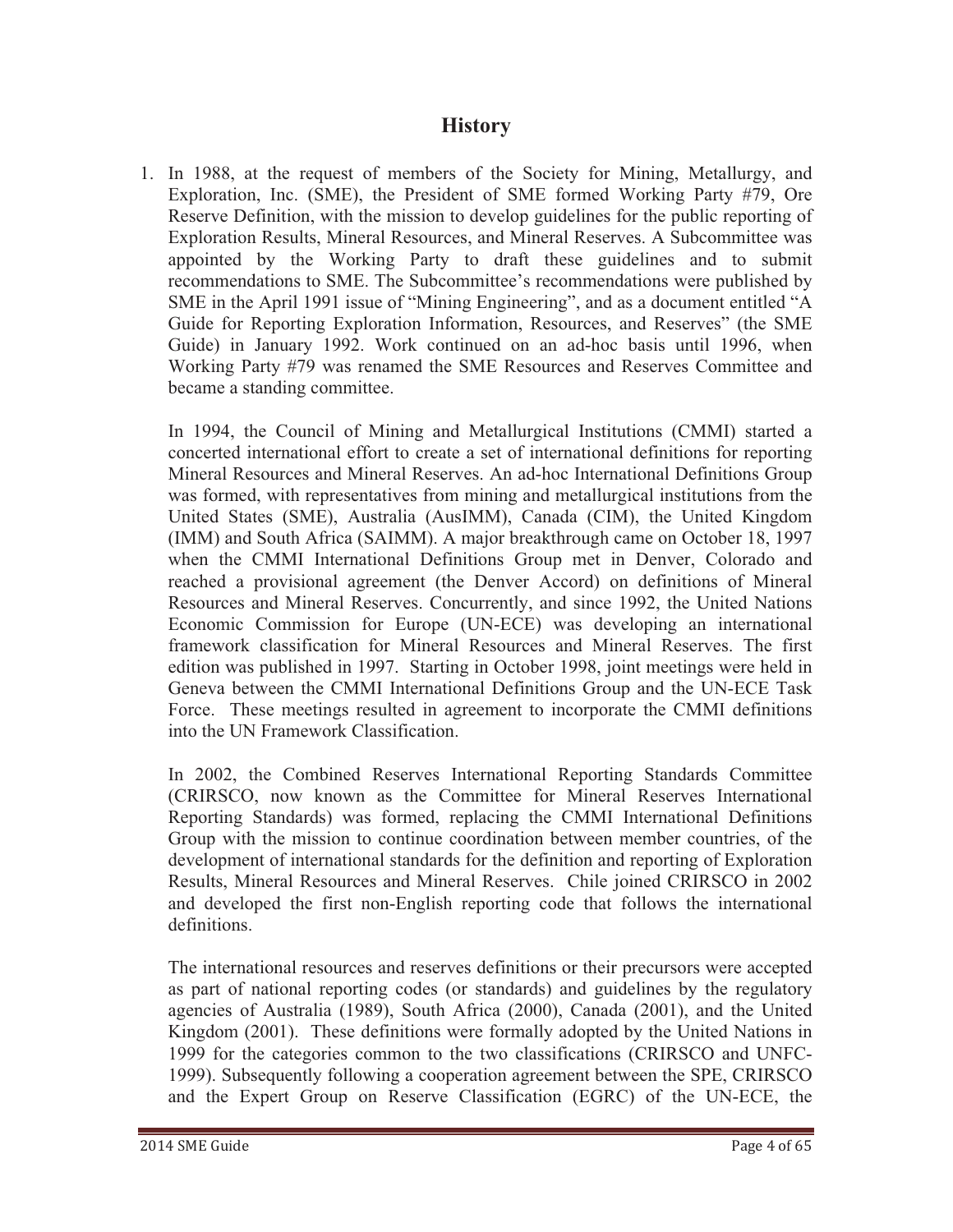# History

1. In 1988, at the request of members of the Society for Mining, Metallurgy, and Exploration, Inc. (SME), the President of SME formed Working Party #79, Ore Reserve Definition, with the mission to develop guidelines for the public reporting of Exploration Results, Mineral Resources, and Mineral Reserves. A Subcommittee was appointed by the Working Party to draft these guidelines and to submit recommendations to SME. The Subcommittee's recommendations were published by SME in the April 1991 issue of "Mining Engineering", and as a document entitled "A Guide for Reporting Exploration Information, Resources, and Reserves" (the SME Guide) in January 1992. Work continued on an ad-hoc basis until 1996, when Working Party #79 was renamed the SME Resources and Reserves Committee and became a standing committee.

   In 1994, the Council of Mining and Metallurgical Institutions (CMMI) started a concerted international effort to create a set of international definitions for reporting Mineral Resources and Mineral Reserves. An ad-hoc International Definitions Group was formed, with representatives from mining and metallurgical institutions from the United States (SME), Australia (AusIMM), Canada (CIM), the United Kingdom (IMM) and South Africa (SAIMM). A major breakthrough came on October 18, 1997 when the CMMI International Definitions Group met in Denver, Colorado and reached a provisional agreement (the Denver Accord) on definitions of Mineral Resources and Mineral Reserves. Concurrently, and since 1992, the United Nations Economic Commission for Europe (UN-ECE) was developing an international framework classification for Mineral Resources and Mineral Reserves. The first edition was published in 1997. Starting in October 1998, joint meetings were held in Geneva between the CMMI International Definitions Group and the UN-ECE Task Force. These meetings resulted in agreement to incorporate the CMMI definitions into the UN Framework Classification.

   In 2002, the Combined Reserves International Reporting Standards Committee (CRIRSCO, now known as the Committee for Mineral Reserves International Reporting Standards) was formed, replacing the CMMI International Definitions Group with the mission to continue coordination between member countries, of the development of international standards for the definition and reporting of Exploration Results, Mineral Resources and Mineral Reserves. Chile joined CRIRSCO in 2002 and developed the first non-English reporting code that follows the international definitions.

   The international resources and reserves definitions or their precursors were accepted as part of national reporting codes (or standards) and guidelines by the regulatory agencies of Australia (1989), South Africa (2000), Canada (2001), and the United Kingdom (2001). These definitions were formally adopted by the United Nations in 1999 for the categories common to the two classifications (CRIRSCO and UNFC-1999). Subsequently following a cooperation agreement between the SPE, CRIRSCO and the Expert Group on Reserve Classification (EGRC) of the UN-ECE, the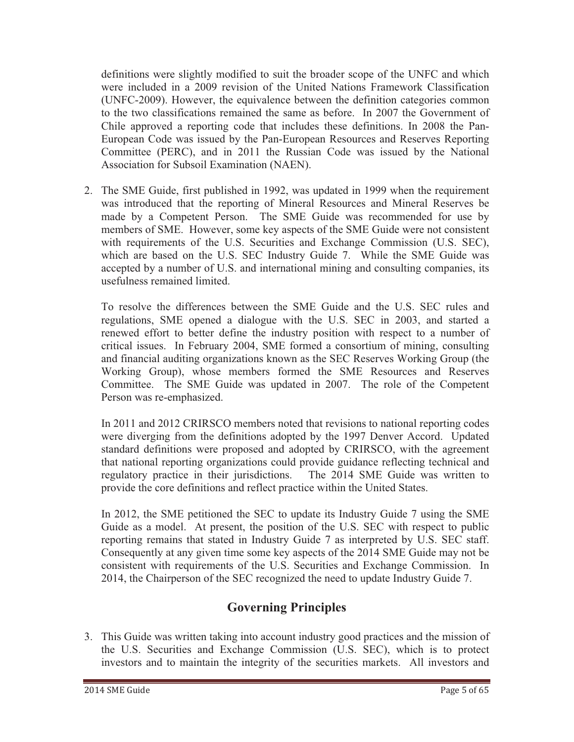definitions were slightly modified to suit the broader scope of the UNFC and which were included in a 2009 revision of the United Nations Framework Classification (UNFC-2009). However, the equivalence between the definition categories common to the two classifications remained the same as before. In 2007 the Government of Chile approved a reporting code that includes these definitions. In 2008 the Pan-European Code was issued by the Pan-European Resources and Reserves Reporting Committee (PERC), and in 2011 the Russian Code was issued by the National Association for Subsoil Examination (NAEN).

2. The SME Guide, first published in 1992, was updated in 1999 when the requirement was introduced that the reporting of Mineral Resources and Mineral Reserves be made by a Competent Person. The SME Guide was recommended for use by members of SME. However, some key aspects of the SME Guide were not consistent with requirements of the U.S. Securities and Exchange Commission (U.S. SEC), which are based on the U.S. SEC Industry Guide 7. While the SME Guide was accepted by a number of U.S. and international mining and consulting companies, its usefulness remained limited.

   To resolve the differences between the SME Guide and the U.S. SEC rules and regulations, SME opened a dialogue with the U.S. SEC in 2003, and started a renewed effort to better define the industry position with respect to a number of critical issues. In February 2004, SME formed a consortium of mining, consulting and financial auditing organizations known as the SEC Reserves Working Group (the Working Group), whose members formed the SME Resources and Reserves Committee. The SME Guide was updated in 2007. The role of the Competent Person was re-emphasized.

   In 2011 and 2012 CRIRSCO members noted that revisions to national reporting codes were diverging from the definitions adopted by the 1997 Denver Accord. Updated standard definitions were proposed and adopted by CRIRSCO, with the agreement that national reporting organizations could provide guidance reflecting technical and regulatory practice in their jurisdictions. The 2014 SME Guide was written to provide the core definitions and reflect practice within the United States.

   In 2012, the SME petitioned the SEC to update its Industry Guide 7 using the SME Guide as a model. At present, the position of the U.S. SEC with respect to public reporting remains that stated in Industry Guide 7 as interpreted by U.S. SEC staff. Consequently at any given time some key aspects of the 2014 SME Guide may not be consistent with requirements of the U.S. Securities and Exchange Commission. In 2014, the Chairperson of the SEC recognized the need to update Industry Guide 7.

## Governing Principles

3. This Guide was written taking into account industry good practices and the mission of the U.S. Securities and Exchange Commission (U.S. SEC), which is to protect investors and to maintain the integrity of the securities markets. All investors and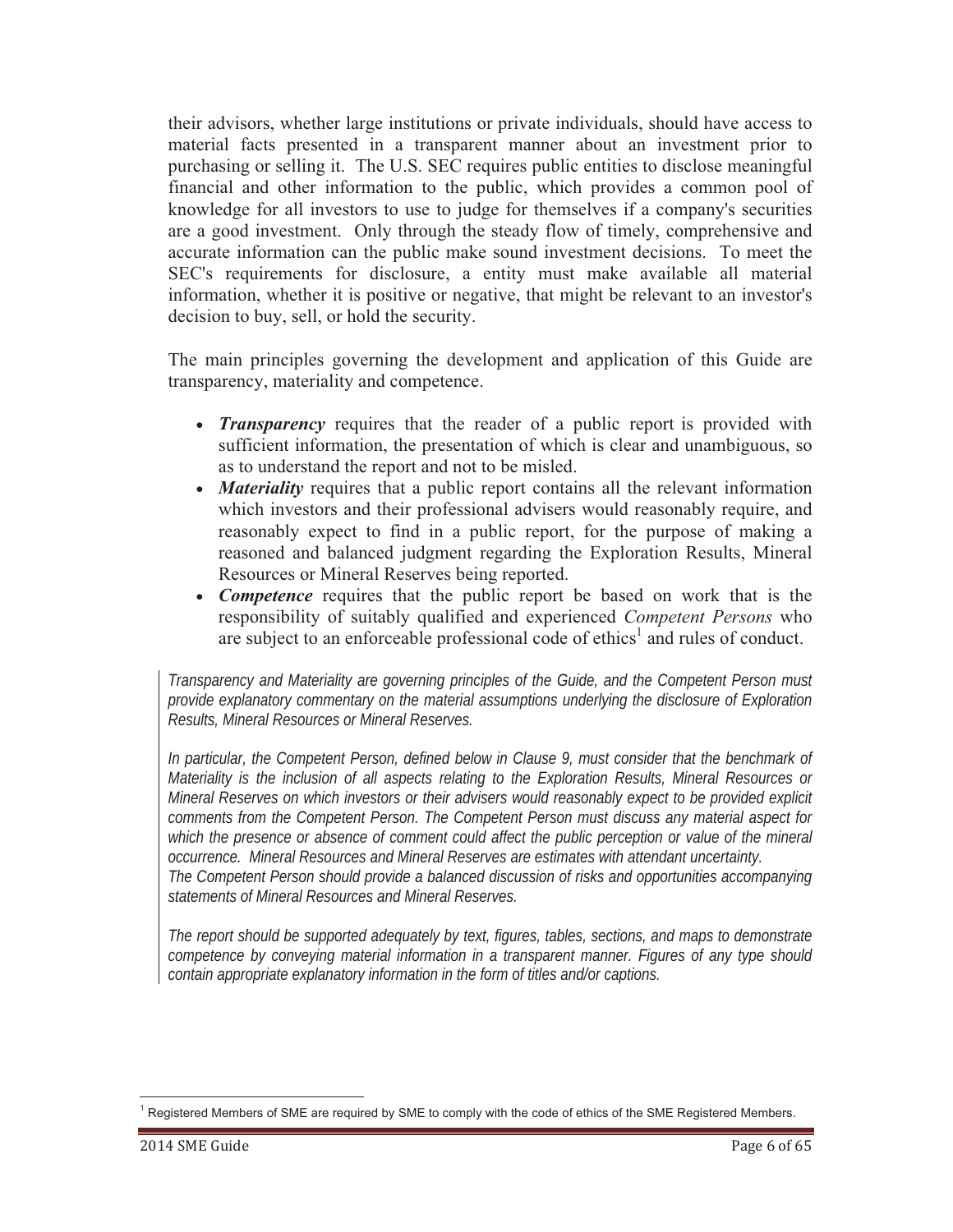their advisors, whether large institutions or private individuals, should have access to material facts presented in a transparent manner about an investment prior to purchasing or selling it. The U.S. SEC requires public entities to disclose meaningful financial and other information to the public, which provides a common pool of knowledge for all investors to use to judge for themselves if a company's securities are a good investment. Only through the steady flow of timely, comprehensive and accurate information can the public make sound investment decisions. To meet the SEC's requirements for disclosure, a entity must make available all material information, whether it is positive or negative, that might be relevant to an investor's decision to buy, sell, or hold the security.

The main principles governing the development and application of this Guide are transparency, materiality and competence.

- ***Transparency*** requires that the reader of a public report is provided with sufficient information, the presentation of which is clear and unambiguous, so as to understand the report and not to be misled.
- ***Materiality*** requires that a public report contains all the relevant information which investors and their professional advisers would reasonably require, and reasonably expect to find in a public report, for the purpose of making a reasoned and balanced judgment regarding the Exploration Results, Mineral Resources or Mineral Reserves being reported.
- ***Competence*** requires that the public report be based on work that is the responsibility of suitably qualified and experienced *Competent Persons* who are subject to an enforceable professional code of ethics[1] and rules of conduct.

*Transparency and Materiality are governing principles of the Guide, and the Competent Person must provide explanatory commentary on the material assumptions underlying the disclosure of Exploration Results, Mineral Resources or Mineral Reserves.*

*In particular, the Competent Person, defined below in Clause 9, must consider that the benchmark of Materiality is the inclusion of all aspects relating to the Exploration Results, Mineral Resources or Mineral Reserves on which investors or their advisers would reasonably expect to be provided explicit comments from the Competent Person. The Competent Person must discuss any material aspect for which the presence or absence of comment could affect the public perception or value of the mineral occurrence. Mineral Resources and Mineral Reserves are estimates with attendant uncertainty.*
*The Competent Person should provide a balanced discussion of risks and opportunities accompanying statements of Mineral Resources and Mineral Reserves.*

*The report should be supported adequately by text, figures, tables, sections, and maps to demonstrate competence by conveying material information in a transparent manner. Figures of any type should contain appropriate explanatory information in the form of titles and/or captions.*

---

[1] Registered Members of SME are required by SME to comply with the code of ethics of the SME Registered Members.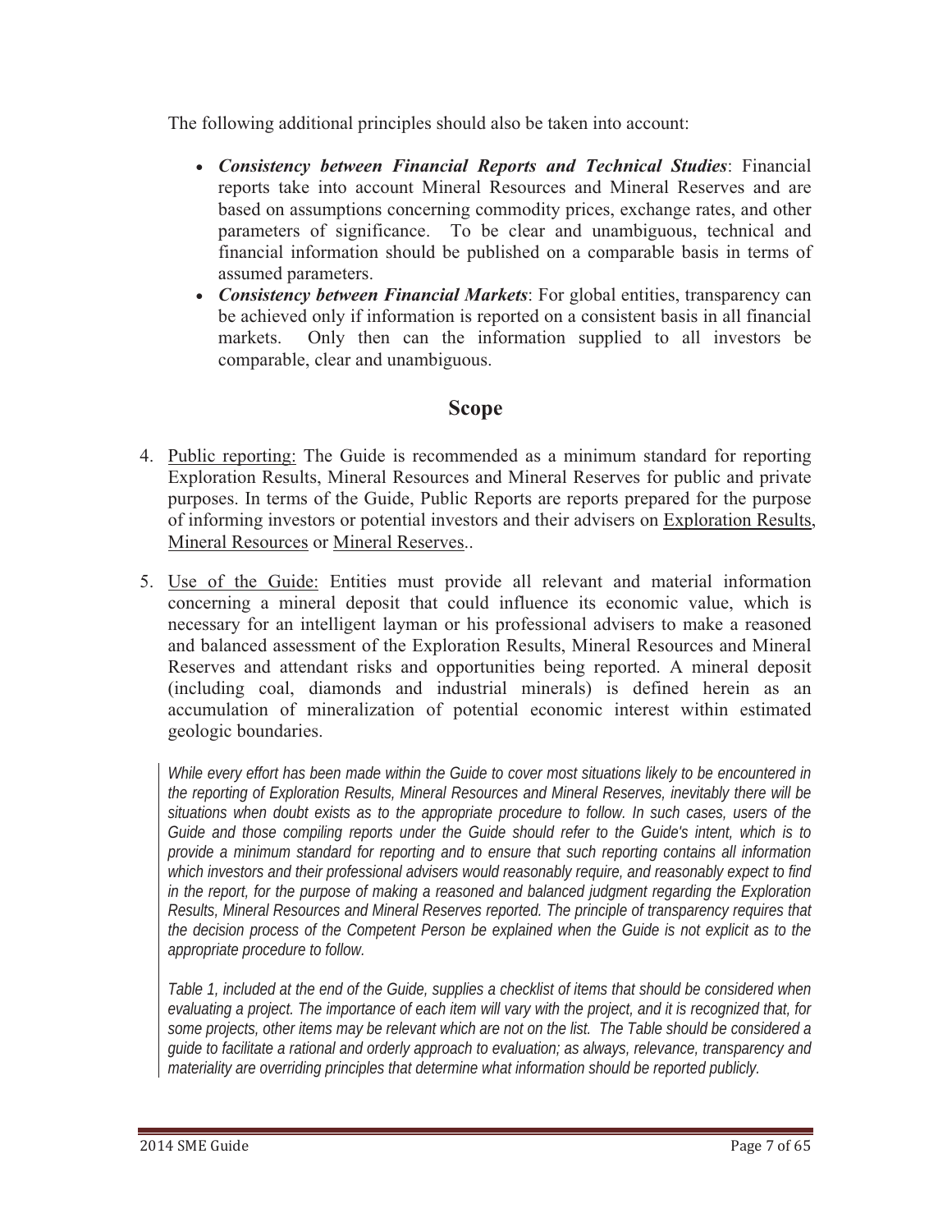The following additional principles should also be taken into account:

- ***Consistency between Financial Reports and Technical Studies***: Financial reports take into account Mineral Resources and Mineral Reserves and are based on assumptions concerning commodity prices, exchange rates, and other parameters of significance. To be clear and unambiguous, technical and financial information should be published on a comparable basis in terms of assumed parameters.
- ***Consistency between Financial Markets***: For global entities, transparency can be achieved only if information is reported on a consistent basis in all financial markets. Only then can the information supplied to all investors be comparable, clear and unambiguous.

## Scope

4. Public reporting: The Guide is recommended as a minimum standard for reporting Exploration Results, Mineral Resources and Mineral Reserves for public and private purposes. In terms of the Guide, Public Reports are reports prepared for the purpose of informing investors or potential investors and their advisers on Exploration Results, Mineral Resources or Mineral Reserves..

5. Use of the Guide: Entities must provide all relevant and material information concerning a mineral deposit that could influence its economic value, which is necessary for an intelligent layman or his professional advisers to make a reasoned and balanced assessment of the Exploration Results, Mineral Resources and Mineral Reserves and attendant risks and opportunities being reported. A mineral deposit (including coal, diamonds and industrial minerals) is defined herein as an accumulation of mineralization of potential economic interest within estimated geologic boundaries.

*While every effort has been made within the Guide to cover most situations likely to be encountered in the reporting of Exploration Results, Mineral Resources and Mineral Reserves, inevitably there will be situations when doubt exists as to the appropriate procedure to follow. In such cases, users of the Guide and those compiling reports under the Guide should refer to the Guide's intent, which is to provide a minimum standard for reporting and to ensure that such reporting contains all information which investors and their professional advisers would reasonably require, and reasonably expect to find in the report, for the purpose of making a reasoned and balanced judgment regarding the Exploration Results, Mineral Resources and Mineral Reserves reported. The principle of transparency requires that the decision process of the Competent Person be explained when the Guide is not explicit as to the appropriate procedure to follow.*

*Table 1, included at the end of the Guide, supplies a checklist of items that should be considered when evaluating a project. The importance of each item will vary with the project, and it is recognized that, for some projects, other items may be relevant which are not on the list. The Table should be considered a guide to facilitate a rational and orderly approach to evaluation; as always, relevance, transparency and materiality are overriding principles that determine what information should be reported publicly.*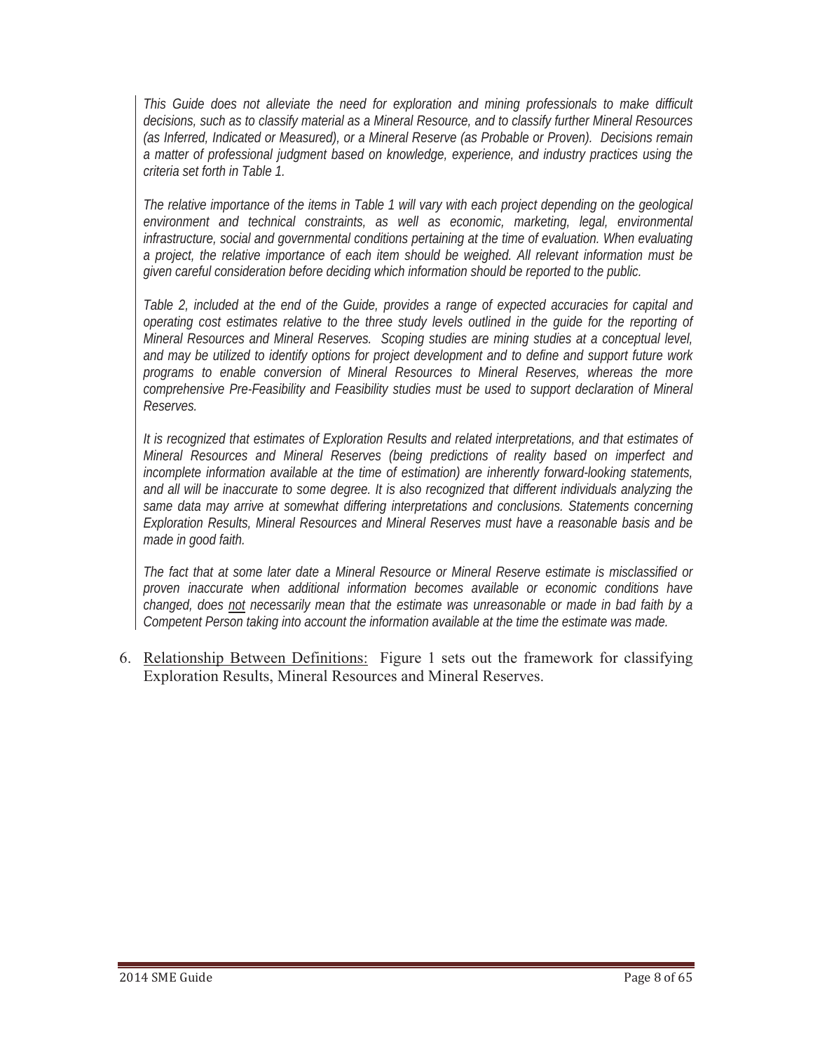*This Guide does not alleviate the need for exploration and mining professionals to make difficult decisions, such as to classify material as a Mineral Resource, and to classify further Mineral Resources (as Inferred, Indicated or Measured), or a Mineral Reserve (as Probable or Proven). Decisions remain a matter of professional judgment based on knowledge, experience, and industry practices using the criteria set forth in Table 1.*

*The relative importance of the items in Table 1 will vary with each project depending on the geological environment and technical constraints, as well as economic, marketing, legal, environmental infrastructure, social and governmental conditions pertaining at the time of evaluation. When evaluating a project, the relative importance of each item should be weighed. All relevant information must be given careful consideration before deciding which information should be reported to the public.*

*Table 2, included at the end of the Guide, provides a range of expected accuracies for capital and operating cost estimates relative to the three study levels outlined in the guide for the reporting of Mineral Resources and Mineral Reserves. Scoping studies are mining studies at a conceptual level, and may be utilized to identify options for project development and to define and support future work programs to enable conversion of Mineral Resources to Mineral Reserves, whereas the more comprehensive Pre-Feasibility and Feasibility studies must be used to support declaration of Mineral Reserves.*

*It is recognized that estimates of Exploration Results and related interpretations, and that estimates of Mineral Resources and Mineral Reserves (being predictions of reality based on imperfect and incomplete information available at the time of estimation) are inherently forward-looking statements, and all will be inaccurate to some degree. It is also recognized that different individuals analyzing the same data may arrive at somewhat differing interpretations and conclusions. Statements concerning Exploration Results, Mineral Resources and Mineral Reserves must have a reasonable basis and be made in good faith.*

*The fact that at some later date a Mineral Resource or Mineral Reserve estimate is misclassified or proven inaccurate when additional information becomes available or economic conditions have changed, does <u>not</u> necessarily mean that the estimate was unreasonable or made in bad faith by a Competent Person taking into account the information available at the time the estimate was made.*

6. <u>Relationship Between Definitions:</u> Figure 1 sets out the framework for classifying Exploration Results, Mineral Resources and Mineral Reserves.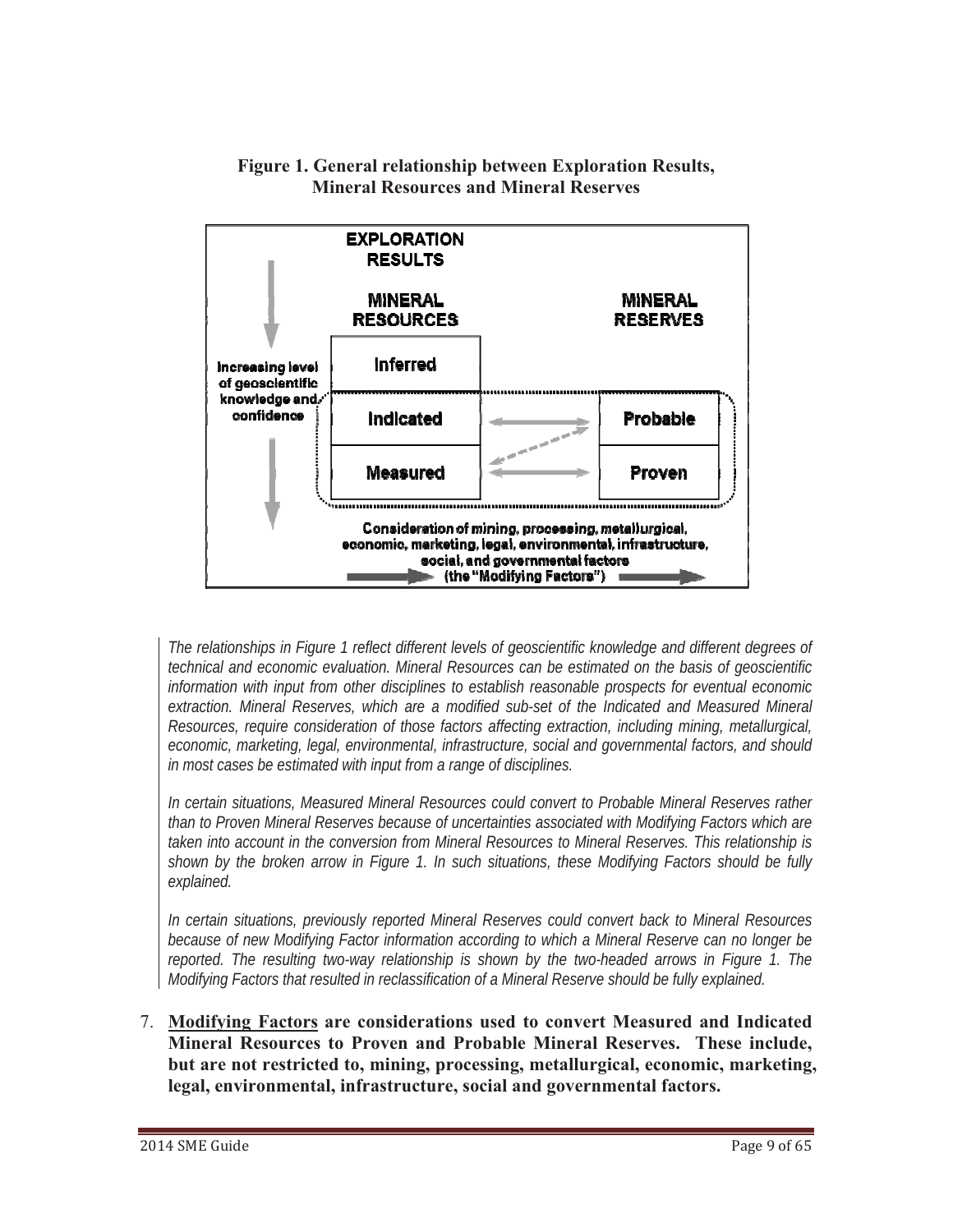**Figure 1. General relationship between Exploration Results, Mineral Resources and Mineral Reserves**

EXPLORATION RESULTS

| MINERAL RESOURCES | | MINERAL RESERVES |
|---|---|---|
| Inferred | | |
| Indicated | ⟷ | Probable |
| Measured | ⟷ | Proven |

Increasing level of geoscientific knowledge and confidence

Consideration of mining, processing, metallurgical, economic, marketing, legal, environmental, infrastructure, social, and governmental factors (the "Modifying Factors")

*The relationships in Figure 1 reflect different levels of geoscientific knowledge and different degrees of technical and economic evaluation. Mineral Resources can be estimated on the basis of geoscientific information with input from other disciplines to establish reasonable prospects for eventual economic extraction. Mineral Reserves, which are a modified sub-set of the Indicated and Measured Mineral Resources, require consideration of those factors affecting extraction, including mining, metallurgical, economic, marketing, legal, environmental, infrastructure, social and governmental factors, and should in most cases be estimated with input from a range of disciplines.*

*In certain situations, Measured Mineral Resources could convert to Probable Mineral Reserves rather than to Proven Mineral Reserves because of uncertainties associated with Modifying Factors which are taken into account in the conversion from Mineral Resources to Mineral Reserves. This relationship is shown by the broken arrow in Figure 1. In such situations, these Modifying Factors should be fully explained.*

*In certain situations, previously reported Mineral Reserves could convert back to Mineral Resources because of new Modifying Factor information according to which a Mineral Reserve can no longer be reported. The resulting two-way relationship is shown by the two-headed arrows in Figure 1. The Modifying Factors that resulted in reclassification of a Mineral Reserve should be fully explained.*

7. **<u>Modifying Factors</u> are considerations used to convert Measured and Indicated Mineral Resources to Proven and Probable Mineral Reserves. These include, but are not restricted to, mining, processing, metallurgical, economic, marketing, legal, environmental, infrastructure, social and governmental factors.**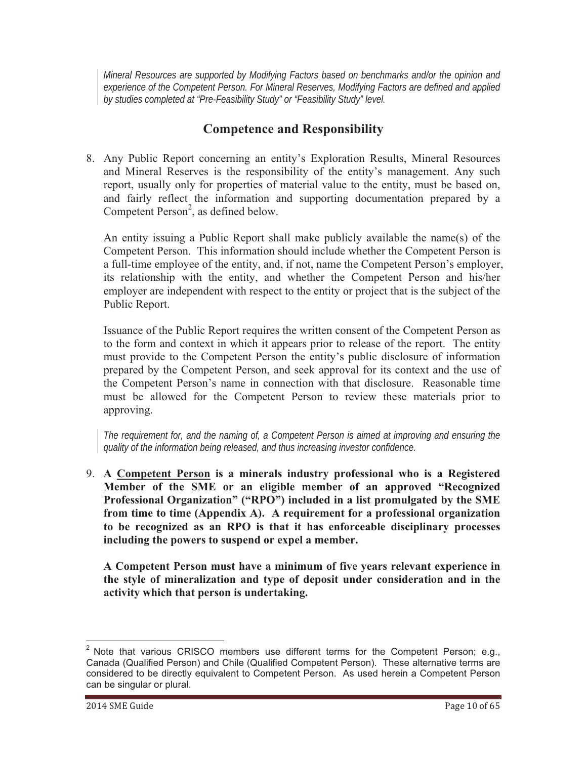*Mineral Resources are supported by Modifying Factors based on benchmarks and/or the opinion and experience of the Competent Person. For Mineral Reserves, Modifying Factors are defined and applied by studies completed at "Pre-Feasibility Study" or "Feasibility Study" level.*

## Competence and Responsibility

8. Any Public Report concerning an entity's Exploration Results, Mineral Resources and Mineral Reserves is the responsibility of the entity's management. Any such report, usually only for properties of material value to the entity, must be based on, and fairly reflect the information and supporting documentation prepared by a Competent Person[2], as defined below.

   An entity issuing a Public Report shall make publicly available the name(s) of the Competent Person. This information should include whether the Competent Person is a full-time employee of the entity, and, if not, name the Competent Person's employer, its relationship with the entity, and whether the Competent Person and his/her employer are independent with respect to the entity or project that is the subject of the Public Report.

   Issuance of the Public Report requires the written consent of the Competent Person as to the form and context in which it appears prior to release of the report. The entity must provide to the Competent Person the entity's public disclosure of information prepared by the Competent Person, and seek approval for its context and the use of the Competent Person's name in connection with that disclosure. Reasonable time must be allowed for the Competent Person to review these materials prior to approving.

   *The requirement for, and the naming of, a Competent Person is aimed at improving and ensuring the quality of the information being released, and thus increasing investor confidence.*

9. **A <u>Competent Person</u> is a minerals industry professional who is a Registered Member of the SME or an eligible member of an approved "Recognized Professional Organization" ("RPO") included in a list promulgated by the SME from time to time (Appendix A). A requirement for a professional organization to be recognized as an RPO is that it has enforceable disciplinary processes including the powers to suspend or expel a member.**

   **A Competent Person must have a minimum of five years relevant experience in the style of mineralization and type of deposit under consideration and in the activity which that person is undertaking.**

---

[2] Note that various CRISCO members use different terms for the Competent Person; e.g., Canada (Qualified Person) and Chile (Qualified Competent Person). These alternative terms are considered to be directly equivalent to Competent Person. As used herein a Competent Person can be singular or plural.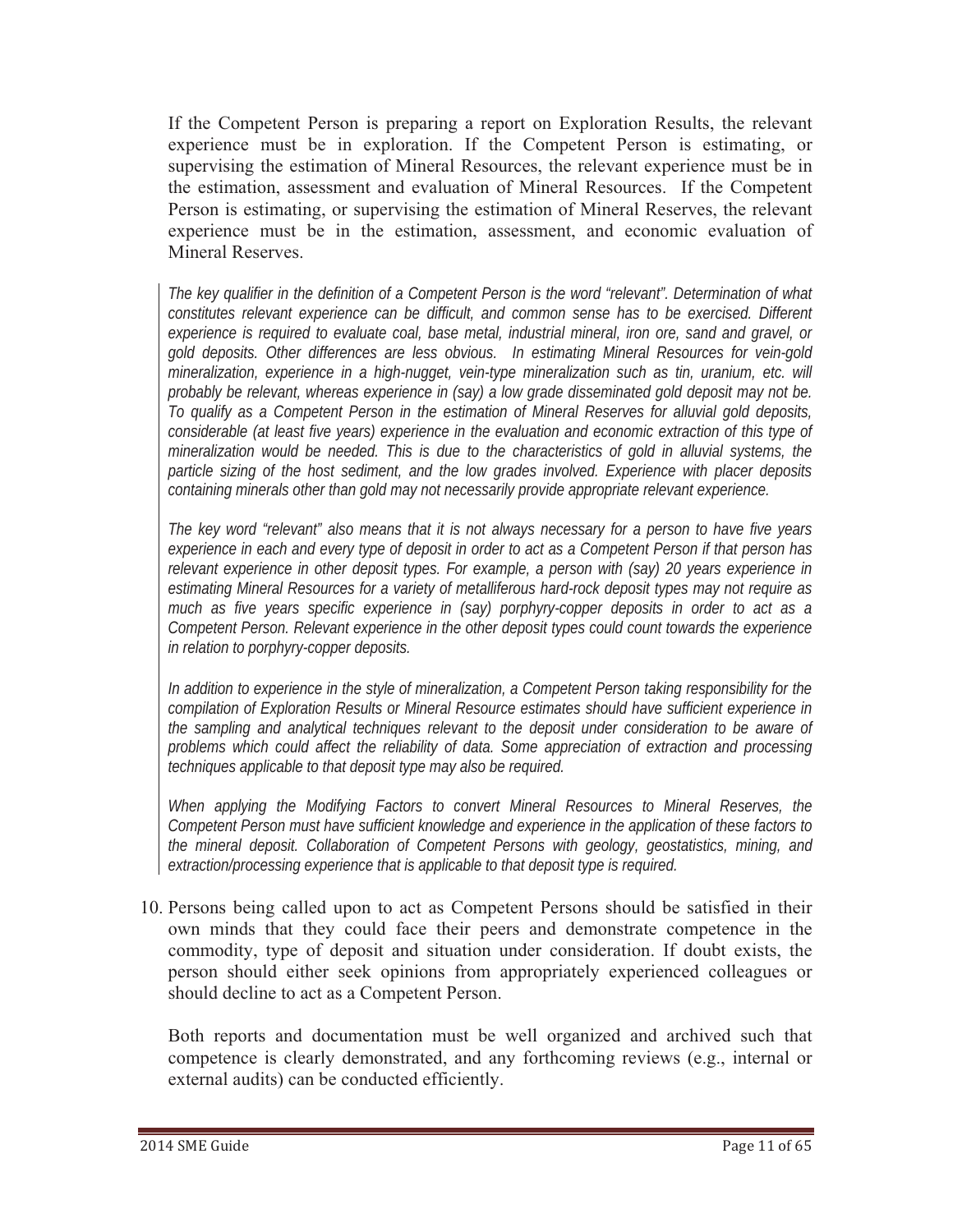If the Competent Person is preparing a report on Exploration Results, the relevant experience must be in exploration. If the Competent Person is estimating, or supervising the estimation of Mineral Resources, the relevant experience must be in the estimation, assessment and evaluation of Mineral Resources. If the Competent Person is estimating, or supervising the estimation of Mineral Reserves, the relevant experience must be in the estimation, assessment, and economic evaluation of Mineral Reserves.

*The key qualifier in the definition of a Competent Person is the word "relevant". Determination of what constitutes relevant experience can be difficult, and common sense has to be exercised. Different experience is required to evaluate coal, base metal, industrial mineral, iron ore, sand and gravel, or gold deposits. Other differences are less obvious. In estimating Mineral Resources for vein-gold mineralization, experience in a high-nugget, vein-type mineralization such as tin, uranium, etc. will probably be relevant, whereas experience in (say) a low grade disseminated gold deposit may not be. To qualify as a Competent Person in the estimation of Mineral Reserves for alluvial gold deposits, considerable (at least five years) experience in the evaluation and economic extraction of this type of mineralization would be needed. This is due to the characteristics of gold in alluvial systems, the particle sizing of the host sediment, and the low grades involved. Experience with placer deposits containing minerals other than gold may not necessarily provide appropriate relevant experience.*

*The key word "relevant" also means that it is not always necessary for a person to have five years experience in each and every type of deposit in order to act as a Competent Person if that person has relevant experience in other deposit types. For example, a person with (say) 20 years experience in estimating Mineral Resources for a variety of metalliferous hard-rock deposit types may not require as much as five years specific experience in (say) porphyry-copper deposits in order to act as a Competent Person. Relevant experience in the other deposit types could count towards the experience in relation to porphyry-copper deposits.*

*In addition to experience in the style of mineralization, a Competent Person taking responsibility for the compilation of Exploration Results or Mineral Resource estimates should have sufficient experience in the sampling and analytical techniques relevant to the deposit under consideration to be aware of problems which could affect the reliability of data. Some appreciation of extraction and processing techniques applicable to that deposit type may also be required.*

*When applying the Modifying Factors to convert Mineral Resources to Mineral Reserves, the Competent Person must have sufficient knowledge and experience in the application of these factors to the mineral deposit. Collaboration of Competent Persons with geology, geostatistics, mining, and extraction/processing experience that is applicable to that deposit type is required.*

10. Persons being called upon to act as Competent Persons should be satisfied in their own minds that they could face their peers and demonstrate competence in the commodity, type of deposit and situation under consideration. If doubt exists, the person should either seek opinions from appropriately experienced colleagues or should decline to act as a Competent Person.

    Both reports and documentation must be well organized and archived such that competence is clearly demonstrated, and any forthcoming reviews (e.g., internal or external audits) can be conducted efficiently.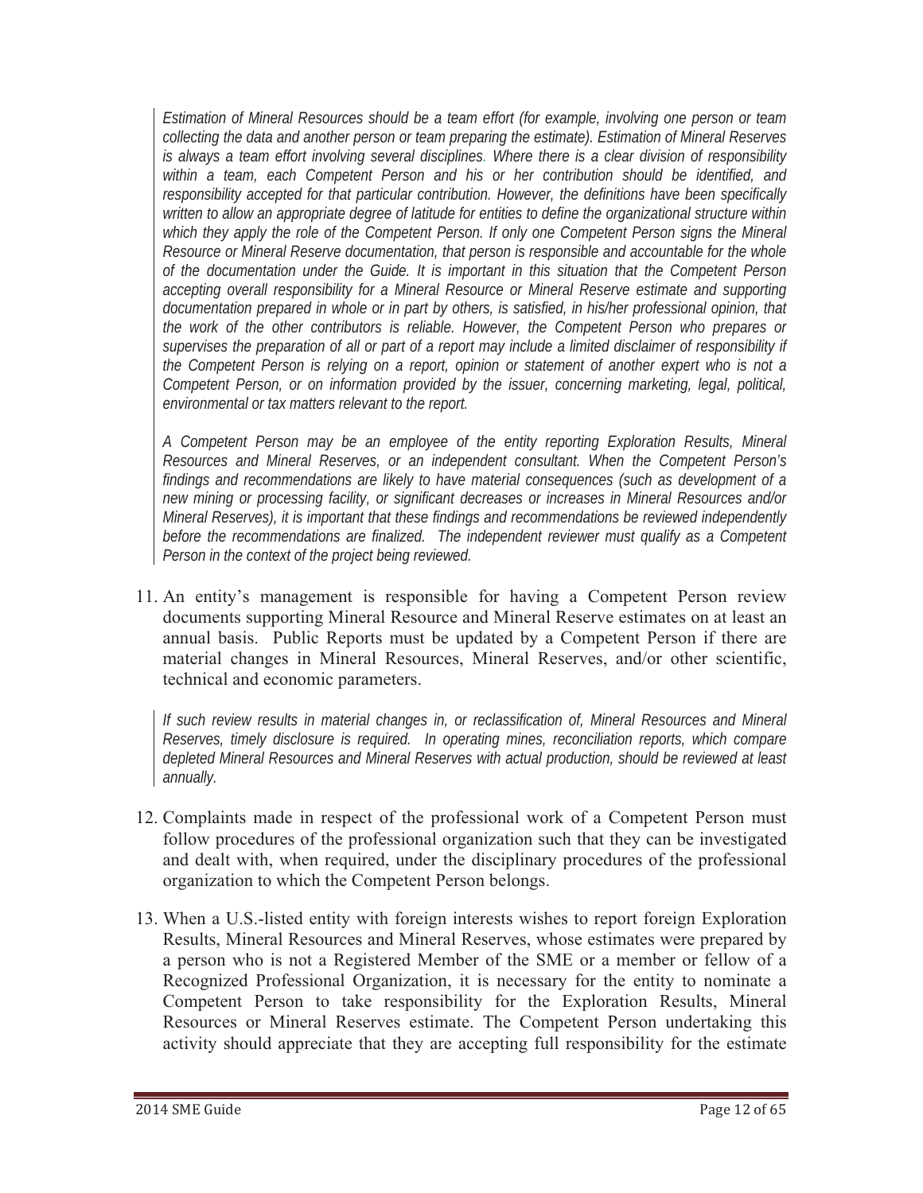*Estimation of Mineral Resources should be a team effort (for example, involving one person or team collecting the data and another person or team preparing the estimate). Estimation of Mineral Reserves is always a team effort involving several disciplines. Where there is a clear division of responsibility within a team, each Competent Person and his or her contribution should be identified, and responsibility accepted for that particular contribution. However, the definitions have been specifically written to allow an appropriate degree of latitude for entities to define the organizational structure within which they apply the role of the Competent Person. If only one Competent Person signs the Mineral Resource or Mineral Reserve documentation, that person is responsible and accountable for the whole of the documentation under the Guide. It is important in this situation that the Competent Person accepting overall responsibility for a Mineral Resource or Mineral Reserve estimate and supporting documentation prepared in whole or in part by others, is satisfied, in his/her professional opinion, that the work of the other contributors is reliable. However, the Competent Person who prepares or supervises the preparation of all or part of a report may include a limited disclaimer of responsibility if the Competent Person is relying on a report, opinion or statement of another expert who is not a Competent Person, or on information provided by the issuer, concerning marketing, legal, political, environmental or tax matters relevant to the report.*

*A Competent Person may be an employee of the entity reporting Exploration Results, Mineral Resources and Mineral Reserves, or an independent consultant. When the Competent Person's findings and recommendations are likely to have material consequences (such as development of a new mining or processing facility, or significant decreases or increases in Mineral Resources and/or Mineral Reserves), it is important that these findings and recommendations be reviewed independently before the recommendations are finalized. The independent reviewer must qualify as a Competent Person in the context of the project being reviewed.*

11. An entity's management is responsible for having a Competent Person review documents supporting Mineral Resource and Mineral Reserve estimates on at least an annual basis. Public Reports must be updated by a Competent Person if there are material changes in Mineral Resources, Mineral Reserves, and/or other scientific, technical and economic parameters.

*If such review results in material changes in, or reclassification of, Mineral Resources and Mineral Reserves, timely disclosure is required. In operating mines, reconciliation reports, which compare depleted Mineral Resources and Mineral Reserves with actual production, should be reviewed at least annually.*

12. Complaints made in respect of the professional work of a Competent Person must follow procedures of the professional organization such that they can be investigated and dealt with, when required, under the disciplinary procedures of the professional organization to which the Competent Person belongs.

13. When a U.S.-listed entity with foreign interests wishes to report foreign Exploration Results, Mineral Resources and Mineral Reserves, whose estimates were prepared by a person who is not a Registered Member of the SME or a member or fellow of a Recognized Professional Organization, it is necessary for the entity to nominate a Competent Person to take responsibility for the Exploration Results, Mineral Resources or Mineral Reserves estimate. The Competent Person undertaking this activity should appreciate that they are accepting full responsibility for the estimate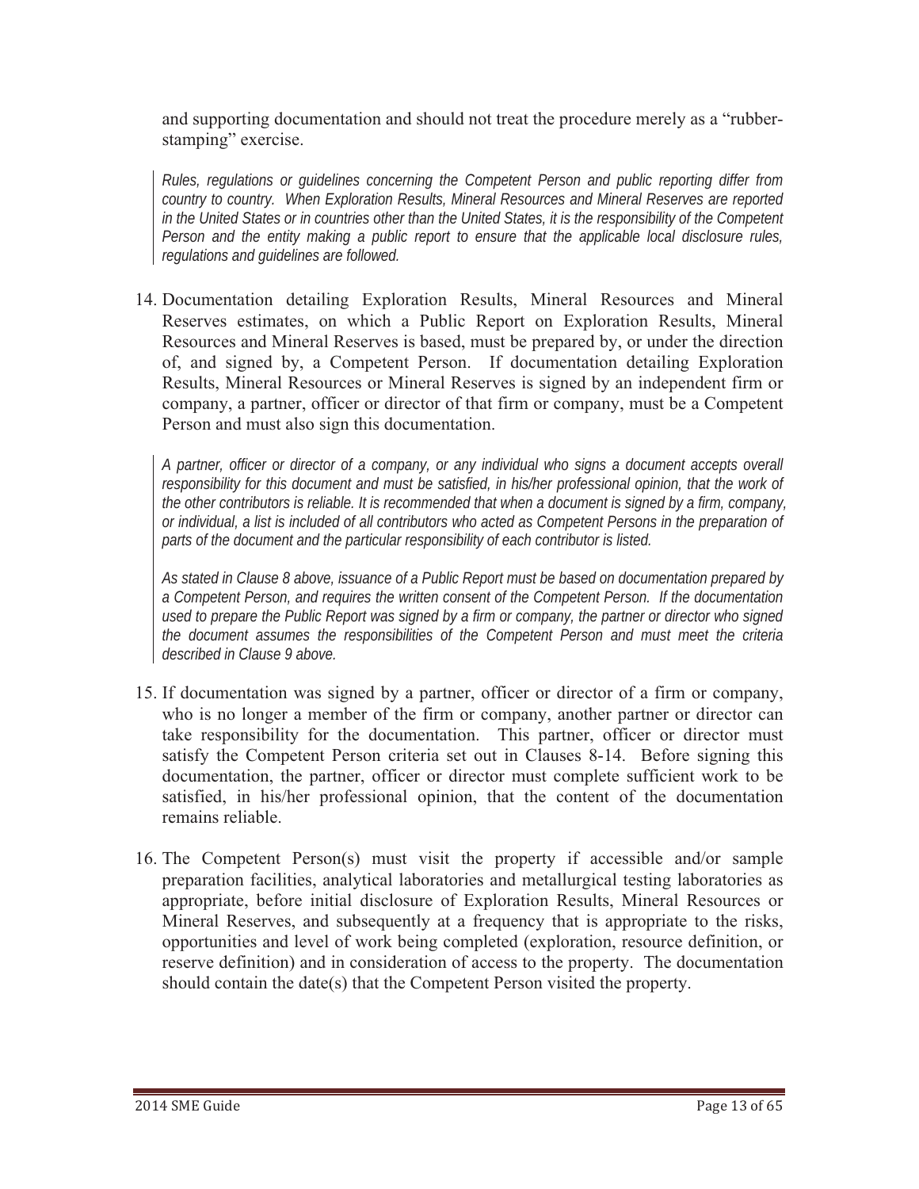and supporting documentation and should not treat the procedure merely as a "rubber-stamping" exercise.

*Rules, regulations or guidelines concerning the Competent Person and public reporting differ from country to country. When Exploration Results, Mineral Resources and Mineral Reserves are reported in the United States or in countries other than the United States, it is the responsibility of the Competent Person and the entity making a public report to ensure that the applicable local disclosure rules, regulations and guidelines are followed.*

14. Documentation detailing Exploration Results, Mineral Resources and Mineral Reserves estimates, on which a Public Report on Exploration Results, Mineral Resources and Mineral Reserves is based, must be prepared by, or under the direction of, and signed by, a Competent Person. If documentation detailing Exploration Results, Mineral Resources or Mineral Reserves is signed by an independent firm or company, a partner, officer or director of that firm or company, must be a Competent Person and must also sign this documentation.

*A partner, officer or director of a company, or any individual who signs a document accepts overall responsibility for this document and must be satisfied, in his/her professional opinion, that the work of the other contributors is reliable. It is recommended that when a document is signed by a firm, company, or individual, a list is included of all contributors who acted as Competent Persons in the preparation of parts of the document and the particular responsibility of each contributor is listed.*

*As stated in Clause 8 above, issuance of a Public Report must be based on documentation prepared by a Competent Person, and requires the written consent of the Competent Person. If the documentation used to prepare the Public Report was signed by a firm or company, the partner or director who signed the document assumes the responsibilities of the Competent Person and must meet the criteria described in Clause 9 above.*

15. If documentation was signed by a partner, officer or director of a firm or company, who is no longer a member of the firm or company, another partner or director can take responsibility for the documentation. This partner, officer or director must satisfy the Competent Person criteria set out in Clauses 8-14. Before signing this documentation, the partner, officer or director must complete sufficient work to be satisfied, in his/her professional opinion, that the content of the documentation remains reliable.

16. The Competent Person(s) must visit the property if accessible and/or sample preparation facilities, analytical laboratories and metallurgical testing laboratories as appropriate, before initial disclosure of Exploration Results, Mineral Resources or Mineral Reserves, and subsequently at a frequency that is appropriate to the risks, opportunities and level of work being completed (exploration, resource definition, or reserve definition) and in consideration of access to the property. The documentation should contain the date(s) that the Competent Person visited the property.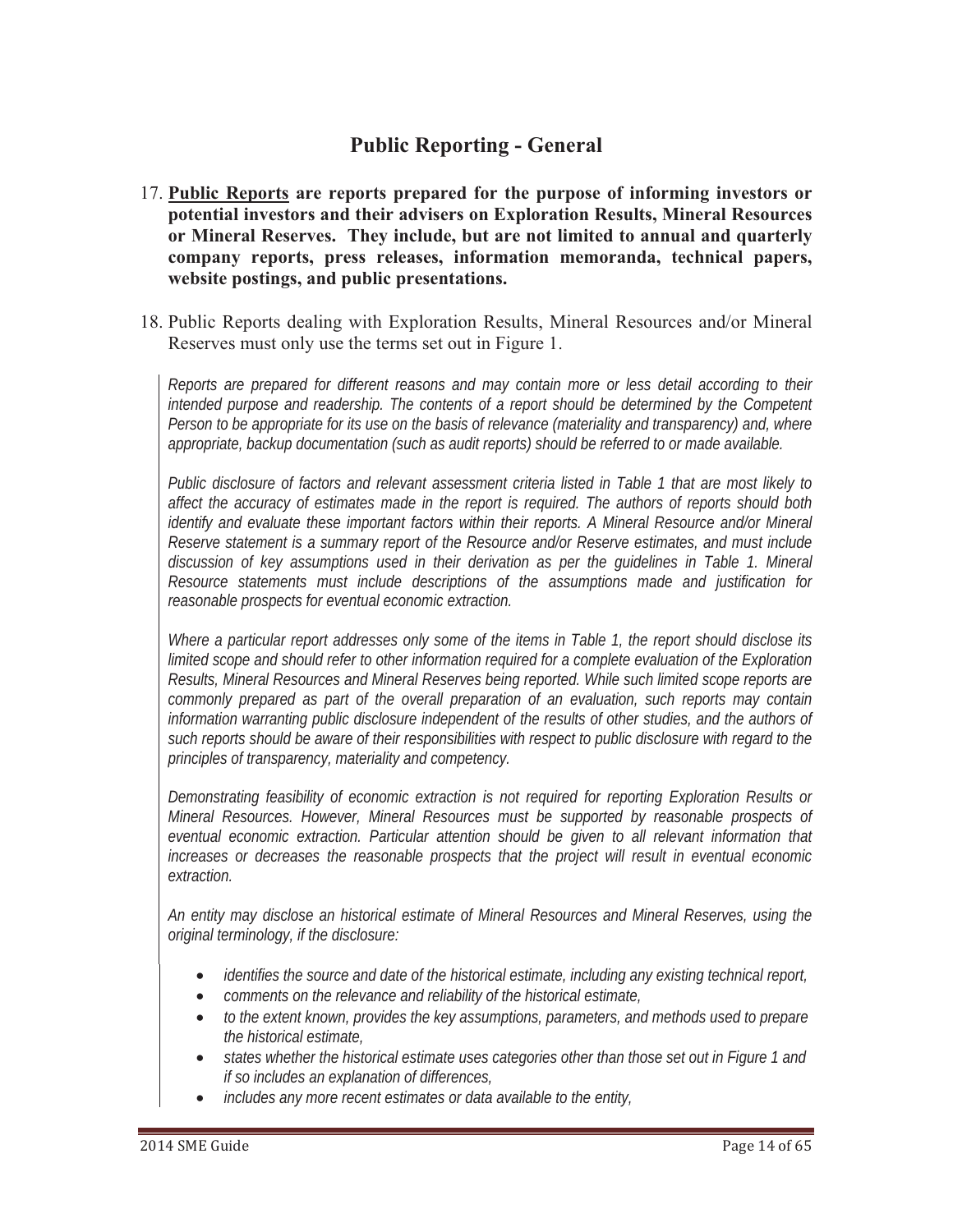## Public Reporting - General

17. **<u>Public Reports</u> are reports prepared for the purpose of informing investors or potential investors and their advisers on Exploration Results, Mineral Resources or Mineral Reserves. They include, but are not limited to annual and quarterly company reports, press releases, information memoranda, technical papers, website postings, and public presentations.**

18. Public Reports dealing with Exploration Results, Mineral Resources and/or Mineral Reserves must only use the terms set out in Figure 1.

*Reports are prepared for different reasons and may contain more or less detail according to their intended purpose and readership. The contents of a report should be determined by the Competent Person to be appropriate for its use on the basis of relevance (materiality and transparency) and, where appropriate, backup documentation (such as audit reports) should be referred to or made available.*

*Public disclosure of factors and relevant assessment criteria listed in Table 1 that are most likely to affect the accuracy of estimates made in the report is required. The authors of reports should both identify and evaluate these important factors within their reports. A Mineral Resource and/or Mineral Reserve statement is a summary report of the Resource and/or Reserve estimates, and must include discussion of key assumptions used in their derivation as per the guidelines in Table 1. Mineral Resource statements must include descriptions of the assumptions made and justification for reasonable prospects for eventual economic extraction.*

*Where a particular report addresses only some of the items in Table 1, the report should disclose its limited scope and should refer to other information required for a complete evaluation of the Exploration Results, Mineral Resources and Mineral Reserves being reported. While such limited scope reports are commonly prepared as part of the overall preparation of an evaluation, such reports may contain information warranting public disclosure independent of the results of other studies, and the authors of such reports should be aware of their responsibilities with respect to public disclosure with regard to the principles of transparency, materiality and competency.*

*Demonstrating feasibility of economic extraction is not required for reporting Exploration Results or Mineral Resources. However, Mineral Resources must be supported by reasonable prospects of eventual economic extraction. Particular attention should be given to all relevant information that increases or decreases the reasonable prospects that the project will result in eventual economic extraction.*

*An entity may disclose an historical estimate of Mineral Resources and Mineral Reserves, using the original terminology, if the disclosure:*

- *identifies the source and date of the historical estimate, including any existing technical report,*
- *comments on the relevance and reliability of the historical estimate,*
- *to the extent known, provides the key assumptions, parameters, and methods used to prepare the historical estimate,*
- *states whether the historical estimate uses categories other than those set out in Figure 1 and if so includes an explanation of differences,*
- *includes any more recent estimates or data available to the entity,*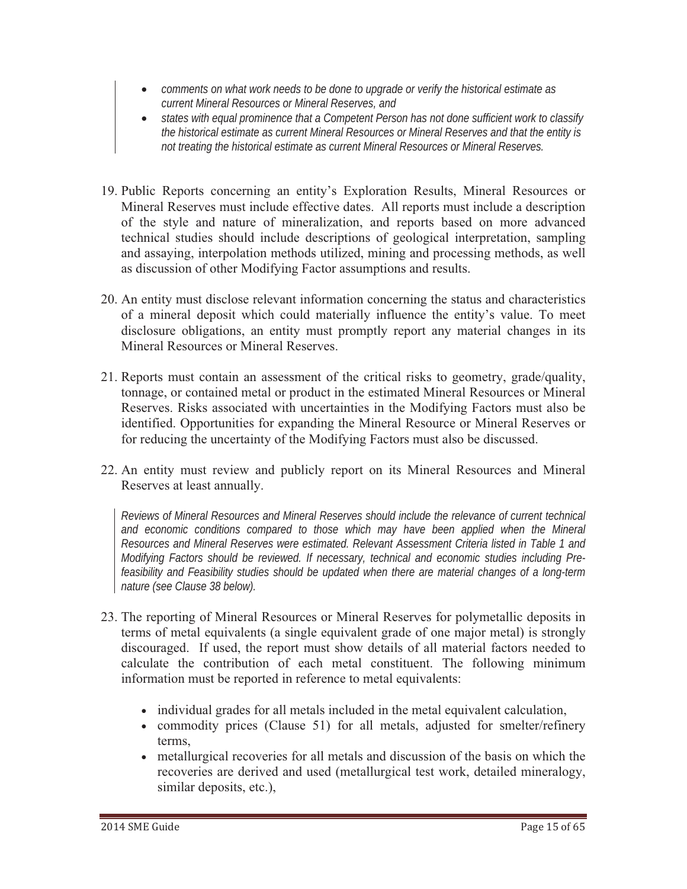- *comments on what work needs to be done to upgrade or verify the historical estimate as current Mineral Resources or Mineral Reserves, and*
- *states with equal prominence that a Competent Person has not done sufficient work to classify the historical estimate as current Mineral Resources or Mineral Reserves and that the entity is not treating the historical estimate as current Mineral Resources or Mineral Reserves.*

19. Public Reports concerning an entity's Exploration Results, Mineral Resources or Mineral Reserves must include effective dates. All reports must include a description of the style and nature of mineralization, and reports based on more advanced technical studies should include descriptions of geological interpretation, sampling and assaying, interpolation methods utilized, mining and processing methods, as well as discussion of other Modifying Factor assumptions and results.

20. An entity must disclose relevant information concerning the status and characteristics of a mineral deposit which could materially influence the entity's value. To meet disclosure obligations, an entity must promptly report any material changes in its Mineral Resources or Mineral Reserves.

21. Reports must contain an assessment of the critical risks to geometry, grade/quality, tonnage, or contained metal or product in the estimated Mineral Resources or Mineral Reserves. Risks associated with uncertainties in the Modifying Factors must also be identified. Opportunities for expanding the Mineral Resource or Mineral Reserves or for reducing the uncertainty of the Modifying Factors must also be discussed.

22. An entity must review and publicly report on its Mineral Resources and Mineral Reserves at least annually.

*Reviews of Mineral Resources and Mineral Reserves should include the relevance of current technical and economic conditions compared to those which may have been applied when the Mineral Resources and Mineral Reserves were estimated. Relevant Assessment Criteria listed in Table 1 and Modifying Factors should be reviewed. If necessary, technical and economic studies including Pre-feasibility and Feasibility studies should be updated when there are material changes of a long-term nature (see Clause 38 below).*

23. The reporting of Mineral Resources or Mineral Reserves for polymetallic deposits in terms of metal equivalents (a single equivalent grade of one major metal) is strongly discouraged. If used, the report must show details of all material factors needed to calculate the contribution of each metal constituent. The following minimum information must be reported in reference to metal equivalents:

    - individual grades for all metals included in the metal equivalent calculation,
    - commodity prices (Clause 51) for all metals, adjusted for smelter/refinery terms,
    - metallurgical recoveries for all metals and discussion of the basis on which the recoveries are derived and used (metallurgical test work, detailed mineralogy, similar deposits, etc.),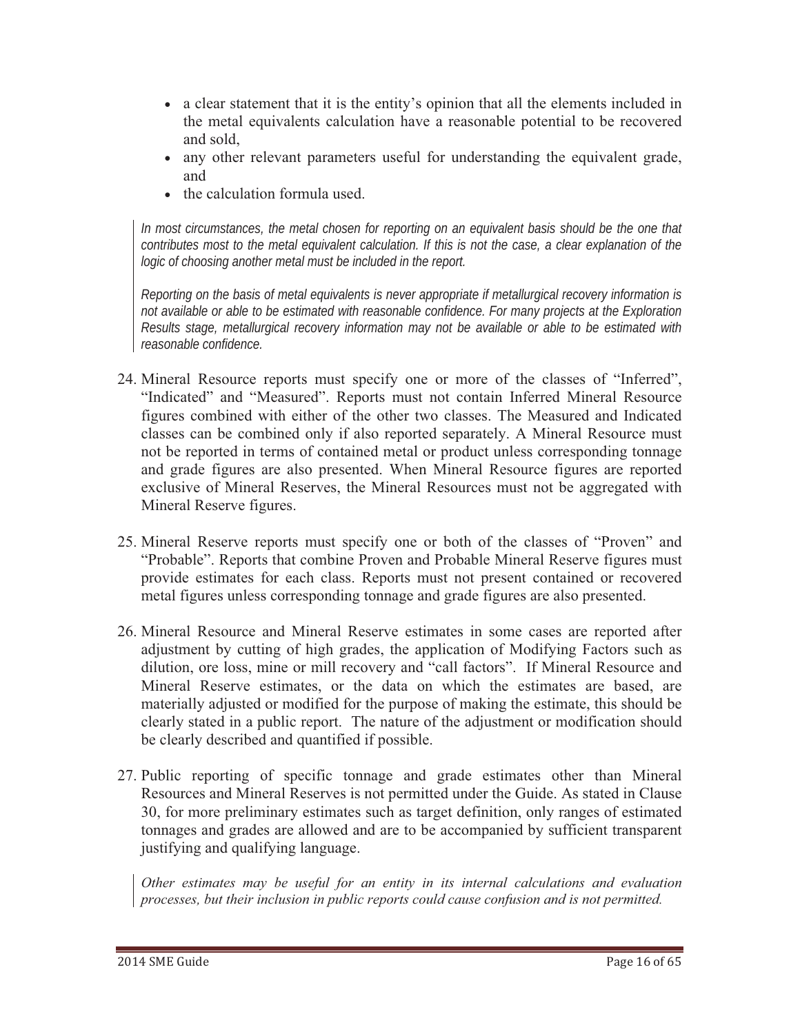- a clear statement that it is the entity's opinion that all the elements included in the metal equivalents calculation have a reasonable potential to be recovered and sold,
- any other relevant parameters useful for understanding the equivalent grade, and
- the calculation formula used.

*In most circumstances, the metal chosen for reporting on an equivalent basis should be the one that contributes most to the metal equivalent calculation. If this is not the case, a clear explanation of the logic of choosing another metal must be included in the report.*

*Reporting on the basis of metal equivalents is never appropriate if metallurgical recovery information is not available or able to be estimated with reasonable confidence. For many projects at the Exploration Results stage, metallurgical recovery information may not be available or able to be estimated with reasonable confidence.*

24. Mineral Resource reports must specify one or more of the classes of "Inferred", "Indicated" and "Measured". Reports must not contain Inferred Mineral Resource figures combined with either of the other two classes. The Measured and Indicated classes can be combined only if also reported separately. A Mineral Resource must not be reported in terms of contained metal or product unless corresponding tonnage and grade figures are also presented. When Mineral Resource figures are reported exclusive of Mineral Reserves, the Mineral Resources must not be aggregated with Mineral Reserve figures.

25. Mineral Reserve reports must specify one or both of the classes of "Proven" and "Probable". Reports that combine Proven and Probable Mineral Reserve figures must provide estimates for each class. Reports must not present contained or recovered metal figures unless corresponding tonnage and grade figures are also presented.

26. Mineral Resource and Mineral Reserve estimates in some cases are reported after adjustment by cutting of high grades, the application of Modifying Factors such as dilution, ore loss, mine or mill recovery and "call factors". If Mineral Resource and Mineral Reserve estimates, or the data on which the estimates are based, are materially adjusted or modified for the purpose of making the estimate, this should be clearly stated in a public report. The nature of the adjustment or modification should be clearly described and quantified if possible.

27. Public reporting of specific tonnage and grade estimates other than Mineral Resources and Mineral Reserves is not permitted under the Guide. As stated in Clause 30, for more preliminary estimates such as target definition, only ranges of estimated tonnages and grades are allowed and are to be accompanied by sufficient transparent justifying and qualifying language.

*Other estimates may be useful for an entity in its internal calculations and evaluation processes, but their inclusion in public reports could cause confusion and is not permitted.*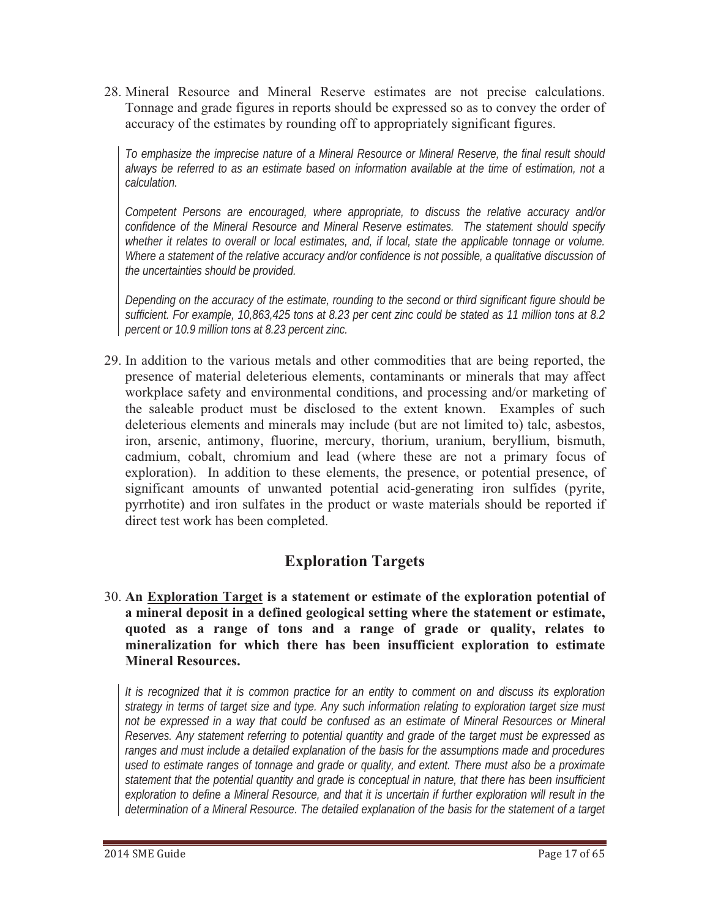28. Mineral Resource and Mineral Reserve estimates are not precise calculations. Tonnage and grade figures in reports should be expressed so as to convey the order of accuracy of the estimates by rounding off to appropriately significant figures.

*To emphasize the imprecise nature of a Mineral Resource or Mineral Reserve, the final result should always be referred to as an estimate based on information available at the time of estimation, not a calculation.*

*Competent Persons are encouraged, where appropriate, to discuss the relative accuracy and/or confidence of the Mineral Resource and Mineral Reserve estimates. The statement should specify whether it relates to overall or local estimates, and, if local, state the applicable tonnage or volume. Where a statement of the relative accuracy and/or confidence is not possible, a qualitative discussion of the uncertainties should be provided.*

*Depending on the accuracy of the estimate, rounding to the second or third significant figure should be sufficient. For example, 10,863,425 tons at 8.23 per cent zinc could be stated as 11 million tons at 8.2 percent or 10.9 million tons at 8.23 percent zinc.*

29. In addition to the various metals and other commodities that are being reported, the presence of material deleterious elements, contaminants or minerals that may affect workplace safety and environmental conditions, and processing and/or marketing of the saleable product must be disclosed to the extent known. Examples of such deleterious elements and minerals may include (but are not limited to) talc, asbestos, iron, arsenic, antimony, fluorine, mercury, thorium, uranium, beryllium, bismuth, cadmium, cobalt, chromium and lead (where these are not a primary focus of exploration). In addition to these elements, the presence, or potential presence, of significant amounts of unwanted potential acid-generating iron sulfides (pyrite, pyrrhotite) and iron sulfates in the product or waste materials should be reported if direct test work has been completed.

## Exploration Targets

30. **An <u>Exploration Target</u> is a statement or estimate of the exploration potential of a mineral deposit in a defined geological setting where the statement or estimate, quoted as a range of tons and a range of grade or quality, relates to mineralization for which there has been insufficient exploration to estimate Mineral Resources.**

*It is recognized that it is common practice for an entity to comment on and discuss its exploration strategy in terms of target size and type. Any such information relating to exploration target size must not be expressed in a way that could be confused as an estimate of Mineral Resources or Mineral Reserves. Any statement referring to potential quantity and grade of the target must be expressed as ranges and must include a detailed explanation of the basis for the assumptions made and procedures used to estimate ranges of tonnage and grade or quality, and extent. There must also be a proximate statement that the potential quantity and grade is conceptual in nature, that there has been insufficient exploration to define a Mineral Resource, and that it is uncertain if further exploration will result in the determination of a Mineral Resource. The detailed explanation of the basis for the statement of a target*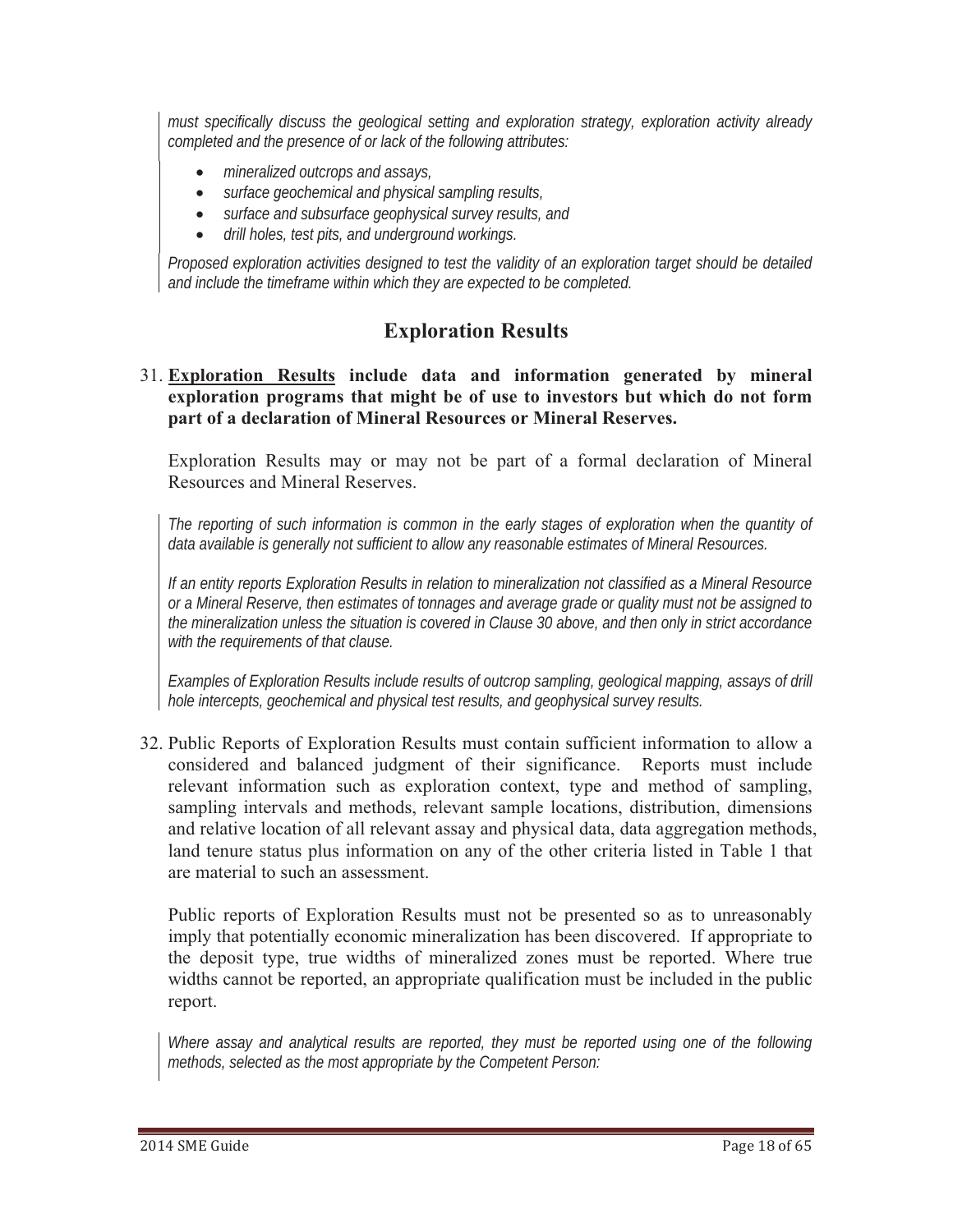*must specifically discuss the geological setting and exploration strategy, exploration activity already completed and the presence of or lack of the following attributes:*

- *mineralized outcrops and assays,*
- *surface geochemical and physical sampling results,*
- *surface and subsurface geophysical survey results, and*
- *drill holes, test pits, and underground workings.*

*Proposed exploration activities designed to test the validity of an exploration target should be detailed and include the timeframe within which they are expected to be completed.*

## Exploration Results

31. **<u>Exploration Results</u> include data and information generated by mineral exploration programs that might be of use to investors but which do not form part of a declaration of Mineral Resources or Mineral Reserves.**

    Exploration Results may or may not be part of a formal declaration of Mineral Resources and Mineral Reserves.

    *The reporting of such information is common in the early stages of exploration when the quantity of data available is generally not sufficient to allow any reasonable estimates of Mineral Resources.*

    *If an entity reports Exploration Results in relation to mineralization not classified as a Mineral Resource or a Mineral Reserve, then estimates of tonnages and average grade or quality must not be assigned to the mineralization unless the situation is covered in Clause 30 above, and then only in strict accordance with the requirements of that clause.*

    *Examples of Exploration Results include results of outcrop sampling, geological mapping, assays of drill hole intercepts, geochemical and physical test results, and geophysical survey results.*

32. Public Reports of Exploration Results must contain sufficient information to allow a considered and balanced judgment of their significance. Reports must include relevant information such as exploration context, type and method of sampling, sampling intervals and methods, relevant sample locations, distribution, dimensions and relative location of all relevant assay and physical data, data aggregation methods, land tenure status plus information on any of the other criteria listed in Table 1 that are material to such an assessment.

    Public reports of Exploration Results must not be presented so as to unreasonably imply that potentially economic mineralization has been discovered. If appropriate to the deposit type, true widths of mineralized zones must be reported. Where true widths cannot be reported, an appropriate qualification must be included in the public report.

    *Where assay and analytical results are reported, they must be reported using one of the following methods, selected as the most appropriate by the Competent Person:*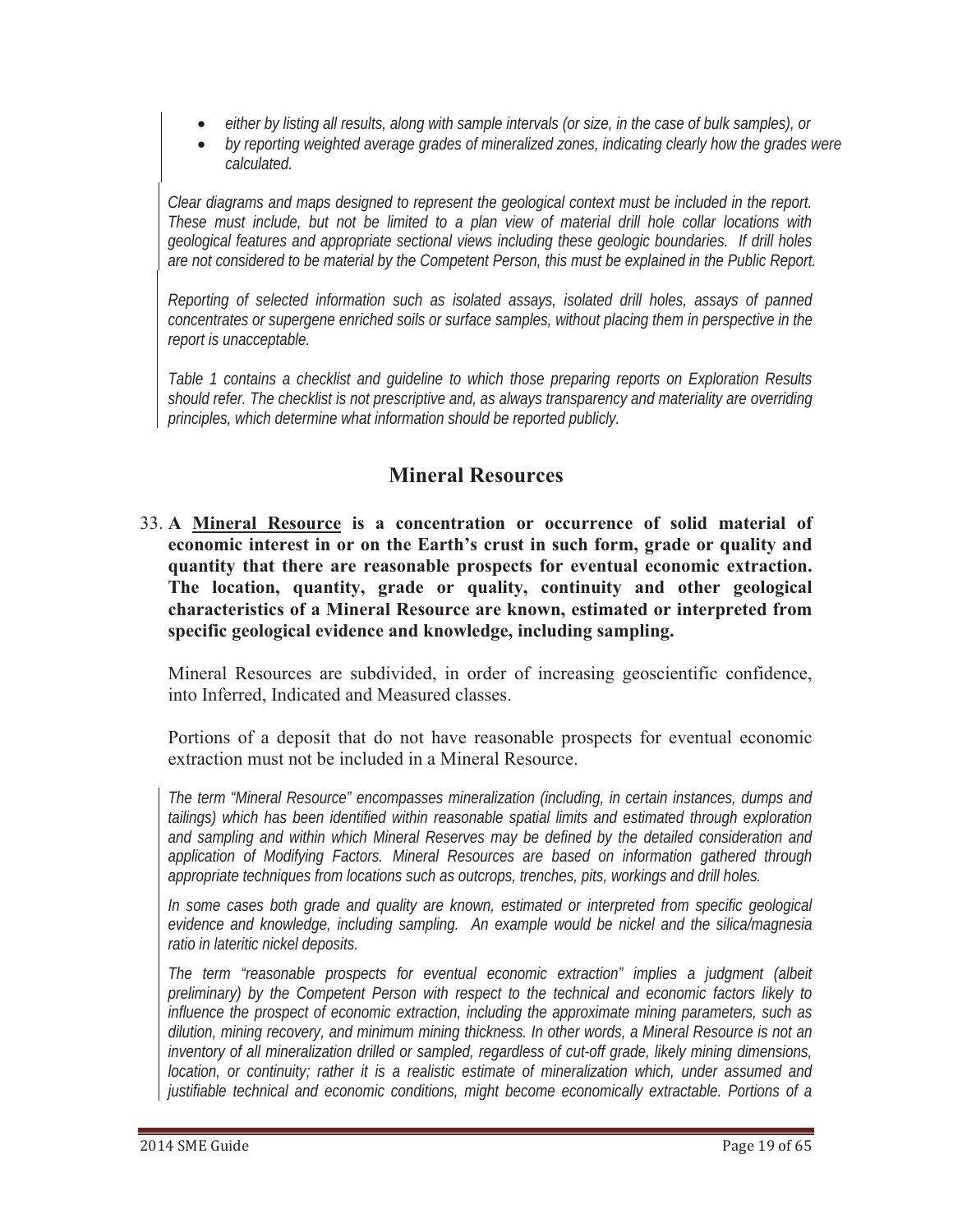- *either by listing all results, along with sample intervals (or size, in the case of bulk samples), or*
- *by reporting weighted average grades of mineralized zones, indicating clearly how the grades were calculated.*

*Clear diagrams and maps designed to represent the geological context must be included in the report. These must include, but not be limited to a plan view of material drill hole collar locations with geological features and appropriate sectional views including these geologic boundaries. If drill holes are not considered to be material by the Competent Person, this must be explained in the Public Report.*

*Reporting of selected information such as isolated assays, isolated drill holes, assays of panned concentrates or supergene enriched soils or surface samples, without placing them in perspective in the report is unacceptable.*

*Table 1 contains a checklist and guideline to which those preparing reports on Exploration Results should refer. The checklist is not prescriptive and, as always transparency and materiality are overriding principles, which determine what information should be reported publicly.*

## Mineral Resources

33. **A <u>Mineral Resource</u> is a concentration or occurrence of solid material of economic interest in or on the Earth's crust in such form, grade or quality and quantity that there are reasonable prospects for eventual economic extraction. The location, quantity, grade or quality, continuity and other geological characteristics of a Mineral Resource are known, estimated or interpreted from specific geological evidence and knowledge, including sampling.**

    Mineral Resources are subdivided, in order of increasing geoscientific confidence, into Inferred, Indicated and Measured classes.

    Portions of a deposit that do not have reasonable prospects for eventual economic extraction must not be included in a Mineral Resource.

    *The term "Mineral Resource" encompasses mineralization (including, in certain instances, dumps and tailings) which has been identified within reasonable spatial limits and estimated through exploration and sampling and within which Mineral Reserves may be defined by the detailed consideration and application of Modifying Factors. Mineral Resources are based on information gathered through appropriate techniques from locations such as outcrops, trenches, pits, workings and drill holes.*

    *In some cases both grade and quality are known, estimated or interpreted from specific geological evidence and knowledge, including sampling. An example would be nickel and the silica/magnesia ratio in lateritic nickel deposits.*

    *The term "reasonable prospects for eventual economic extraction" implies a judgment (albeit preliminary) by the Competent Person with respect to the technical and economic factors likely to influence the prospect of economic extraction, including the approximate mining parameters, such as dilution, mining recovery, and minimum mining thickness. In other words, a Mineral Resource is not an inventory of all mineralization drilled or sampled, regardless of cut-off grade, likely mining dimensions, location, or continuity; rather it is a realistic estimate of mineralization which, under assumed and justifiable technical and economic conditions, might become economically extractable. Portions of a*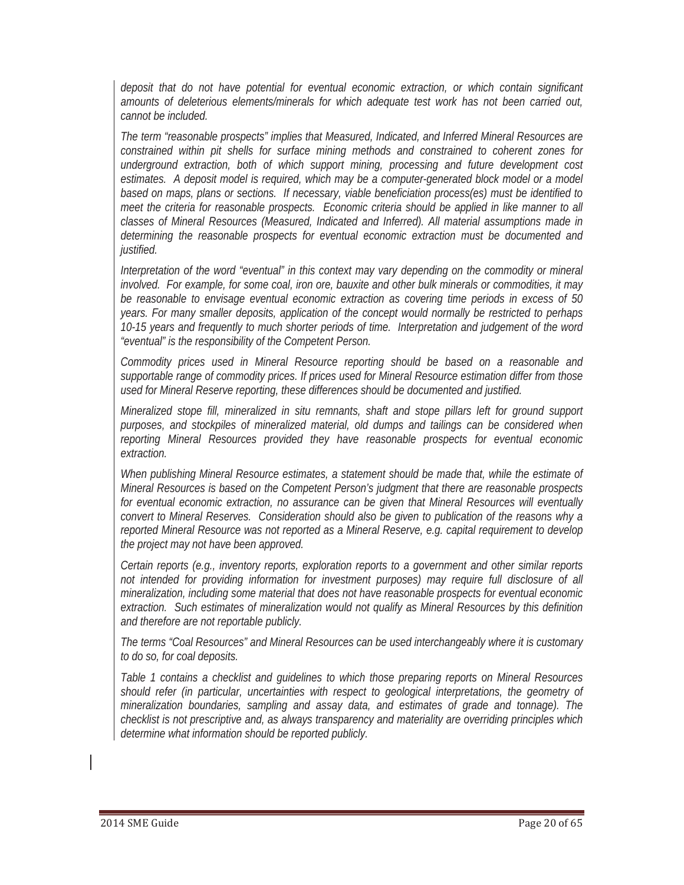*deposit that do not have potential for eventual economic extraction, or which contain significant amounts of deleterious elements/minerals for which adequate test work has not been carried out, cannot be included.*

*The term "reasonable prospects" implies that Measured, Indicated, and Inferred Mineral Resources are constrained within pit shells for surface mining methods and constrained to coherent zones for underground extraction, both of which support mining, processing and future development cost estimates. A deposit model is required, which may be a computer-generated block model or a model based on maps, plans or sections. If necessary, viable beneficiation process(es) must be identified to meet the criteria for reasonable prospects. Economic criteria should be applied in like manner to all classes of Mineral Resources (Measured, Indicated and Inferred). All material assumptions made in determining the reasonable prospects for eventual economic extraction must be documented and justified.*

*Interpretation of the word "eventual" in this context may vary depending on the commodity or mineral involved. For example, for some coal, iron ore, bauxite and other bulk minerals or commodities, it may be reasonable to envisage eventual economic extraction as covering time periods in excess of 50 years. For many smaller deposits, application of the concept would normally be restricted to perhaps 10-15 years and frequently to much shorter periods of time. Interpretation and judgement of the word "eventual" is the responsibility of the Competent Person.*

*Commodity prices used in Mineral Resource reporting should be based on a reasonable and supportable range of commodity prices. If prices used for Mineral Resource estimation differ from those used for Mineral Reserve reporting, these differences should be documented and justified.*

*Mineralized stope fill, mineralized in situ remnants, shaft and stope pillars left for ground support purposes, and stockpiles of mineralized material, old dumps and tailings can be considered when reporting Mineral Resources provided they have reasonable prospects for eventual economic extraction.*

*When publishing Mineral Resource estimates, a statement should be made that, while the estimate of Mineral Resources is based on the Competent Person's judgment that there are reasonable prospects for eventual economic extraction, no assurance can be given that Mineral Resources will eventually convert to Mineral Reserves. Consideration should also be given to publication of the reasons why a reported Mineral Resource was not reported as a Mineral Reserve, e.g. capital requirement to develop the project may not have been approved.*

*Certain reports (e.g., inventory reports, exploration reports to a government and other similar reports not intended for providing information for investment purposes) may require full disclosure of all mineralization, including some material that does not have reasonable prospects for eventual economic extraction. Such estimates of mineralization would not qualify as Mineral Resources by this definition and therefore are not reportable publicly.*

*The terms "Coal Resources" and Mineral Resources can be used interchangeably where it is customary to do so, for coal deposits.*

*Table 1 contains a checklist and guidelines to which those preparing reports on Mineral Resources should refer (in particular, uncertainties with respect to geological interpretations, the geometry of mineralization boundaries, sampling and assay data, and estimates of grade and tonnage). The checklist is not prescriptive and, as always transparency and materiality are overriding principles which determine what information should be reported publicly.*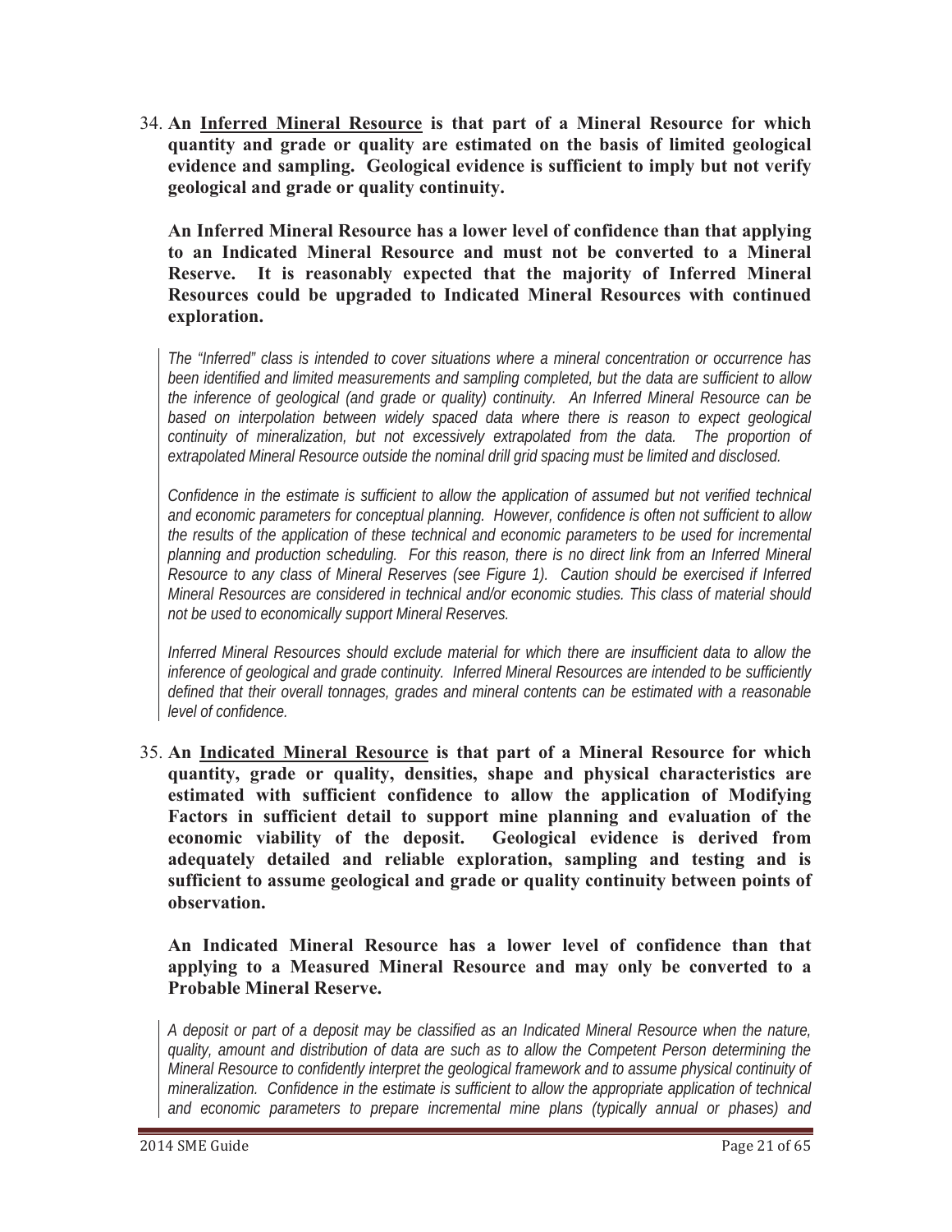34. **An <u>Inferred Mineral Resource</u> is that part of a Mineral Resource for which quantity and grade or quality are estimated on the basis of limited geological evidence and sampling. Geological evidence is sufficient to imply but not verify geological and grade or quality continuity.**

    **An Inferred Mineral Resource has a lower level of confidence than that applying to an Indicated Mineral Resource and must not be converted to a Mineral Reserve. It is reasonably expected that the majority of Inferred Mineral Resources could be upgraded to Indicated Mineral Resources with continued exploration.**

    *The "Inferred" class is intended to cover situations where a mineral concentration or occurrence has been identified and limited measurements and sampling completed, but the data are sufficient to allow the inference of geological (and grade or quality) continuity. An Inferred Mineral Resource can be based on interpolation between widely spaced data where there is reason to expect geological continuity of mineralization, but not excessively extrapolated from the data. The proportion of extrapolated Mineral Resource outside the nominal drill grid spacing must be limited and disclosed.*

    *Confidence in the estimate is sufficient to allow the application of assumed but not verified technical and economic parameters for conceptual planning. However, confidence is often not sufficient to allow the results of the application of these technical and economic parameters to be used for incremental planning and production scheduling. For this reason, there is no direct link from an Inferred Mineral Resource to any class of Mineral Reserves (see Figure 1). Caution should be exercised if Inferred Mineral Resources are considered in technical and/or economic studies. This class of material should not be used to economically support Mineral Reserves.*

    *Inferred Mineral Resources should exclude material for which there are insufficient data to allow the inference of geological and grade continuity. Inferred Mineral Resources are intended to be sufficiently defined that their overall tonnages, grades and mineral contents can be estimated with a reasonable level of confidence.*

35. **An <u>Indicated Mineral Resource</u> is that part of a Mineral Resource for which quantity, grade or quality, densities, shape and physical characteristics are estimated with sufficient confidence to allow the application of Modifying Factors in sufficient detail to support mine planning and evaluation of the economic viability of the deposit. Geological evidence is derived from adequately detailed and reliable exploration, sampling and testing and is sufficient to assume geological and grade or quality continuity between points of observation.**

    **An Indicated Mineral Resource has a lower level of confidence than that applying to a Measured Mineral Resource and may only be converted to a Probable Mineral Reserve.**

    *A deposit or part of a deposit may be classified as an Indicated Mineral Resource when the nature, quality, amount and distribution of data are such as to allow the Competent Person determining the Mineral Resource to confidently interpret the geological framework and to assume physical continuity of mineralization. Confidence in the estimate is sufficient to allow the appropriate application of technical and economic parameters to prepare incremental mine plans (typically annual or phases) and*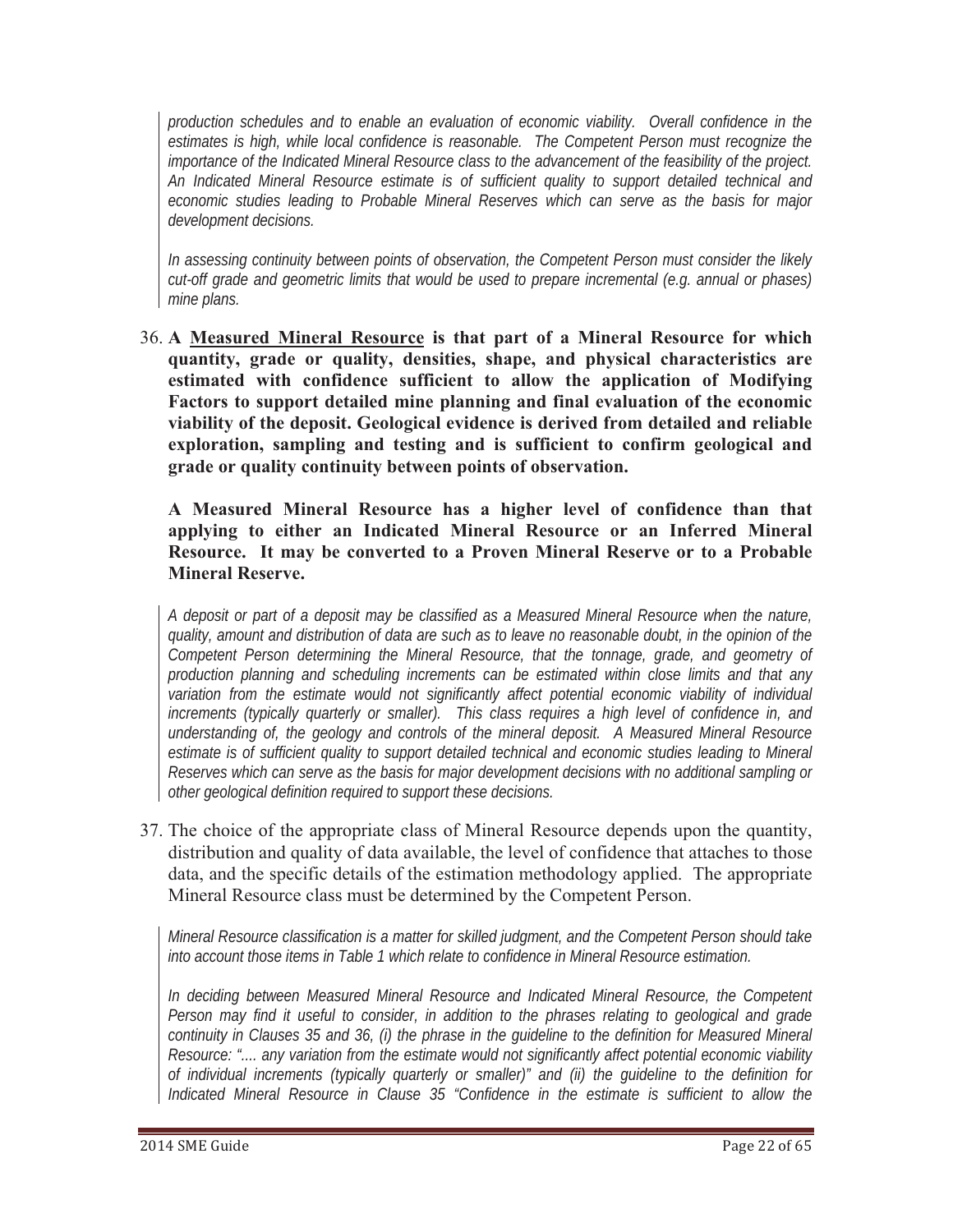*production schedules and to enable an evaluation of economic viability. Overall confidence in the estimates is high, while local confidence is reasonable. The Competent Person must recognize the importance of the Indicated Mineral Resource class to the advancement of the feasibility of the project. An Indicated Mineral Resource estimate is of sufficient quality to support detailed technical and economic studies leading to Probable Mineral Reserves which can serve as the basis for major development decisions.*

*In assessing continuity between points of observation, the Competent Person must consider the likely cut-off grade and geometric limits that would be used to prepare incremental (e.g. annual or phases) mine plans.*

36. **A <u>Measured Mineral Resource</u> is that part of a Mineral Resource for which quantity, grade or quality, densities, shape, and physical characteristics are estimated with confidence sufficient to allow the application of Modifying Factors to support detailed mine planning and final evaluation of the economic viability of the deposit. Geological evidence is derived from detailed and reliable exploration, sampling and testing and is sufficient to confirm geological and grade or quality continuity between points of observation.**

    **A Measured Mineral Resource has a higher level of confidence than that applying to either an Indicated Mineral Resource or an Inferred Mineral Resource. It may be converted to a Proven Mineral Reserve or to a Probable Mineral Reserve.**

    *A deposit or part of a deposit may be classified as a Measured Mineral Resource when the nature, quality, amount and distribution of data are such as to leave no reasonable doubt, in the opinion of the Competent Person determining the Mineral Resource, that the tonnage, grade, and geometry of production planning and scheduling increments can be estimated within close limits and that any variation from the estimate would not significantly affect potential economic viability of individual increments (typically quarterly or smaller). This class requires a high level of confidence in, and understanding of, the geology and controls of the mineral deposit. A Measured Mineral Resource estimate is of sufficient quality to support detailed technical and economic studies leading to Mineral Reserves which can serve as the basis for major development decisions with no additional sampling or other geological definition required to support these decisions.*

37. The choice of the appropriate class of Mineral Resource depends upon the quantity, distribution and quality of data available, the level of confidence that attaches to those data, and the specific details of the estimation methodology applied. The appropriate Mineral Resource class must be determined by the Competent Person.

    *Mineral Resource classification is a matter for skilled judgment, and the Competent Person should take into account those items in Table 1 which relate to confidence in Mineral Resource estimation.*

    *In deciding between Measured Mineral Resource and Indicated Mineral Resource, the Competent Person may find it useful to consider, in addition to the phrases relating to geological and grade continuity in Clauses 35 and 36, (i) the phrase in the guideline to the definition for Measured Mineral Resource: ".... any variation from the estimate would not significantly affect potential economic viability of individual increments (typically quarterly or smaller)" and (ii) the guideline to the definition for Indicated Mineral Resource in Clause 35 "Confidence in the estimate is sufficient to allow the*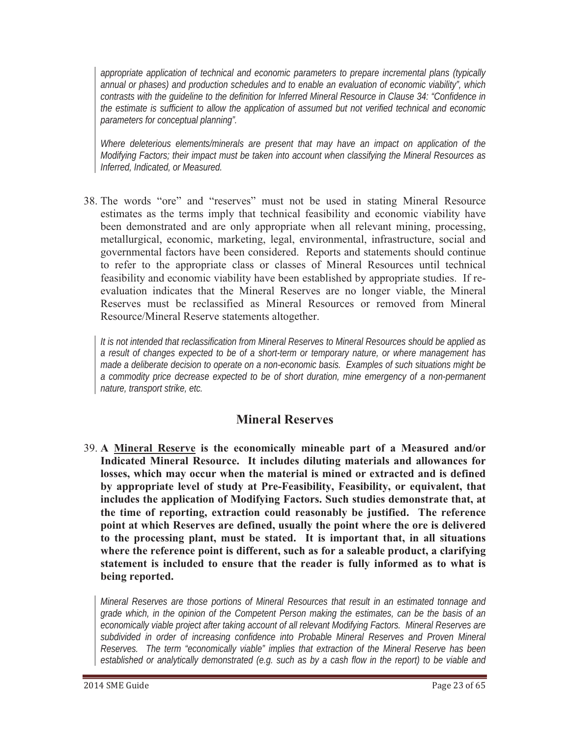*appropriate application of technical and economic parameters to prepare incremental plans (typically annual or phases) and production schedules and to enable an evaluation of economic viability", which contrasts with the guideline to the definition for Inferred Mineral Resource in Clause 34: "Confidence in the estimate is sufficient to allow the application of assumed but not verified technical and economic parameters for conceptual planning".*

*Where deleterious elements/minerals are present that may have an impact on application of the Modifying Factors; their impact must be taken into account when classifying the Mineral Resources as Inferred, Indicated, or Measured.*

38. The words "ore" and "reserves" must not be used in stating Mineral Resource estimates as the terms imply that technical feasibility and economic viability have been demonstrated and are only appropriate when all relevant mining, processing, metallurgical, economic, marketing, legal, environmental, infrastructure, social and governmental factors have been considered. Reports and statements should continue to refer to the appropriate class or classes of Mineral Resources until technical feasibility and economic viability have been established by appropriate studies. If re-evaluation indicates that the Mineral Reserves are no longer viable, the Mineral Reserves must be reclassified as Mineral Resources or removed from Mineral Resource/Mineral Reserve statements altogether.

*It is not intended that reclassification from Mineral Reserves to Mineral Resources should be applied as a result of changes expected to be of a short-term or temporary nature, or where management has made a deliberate decision to operate on a non-economic basis. Examples of such situations might be a commodity price decrease expected to be of short duration, mine emergency of a non-permanent nature, transport strike, etc.*

## Mineral Reserves

39. **A <u>Mineral Reserve</u> is the economically mineable part of a Measured and/or Indicated Mineral Resource. It includes diluting materials and allowances for losses, which may occur when the material is mined or extracted and is defined by appropriate level of study at Pre-Feasibility, Feasibility, or equivalent, that includes the application of Modifying Factors. Such studies demonstrate that, at the time of reporting, extraction could reasonably be justified. The reference point at which Reserves are defined, usually the point where the ore is delivered to the processing plant, must be stated. It is important that, in all situations where the reference point is different, such as for a saleable product, a clarifying statement is included to ensure that the reader is fully informed as to what is being reported.**

*Mineral Reserves are those portions of Mineral Resources that result in an estimated tonnage and grade which, in the opinion of the Competent Person making the estimates, can be the basis of an economically viable project after taking account of all relevant Modifying Factors. Mineral Reserves are subdivided in order of increasing confidence into Probable Mineral Reserves and Proven Mineral Reserves. The term "economically viable" implies that extraction of the Mineral Reserve has been established or analytically demonstrated (e.g. such as by a cash flow in the report) to be viable and*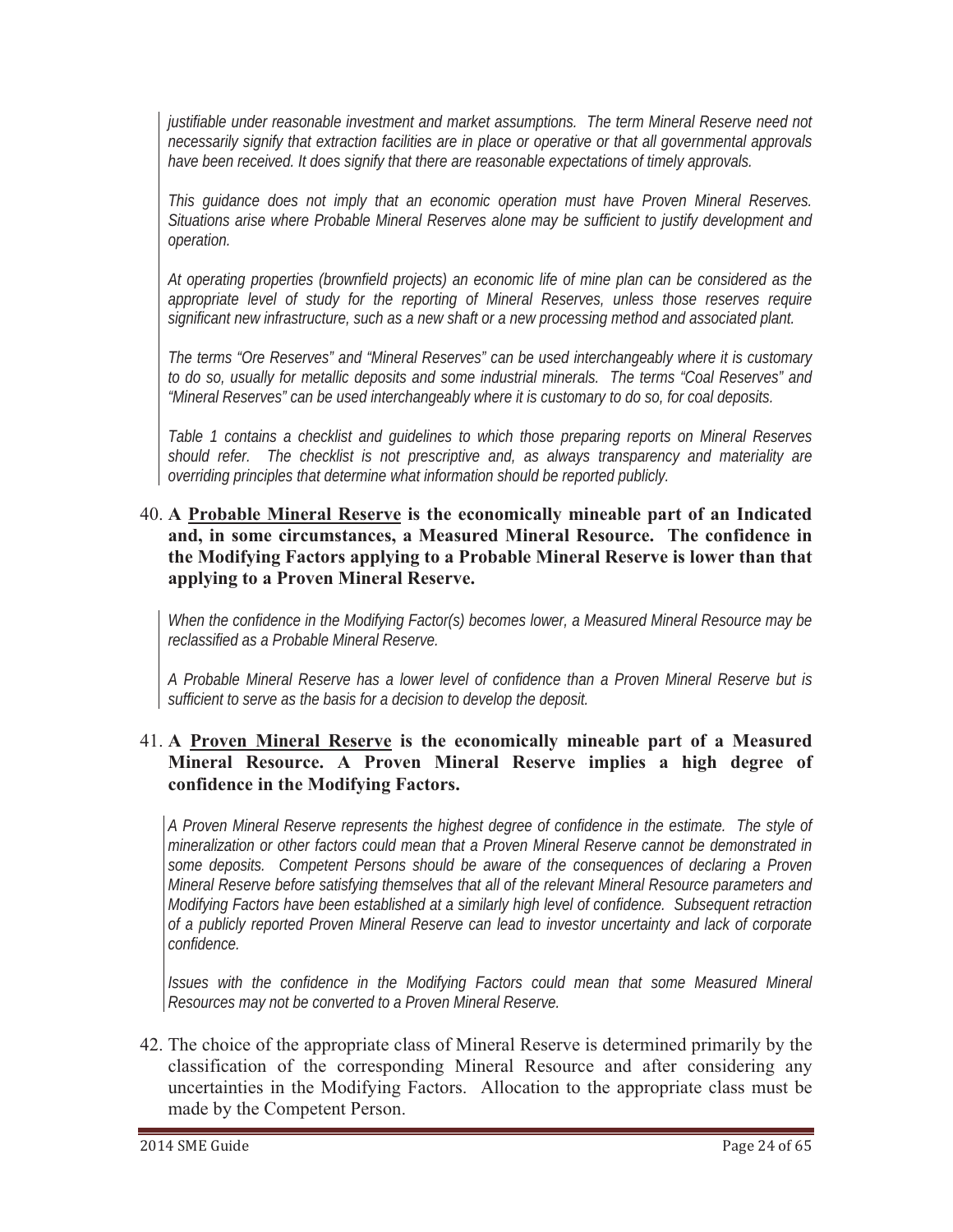*justifiable under reasonable investment and market assumptions. The term Mineral Reserve need not necessarily signify that extraction facilities are in place or operative or that all governmental approvals have been received. It does signify that there are reasonable expectations of timely approvals.*

*This guidance does not imply that an economic operation must have Proven Mineral Reserves. Situations arise where Probable Mineral Reserves alone may be sufficient to justify development and operation.*

*At operating properties (brownfield projects) an economic life of mine plan can be considered as the appropriate level of study for the reporting of Mineral Reserves, unless those reserves require significant new infrastructure, such as a new shaft or a new processing method and associated plant.*

*The terms "Ore Reserves" and "Mineral Reserves" can be used interchangeably where it is customary to do so, usually for metallic deposits and some industrial minerals. The terms "Coal Reserves" and "Mineral Reserves" can be used interchangeably where it is customary to do so, for coal deposits.*

*Table 1 contains a checklist and guidelines to which those preparing reports on Mineral Reserves should refer. The checklist is not prescriptive and, as always transparency and materiality are overriding principles that determine what information should be reported publicly.*

40. **A <u>Probable Mineral Reserve</u> is the economically mineable part of an Indicated and, in some circumstances, a Measured Mineral Resource. The confidence in the Modifying Factors applying to a Probable Mineral Reserve is lower than that applying to a Proven Mineral Reserve.**

    *When the confidence in the Modifying Factor(s) becomes lower, a Measured Mineral Resource may be reclassified as a Probable Mineral Reserve.*

    *A Probable Mineral Reserve has a lower level of confidence than a Proven Mineral Reserve but is sufficient to serve as the basis for a decision to develop the deposit.*

41. **A <u>Proven Mineral Reserve</u> is the economically mineable part of a Measured Mineral Resource. A Proven Mineral Reserve implies a high degree of confidence in the Modifying Factors.**

    *A Proven Mineral Reserve represents the highest degree of confidence in the estimate. The style of mineralization or other factors could mean that a Proven Mineral Reserve cannot be demonstrated in some deposits. Competent Persons should be aware of the consequences of declaring a Proven Mineral Reserve before satisfying themselves that all of the relevant Mineral Resource parameters and Modifying Factors have been established at a similarly high level of confidence. Subsequent retraction of a publicly reported Proven Mineral Reserve can lead to investor uncertainty and lack of corporate confidence.*

    *Issues with the confidence in the Modifying Factors could mean that some Measured Mineral Resources may not be converted to a Proven Mineral Reserve.*

42. The choice of the appropriate class of Mineral Reserve is determined primarily by the classification of the corresponding Mineral Resource and after considering any uncertainties in the Modifying Factors. Allocation to the appropriate class must be made by the Competent Person.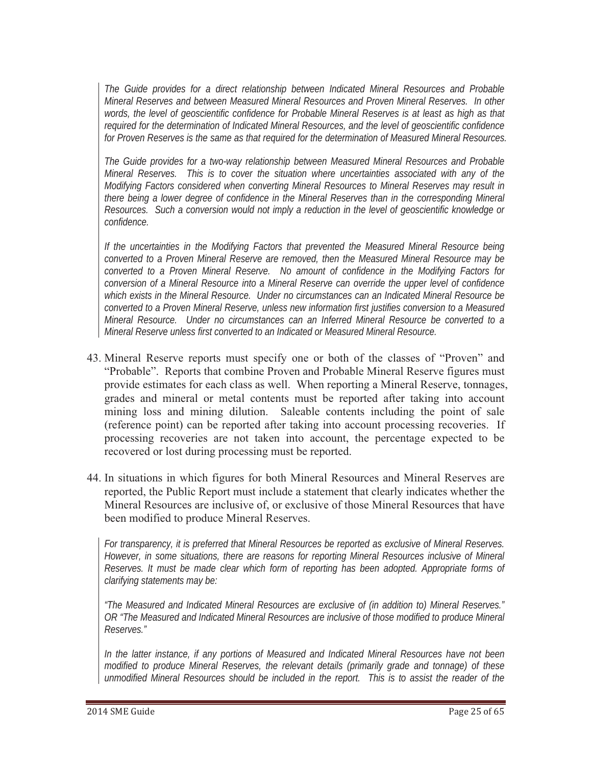*The Guide provides for a direct relationship between Indicated Mineral Resources and Probable Mineral Reserves and between Measured Mineral Resources and Proven Mineral Reserves. In other words, the level of geoscientific confidence for Probable Mineral Reserves is at least as high as that required for the determination of Indicated Mineral Resources, and the level of geoscientific confidence for Proven Reserves is the same as that required for the determination of Measured Mineral Resources.*

*The Guide provides for a two-way relationship between Measured Mineral Resources and Probable Mineral Reserves. This is to cover the situation where uncertainties associated with any of the Modifying Factors considered when converting Mineral Resources to Mineral Reserves may result in there being a lower degree of confidence in the Mineral Reserves than in the corresponding Mineral Resources. Such a conversion would not imply a reduction in the level of geoscientific knowledge or confidence.*

*If the uncertainties in the Modifying Factors that prevented the Measured Mineral Resource being converted to a Proven Mineral Reserve are removed, then the Measured Mineral Resource may be converted to a Proven Mineral Reserve. No amount of confidence in the Modifying Factors for conversion of a Mineral Resource into a Mineral Reserve can override the upper level of confidence which exists in the Mineral Resource. Under no circumstances can an Indicated Mineral Resource be converted to a Proven Mineral Reserve, unless new information first justifies conversion to a Measured Mineral Resource. Under no circumstances can an Inferred Mineral Resource be converted to a Mineral Reserve unless first converted to an Indicated or Measured Mineral Resource.*

43. Mineral Reserve reports must specify one or both of the classes of "Proven" and "Probable". Reports that combine Proven and Probable Mineral Reserve figures must provide estimates for each class as well. When reporting a Mineral Reserve, tonnages, grades and mineral or metal contents must be reported after taking into account mining loss and mining dilution. Saleable contents including the point of sale (reference point) can be reported after taking into account processing recoveries. If processing recoveries are not taken into account, the percentage expected to be recovered or lost during processing must be reported.

44. In situations in which figures for both Mineral Resources and Mineral Reserves are reported, the Public Report must include a statement that clearly indicates whether the Mineral Resources are inclusive of, or exclusive of those Mineral Resources that have been modified to produce Mineral Reserves.

*For transparency, it is preferred that Mineral Resources be reported as exclusive of Mineral Reserves. However, in some situations, there are reasons for reporting Mineral Resources inclusive of Mineral Reserves. It must be made clear which form of reporting has been adopted. Appropriate forms of clarifying statements may be:*

*"The Measured and Indicated Mineral Resources are exclusive of (in addition to) Mineral Reserves." OR "The Measured and Indicated Mineral Resources are inclusive of those modified to produce Mineral Reserves."*

*In the latter instance, if any portions of Measured and Indicated Mineral Resources have not been modified to produce Mineral Reserves, the relevant details (primarily grade and tonnage) of these unmodified Mineral Resources should be included in the report. This is to assist the reader of the*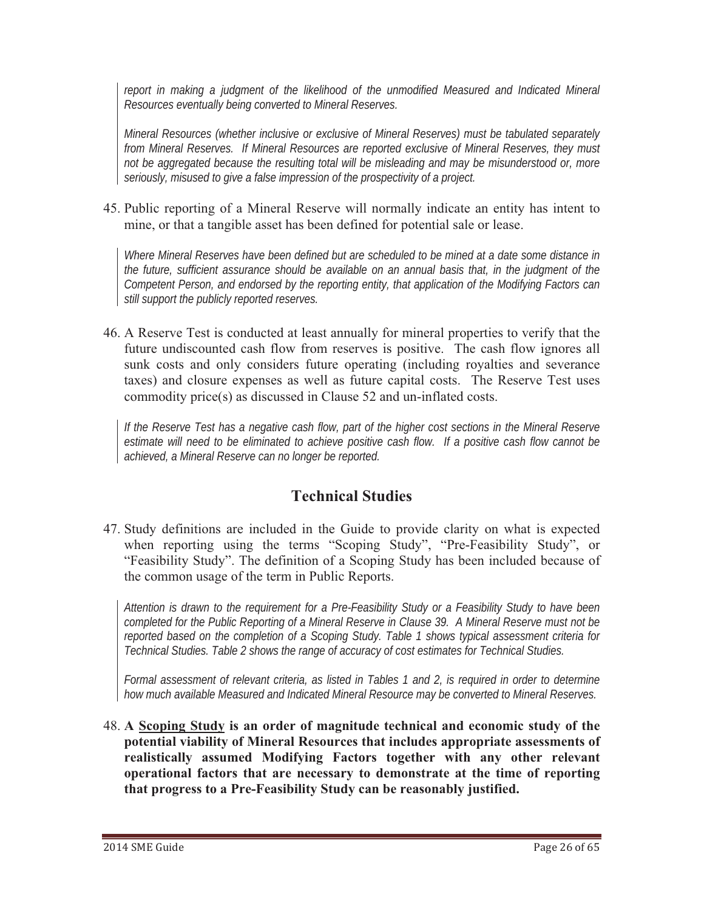*report in making a judgment of the likelihood of the unmodified Measured and Indicated Mineral Resources eventually being converted to Mineral Reserves.*

*Mineral Resources (whether inclusive or exclusive of Mineral Reserves) must be tabulated separately from Mineral Reserves. If Mineral Resources are reported exclusive of Mineral Reserves, they must not be aggregated because the resulting total will be misleading and may be misunderstood or, more seriously, misused to give a false impression of the prospectivity of a project.*

45. Public reporting of a Mineral Reserve will normally indicate an entity has intent to mine, or that a tangible asset has been defined for potential sale or lease.

*Where Mineral Reserves have been defined but are scheduled to be mined at a date some distance in the future, sufficient assurance should be available on an annual basis that, in the judgment of the Competent Person, and endorsed by the reporting entity, that application of the Modifying Factors can still support the publicly reported reserves.*

46. A Reserve Test is conducted at least annually for mineral properties to verify that the future undiscounted cash flow from reserves is positive. The cash flow ignores all sunk costs and only considers future operating (including royalties and severance taxes) and closure expenses as well as future capital costs. The Reserve Test uses commodity price(s) as discussed in Clause 52 and un-inflated costs.

*If the Reserve Test has a negative cash flow, part of the higher cost sections in the Mineral Reserve estimate will need to be eliminated to achieve positive cash flow. If a positive cash flow cannot be achieved, a Mineral Reserve can no longer be reported.*

## Technical Studies

47. Study definitions are included in the Guide to provide clarity on what is expected when reporting using the terms "Scoping Study", "Pre-Feasibility Study", or "Feasibility Study". The definition of a Scoping Study has been included because of the common usage of the term in Public Reports.

*Attention is drawn to the requirement for a Pre-Feasibility Study or a Feasibility Study to have been completed for the Public Reporting of a Mineral Reserve in Clause 39. A Mineral Reserve must not be reported based on the completion of a Scoping Study. Table 1 shows typical assessment criteria for Technical Studies. Table 2 shows the range of accuracy of cost estimates for Technical Studies.*

*Formal assessment of relevant criteria, as listed in Tables 1 and 2, is required in order to determine how much available Measured and Indicated Mineral Resource may be converted to Mineral Reserves.*

48. **A <u>Scoping Study</u> is an order of magnitude technical and economic study of the potential viability of Mineral Resources that includes appropriate assessments of realistically assumed Modifying Factors together with any other relevant operational factors that are necessary to demonstrate at the time of reporting that progress to a Pre-Feasibility Study can be reasonably justified.**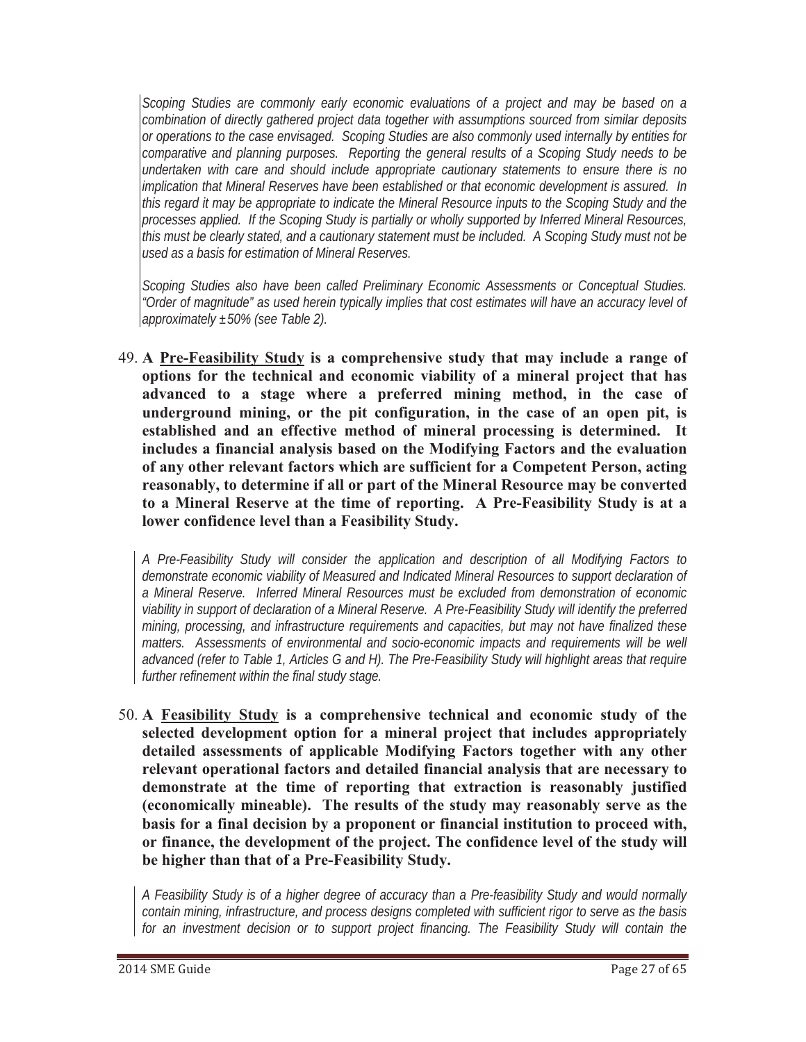*Scoping Studies are commonly early economic evaluations of a project and may be based on a combination of directly gathered project data together with assumptions sourced from similar deposits or operations to the case envisaged. Scoping Studies are also commonly used internally by entities for comparative and planning purposes. Reporting the general results of a Scoping Study needs to be undertaken with care and should include appropriate cautionary statements to ensure there is no implication that Mineral Reserves have been established or that economic development is assured. In this regard it may be appropriate to indicate the Mineral Resource inputs to the Scoping Study and the processes applied. If the Scoping Study is partially or wholly supported by Inferred Mineral Resources, this must be clearly stated, and a cautionary statement must be included. A Scoping Study must not be used as a basis for estimation of Mineral Reserves.*

*Scoping Studies also have been called Preliminary Economic Assessments or Conceptual Studies. "Order of magnitude" as used herein typically implies that cost estimates will have an accuracy level of approximately ±50% (see Table 2).*

49. **A <u>Pre-Feasibility Study</u> is a comprehensive study that may include a range of options for the technical and economic viability of a mineral project that has advanced to a stage where a preferred mining method, in the case of underground mining, or the pit configuration, in the case of an open pit, is established and an effective method of mineral processing is determined. It includes a financial analysis based on the Modifying Factors and the evaluation of any other relevant factors which are sufficient for a Competent Person, acting reasonably, to determine if all or part of the Mineral Resource may be converted to a Mineral Reserve at the time of reporting. A Pre-Feasibility Study is at a lower confidence level than a Feasibility Study.**

*A Pre-Feasibility Study will consider the application and description of all Modifying Factors to demonstrate economic viability of Measured and Indicated Mineral Resources to support declaration of a Mineral Reserve. Inferred Mineral Resources must be excluded from demonstration of economic viability in support of declaration of a Mineral Reserve. A Pre-Feasibility Study will identify the preferred mining, processing, and infrastructure requirements and capacities, but may not have finalized these matters. Assessments of environmental and socio-economic impacts and requirements will be well advanced (refer to Table 1, Articles G and H). The Pre-Feasibility Study will highlight areas that require further refinement within the final study stage.*

50. **A <u>Feasibility Study</u> is a comprehensive technical and economic study of the selected development option for a mineral project that includes appropriately detailed assessments of applicable Modifying Factors together with any other relevant operational factors and detailed financial analysis that are necessary to demonstrate at the time of reporting that extraction is reasonably justified (economically mineable). The results of the study may reasonably serve as the basis for a final decision by a proponent or financial institution to proceed with, or finance, the development of the project. The confidence level of the study will be higher than that of a Pre-Feasibility Study.**

*A Feasibility Study is of a higher degree of accuracy than a Pre-feasibility Study and would normally contain mining, infrastructure, and process designs completed with sufficient rigor to serve as the basis for an investment decision or to support project financing. The Feasibility Study will contain the*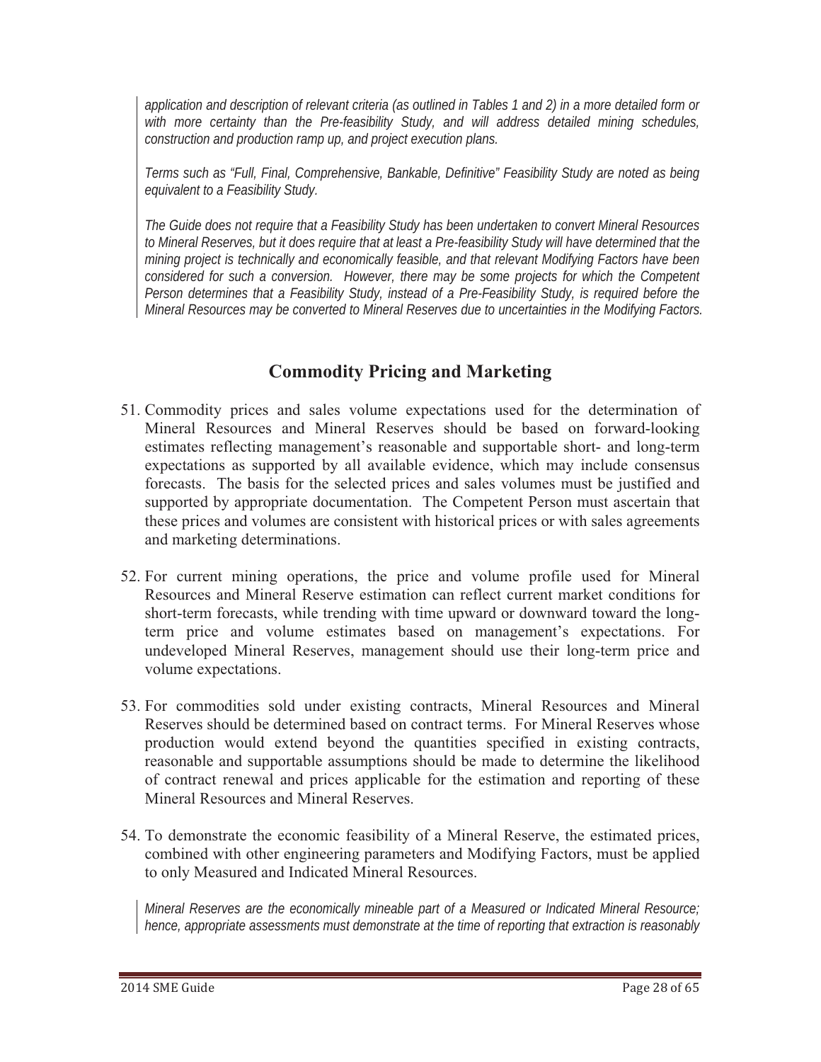*application and description of relevant criteria (as outlined in Tables 1 and 2) in a more detailed form or with more certainty than the Pre-feasibility Study, and will address detailed mining schedules, construction and production ramp up, and project execution plans.*

*Terms such as "Full, Final, Comprehensive, Bankable, Definitive" Feasibility Study are noted as being equivalent to a Feasibility Study.*

*The Guide does not require that a Feasibility Study has been undertaken to convert Mineral Resources to Mineral Reserves, but it does require that at least a Pre-feasibility Study will have determined that the mining project is technically and economically feasible, and that relevant Modifying Factors have been considered for such a conversion. However, there may be some projects for which the Competent Person determines that a Feasibility Study, instead of a Pre-Feasibility Study, is required before the Mineral Resources may be converted to Mineral Reserves due to uncertainties in the Modifying Factors.*

## Commodity Pricing and Marketing

51. Commodity prices and sales volume expectations used for the determination of Mineral Resources and Mineral Reserves should be based on forward-looking estimates reflecting management's reasonable and supportable short- and long-term expectations as supported by all available evidence, which may include consensus forecasts. The basis for the selected prices and sales volumes must be justified and supported by appropriate documentation. The Competent Person must ascertain that these prices and volumes are consistent with historical prices or with sales agreements and marketing determinations.

52. For current mining operations, the price and volume profile used for Mineral Resources and Mineral Reserve estimation can reflect current market conditions for short-term forecasts, while trending with time upward or downward toward the long-term price and volume estimates based on management's expectations. For undeveloped Mineral Reserves, management should use their long-term price and volume expectations.

53. For commodities sold under existing contracts, Mineral Resources and Mineral Reserves should be determined based on contract terms. For Mineral Reserves whose production would extend beyond the quantities specified in existing contracts, reasonable and supportable assumptions should be made to determine the likelihood of contract renewal and prices applicable for the estimation and reporting of these Mineral Resources and Mineral Reserves.

54. To demonstrate the economic feasibility of a Mineral Reserve, the estimated prices, combined with other engineering parameters and Modifying Factors, must be applied to only Measured and Indicated Mineral Resources.

*Mineral Reserves are the economically mineable part of a Measured or Indicated Mineral Resource; hence, appropriate assessments must demonstrate at the time of reporting that extraction is reasonably*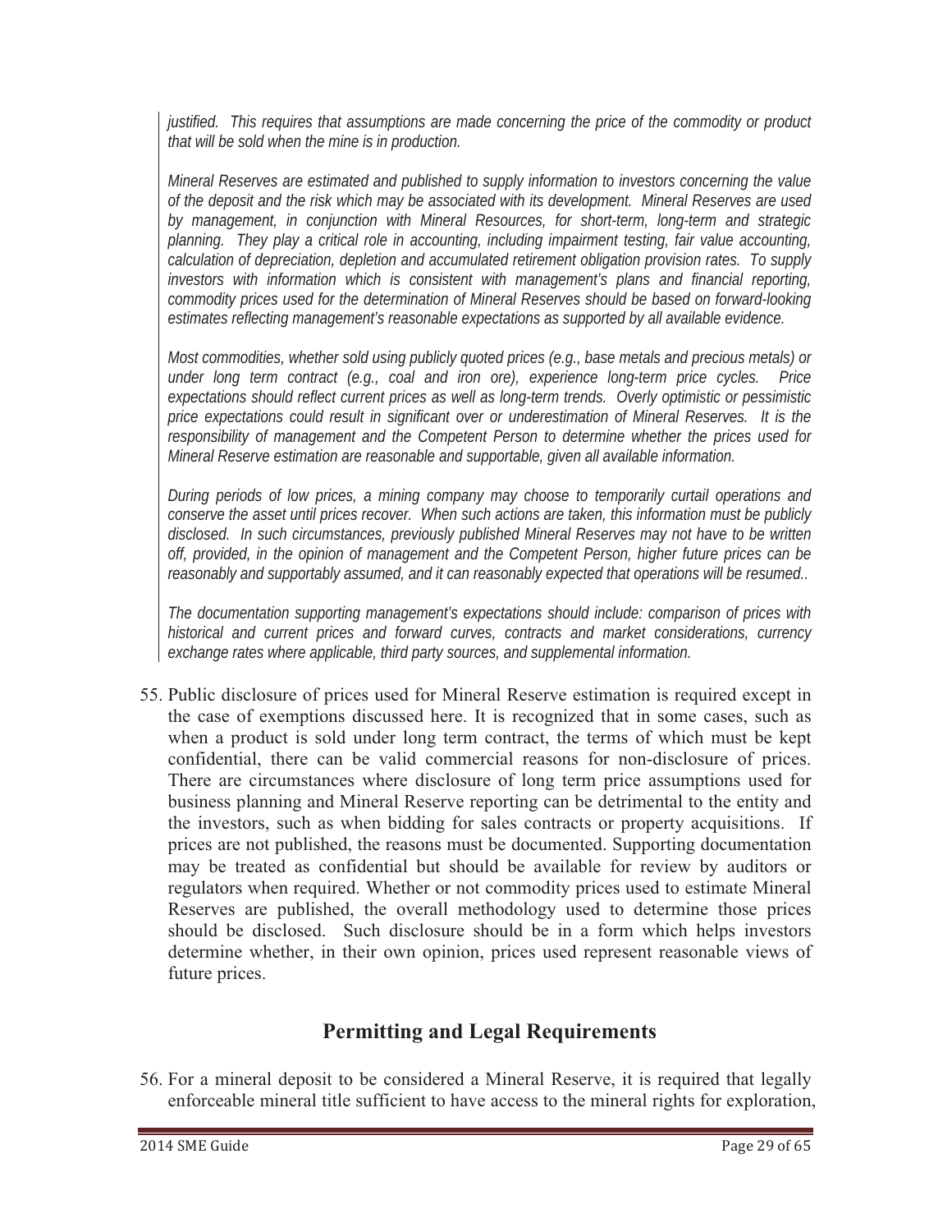*justified. This requires that assumptions are made concerning the price of the commodity or product that will be sold when the mine is in production.*

*Mineral Reserves are estimated and published to supply information to investors concerning the value of the deposit and the risk which may be associated with its development. Mineral Reserves are used by management, in conjunction with Mineral Resources, for short-term, long-term and strategic planning. They play a critical role in accounting, including impairment testing, fair value accounting, calculation of depreciation, depletion and accumulated retirement obligation provision rates. To supply investors with information which is consistent with management's plans and financial reporting, commodity prices used for the determination of Mineral Reserves should be based on forward-looking estimates reflecting management's reasonable expectations as supported by all available evidence.*

*Most commodities, whether sold using publicly quoted prices (e.g., base metals and precious metals) or under long term contract (e.g., coal and iron ore), experience long-term price cycles. Price expectations should reflect current prices as well as long-term trends. Overly optimistic or pessimistic price expectations could result in significant over or underestimation of Mineral Reserves. It is the responsibility of management and the Competent Person to determine whether the prices used for Mineral Reserve estimation are reasonable and supportable, given all available information.*

*During periods of low prices, a mining company may choose to temporarily curtail operations and conserve the asset until prices recover. When such actions are taken, this information must be publicly disclosed. In such circumstances, previously published Mineral Reserves may not have to be written off, provided, in the opinion of management and the Competent Person, higher future prices can be reasonably and supportably assumed, and it can reasonably expected that operations will be resumed..*

*The documentation supporting management's expectations should include: comparison of prices with historical and current prices and forward curves, contracts and market considerations, currency exchange rates where applicable, third party sources, and supplemental information.*

55. Public disclosure of prices used for Mineral Reserve estimation is required except in the case of exemptions discussed here. It is recognized that in some cases, such as when a product is sold under long term contract, the terms of which must be kept confidential, there can be valid commercial reasons for non-disclosure of prices. There are circumstances where disclosure of long term price assumptions used for business planning and Mineral Reserve reporting can be detrimental to the entity and the investors, such as when bidding for sales contracts or property acquisitions. If prices are not published, the reasons must be documented. Supporting documentation may be treated as confidential but should be available for review by auditors or regulators when required. Whether or not commodity prices used to estimate Mineral Reserves are published, the overall methodology used to determine those prices should be disclosed. Such disclosure should be in a form which helps investors determine whether, in their own opinion, prices used represent reasonable views of future prices.

## Permitting and Legal Requirements

56. For a mineral deposit to be considered a Mineral Reserve, it is required that legally enforceable mineral title sufficient to have access to the mineral rights for exploration,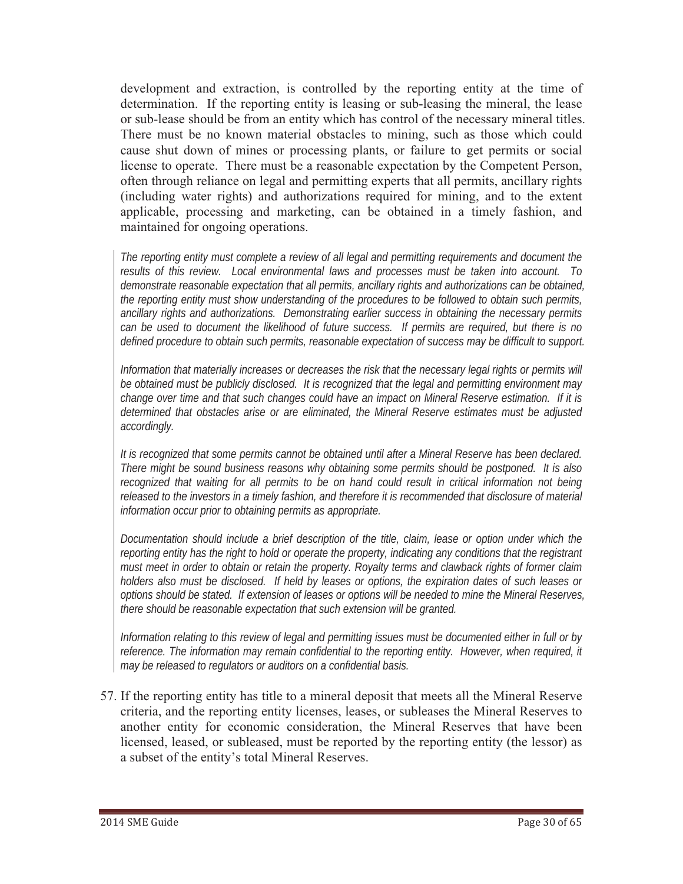development and extraction, is controlled by the reporting entity at the time of determination. If the reporting entity is leasing or sub-leasing the mineral, the lease or sub-lease should be from an entity which has control of the necessary mineral titles. There must be no known material obstacles to mining, such as those which could cause shut down of mines or processing plants, or failure to get permits or social license to operate. There must be a reasonable expectation by the Competent Person, often through reliance on legal and permitting experts that all permits, ancillary rights (including water rights) and authorizations required for mining, and to the extent applicable, processing and marketing, can be obtained in a timely fashion, and maintained for ongoing operations.

*The reporting entity must complete a review of all legal and permitting requirements and document the results of this review. Local environmental laws and processes must be taken into account. To demonstrate reasonable expectation that all permits, ancillary rights and authorizations can be obtained, the reporting entity must show understanding of the procedures to be followed to obtain such permits, ancillary rights and authorizations. Demonstrating earlier success in obtaining the necessary permits can be used to document the likelihood of future success. If permits are required, but there is no defined procedure to obtain such permits, reasonable expectation of success may be difficult to support.*

*Information that materially increases or decreases the risk that the necessary legal rights or permits will be obtained must be publicly disclosed. It is recognized that the legal and permitting environment may change over time and that such changes could have an impact on Mineral Reserve estimation. If it is determined that obstacles arise or are eliminated, the Mineral Reserve estimates must be adjusted accordingly.*

*It is recognized that some permits cannot be obtained until after a Mineral Reserve has been declared. There might be sound business reasons why obtaining some permits should be postponed. It is also recognized that waiting for all permits to be on hand could result in critical information not being released to the investors in a timely fashion, and therefore it is recommended that disclosure of material information occur prior to obtaining permits as appropriate.*

*Documentation should include a brief description of the title, claim, lease or option under which the reporting entity has the right to hold or operate the property, indicating any conditions that the registrant must meet in order to obtain or retain the property. Royalty terms and clawback rights of former claim holders also must be disclosed. If held by leases or options, the expiration dates of such leases or options should be stated. If extension of leases or options will be needed to mine the Mineral Reserves, there should be reasonable expectation that such extension will be granted.*

*Information relating to this review of legal and permitting issues must be documented either in full or by reference. The information may remain confidential to the reporting entity. However, when required, it may be released to regulators or auditors on a confidential basis.*

57. If the reporting entity has title to a mineral deposit that meets all the Mineral Reserve criteria, and the reporting entity licenses, leases, or subleases the Mineral Reserves to another entity for economic consideration, the Mineral Reserves that have been licensed, leased, or subleased, must be reported by the reporting entity (the lessor) as a subset of the entity's total Mineral Reserves.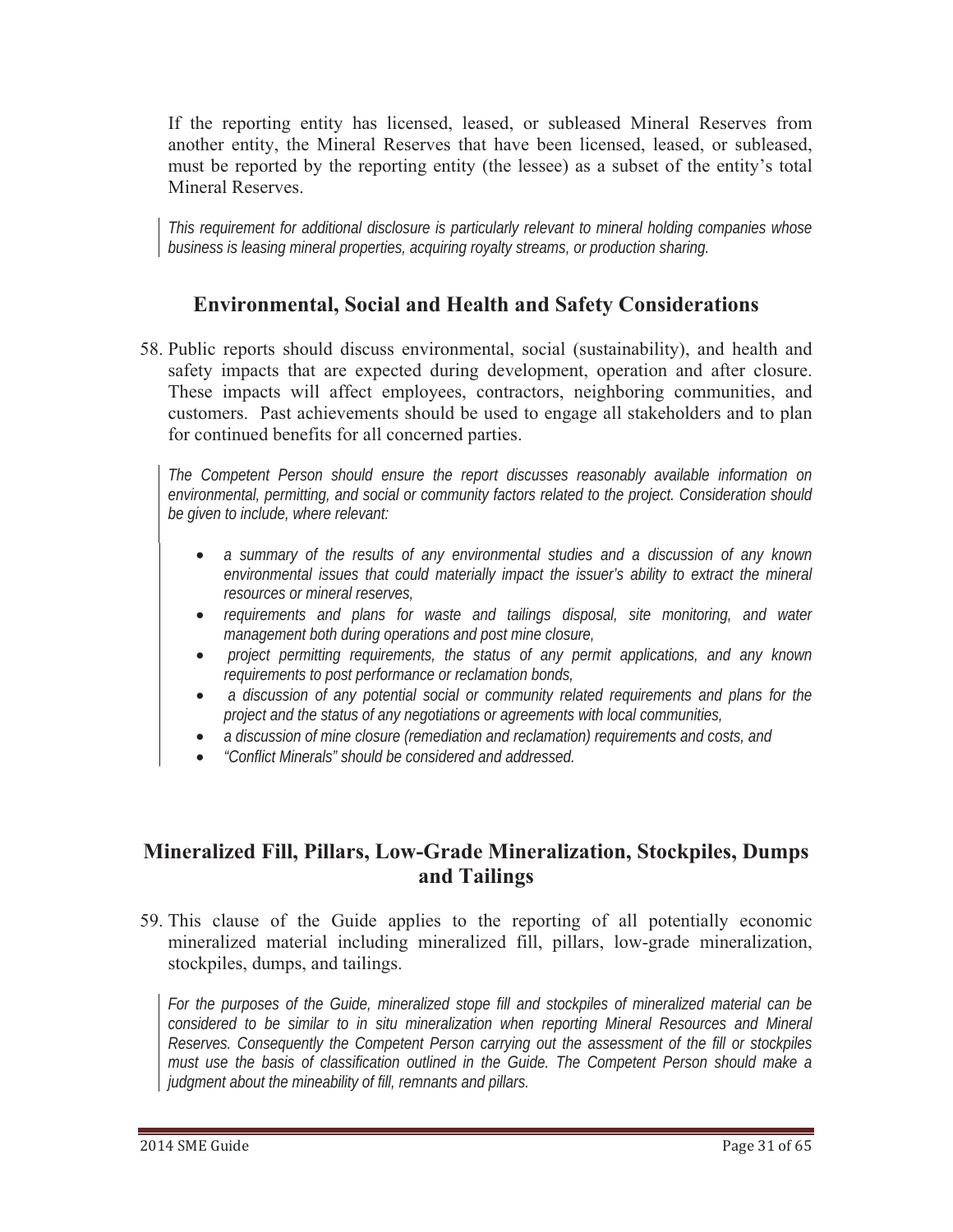If the reporting entity has licensed, leased, or subleased Mineral Reserves from another entity, the Mineral Reserves that have been licensed, leased, or subleased, must be reported by the reporting entity (the lessee) as a subset of the entity's total Mineral Reserves.

*This requirement for additional disclosure is particularly relevant to mineral holding companies whose business is leasing mineral properties, acquiring royalty streams, or production sharing.*

## Environmental, Social and Health and Safety Considerations

58. Public reports should discuss environmental, social (sustainability), and health and safety impacts that are expected during development, operation and after closure. These impacts will affect employees, contractors, neighboring communities, and customers. Past achievements should be used to engage all stakeholders and to plan for continued benefits for all concerned parties.

*The Competent Person should ensure the report discusses reasonably available information on environmental, permitting, and social or community factors related to the project. Consideration should be given to include, where relevant:*

- *a summary of the results of any environmental studies and a discussion of any known environmental issues that could materially impact the issuer's ability to extract the mineral resources or mineral reserves,*
- *requirements and plans for waste and tailings disposal, site monitoring, and water management both during operations and post mine closure,*
- *project permitting requirements, the status of any permit applications, and any known requirements to post performance or reclamation bonds,*
- *a discussion of any potential social or community related requirements and plans for the project and the status of any negotiations or agreements with local communities,*
- *a discussion of mine closure (remediation and reclamation) requirements and costs, and*
- *"Conflict Minerals" should be considered and addressed.*

## Mineralized Fill, Pillars, Low-Grade Mineralization, Stockpiles, Dumps and Tailings

59. This clause of the Guide applies to the reporting of all potentially economic mineralized material including mineralized fill, pillars, low-grade mineralization, stockpiles, dumps, and tailings.

*For the purposes of the Guide, mineralized stope fill and stockpiles of mineralized material can be considered to be similar to in situ mineralization when reporting Mineral Resources and Mineral Reserves. Consequently the Competent Person carrying out the assessment of the fill or stockpiles must use the basis of classification outlined in the Guide. The Competent Person should make a judgment about the mineability of fill, remnants and pillars.*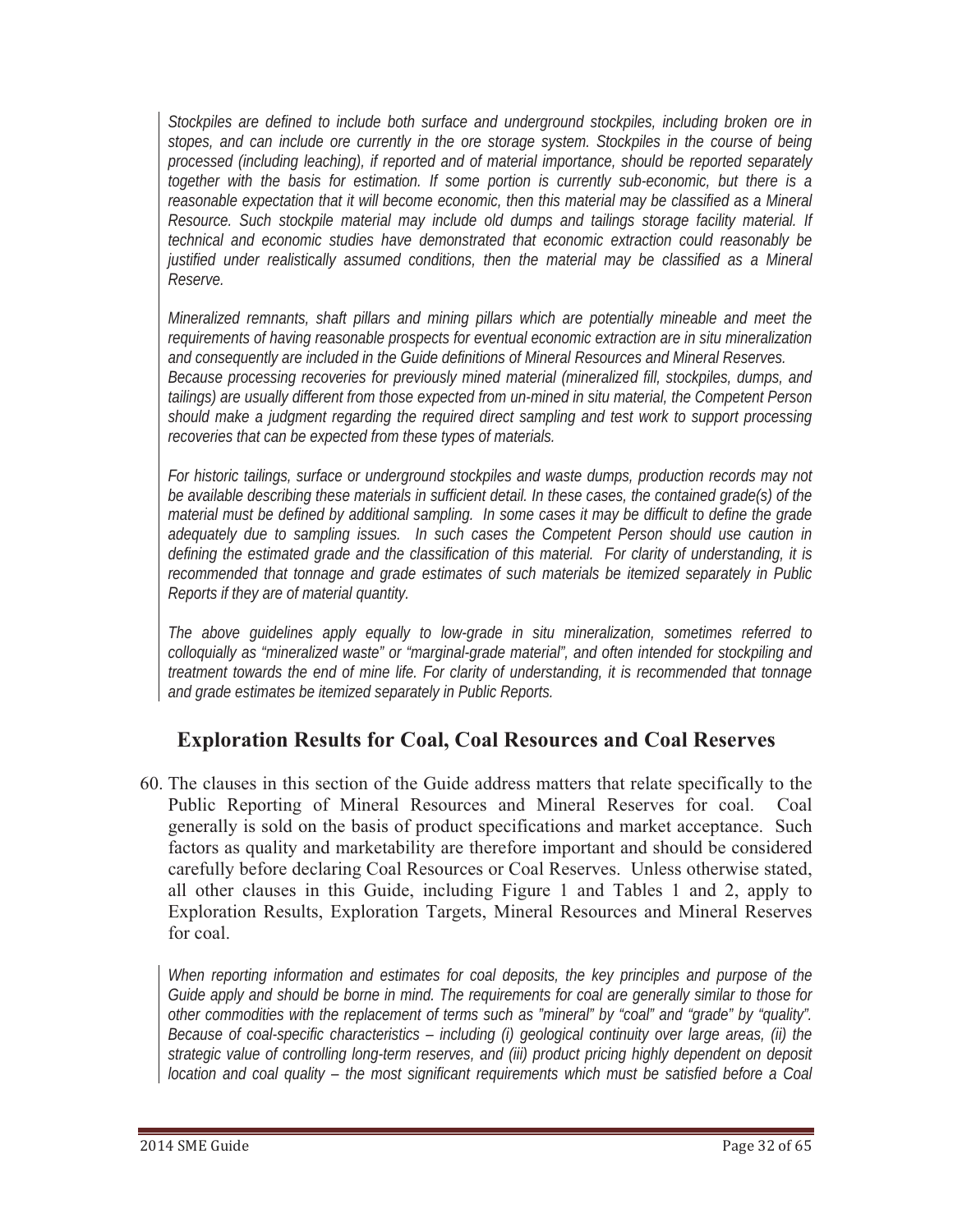*Stockpiles are defined to include both surface and underground stockpiles, including broken ore in stopes, and can include ore currently in the ore storage system. Stockpiles in the course of being processed (including leaching), if reported and of material importance, should be reported separately together with the basis for estimation. If some portion is currently sub-economic, but there is a reasonable expectation that it will become economic, then this material may be classified as a Mineral Resource. Such stockpile material may include old dumps and tailings storage facility material. If technical and economic studies have demonstrated that economic extraction could reasonably be justified under realistically assumed conditions, then the material may be classified as a Mineral Reserve.*

*Mineralized remnants, shaft pillars and mining pillars which are potentially mineable and meet the requirements of having reasonable prospects for eventual economic extraction are in situ mineralization and consequently are included in the Guide definitions of Mineral Resources and Mineral Reserves.*
*Because processing recoveries for previously mined material (mineralized fill, stockpiles, dumps, and tailings) are usually different from those expected from un-mined in situ material, the Competent Person should make a judgment regarding the required direct sampling and test work to support processing recoveries that can be expected from these types of materials.*

*For historic tailings, surface or underground stockpiles and waste dumps, production records may not be available describing these materials in sufficient detail. In these cases, the contained grade(s) of the material must be defined by additional sampling. In some cases it may be difficult to define the grade adequately due to sampling issues. In such cases the Competent Person should use caution in defining the estimated grade and the classification of this material. For clarity of understanding, it is recommended that tonnage and grade estimates of such materials be itemized separately in Public Reports if they are of material quantity.*

*The above guidelines apply equally to low-grade in situ mineralization, sometimes referred to colloquially as "mineralized waste" or "marginal-grade material", and often intended for stockpiling and treatment towards the end of mine life. For clarity of understanding, it is recommended that tonnage and grade estimates be itemized separately in Public Reports.*

## Exploration Results for Coal, Coal Resources and Coal Reserves

60. The clauses in this section of the Guide address matters that relate specifically to the Public Reporting of Mineral Resources and Mineral Reserves for coal. Coal generally is sold on the basis of product specifications and market acceptance. Such factors as quality and marketability are therefore important and should be considered carefully before declaring Coal Resources or Coal Reserves. Unless otherwise stated, all other clauses in this Guide, including Figure 1 and Tables 1 and 2, apply to Exploration Results, Exploration Targets, Mineral Resources and Mineral Reserves for coal.

*When reporting information and estimates for coal deposits, the key principles and purpose of the Guide apply and should be borne in mind. The requirements for coal are generally similar to those for other commodities with the replacement of terms such as "mineral" by "coal" and "grade" by "quality". Because of coal-specific characteristics – including (i) geological continuity over large areas, (ii) the strategic value of controlling long-term reserves, and (iii) product pricing highly dependent on deposit location and coal quality – the most significant requirements which must be satisfied before a Coal*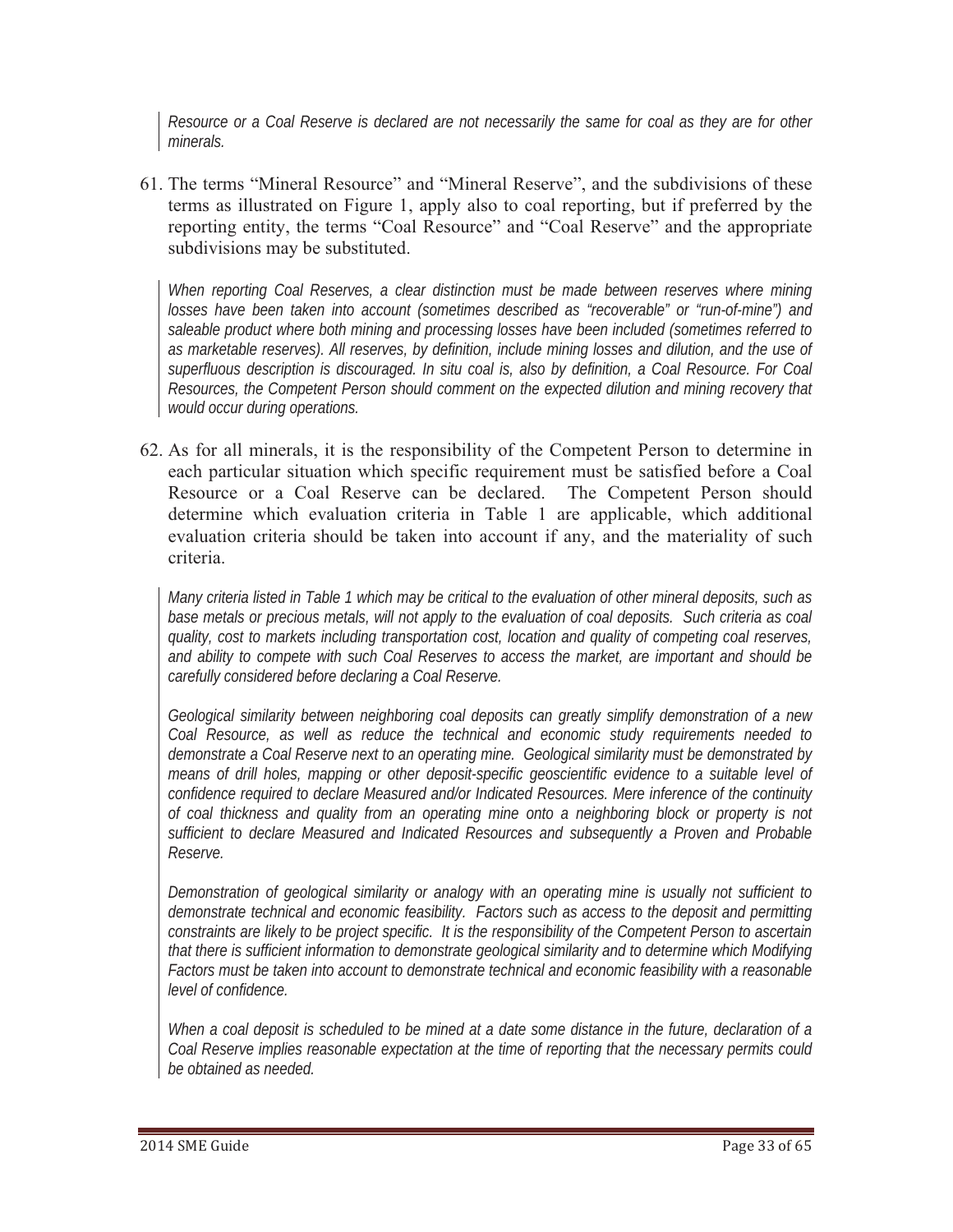*Resource or a Coal Reserve is declared are not necessarily the same for coal as they are for other minerals.*

61. The terms "Mineral Resource" and "Mineral Reserve", and the subdivisions of these terms as illustrated on Figure 1, apply also to coal reporting, but if preferred by the reporting entity, the terms "Coal Resource" and "Coal Reserve" and the appropriate subdivisions may be substituted.

*When reporting Coal Reserves, a clear distinction must be made between reserves where mining losses have been taken into account (sometimes described as "recoverable" or "run-of-mine") and saleable product where both mining and processing losses have been included (sometimes referred to as marketable reserves). All reserves, by definition, include mining losses and dilution, and the use of superfluous description is discouraged. In situ coal is, also by definition, a Coal Resource. For Coal Resources, the Competent Person should comment on the expected dilution and mining recovery that would occur during operations.*

62. As for all minerals, it is the responsibility of the Competent Person to determine in each particular situation which specific requirement must be satisfied before a Coal Resource or a Coal Reserve can be declared. The Competent Person should determine which evaluation criteria in Table 1 are applicable, which additional evaluation criteria should be taken into account if any, and the materiality of such criteria.

*Many criteria listed in Table 1 which may be critical to the evaluation of other mineral deposits, such as base metals or precious metals, will not apply to the evaluation of coal deposits. Such criteria as coal quality, cost to markets including transportation cost, location and quality of competing coal reserves, and ability to compete with such Coal Reserves to access the market, are important and should be carefully considered before declaring a Coal Reserve.*

*Geological similarity between neighboring coal deposits can greatly simplify demonstration of a new Coal Resource, as well as reduce the technical and economic study requirements needed to demonstrate a Coal Reserve next to an operating mine. Geological similarity must be demonstrated by means of drill holes, mapping or other deposit-specific geoscientific evidence to a suitable level of confidence required to declare Measured and/or Indicated Resources. Mere inference of the continuity of coal thickness and quality from an operating mine onto a neighboring block or property is not sufficient to declare Measured and Indicated Resources and subsequently a Proven and Probable Reserve.*

*Demonstration of geological similarity or analogy with an operating mine is usually not sufficient to demonstrate technical and economic feasibility. Factors such as access to the deposit and permitting constraints are likely to be project specific. It is the responsibility of the Competent Person to ascertain that there is sufficient information to demonstrate geological similarity and to determine which Modifying Factors must be taken into account to demonstrate technical and economic feasibility with a reasonable level of confidence.*

*When a coal deposit is scheduled to be mined at a date some distance in the future, declaration of a Coal Reserve implies reasonable expectation at the time of reporting that the necessary permits could be obtained as needed.*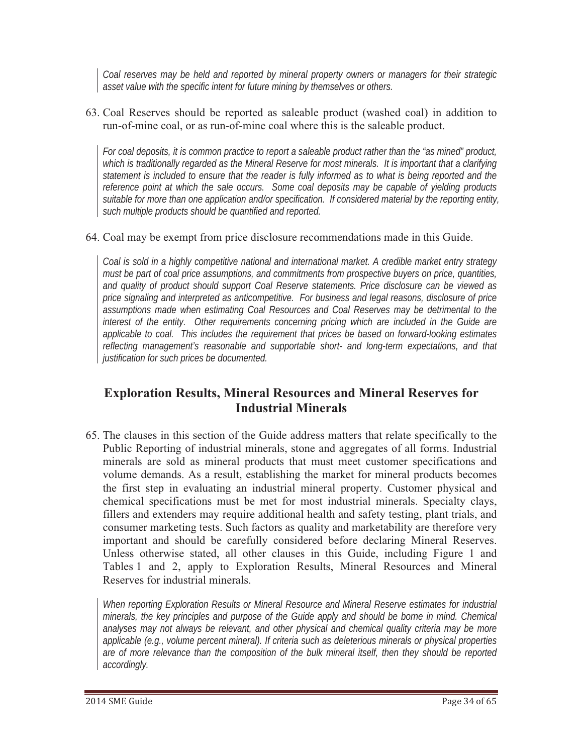*Coal reserves may be held and reported by mineral property owners or managers for their strategic asset value with the specific intent for future mining by themselves or others.*

63. Coal Reserves should be reported as saleable product (washed coal) in addition to run-of-mine coal, or as run-of-mine coal where this is the saleable product.

*For coal deposits, it is common practice to report a saleable product rather than the "as mined" product, which is traditionally regarded as the Mineral Reserve for most minerals. It is important that a clarifying statement is included to ensure that the reader is fully informed as to what is being reported and the reference point at which the sale occurs. Some coal deposits may be capable of yielding products suitable for more than one application and/or specification. If considered material by the reporting entity, such multiple products should be quantified and reported.*

64. Coal may be exempt from price disclosure recommendations made in this Guide.

*Coal is sold in a highly competitive national and international market. A credible market entry strategy must be part of coal price assumptions, and commitments from prospective buyers on price, quantities, and quality of product should support Coal Reserve statements. Price disclosure can be viewed as price signaling and interpreted as anticompetitive. For business and legal reasons, disclosure of price assumptions made when estimating Coal Resources and Coal Reserves may be detrimental to the interest of the entity. Other requirements concerning pricing which are included in the Guide are applicable to coal. This includes the requirement that prices be based on forward-looking estimates reflecting management's reasonable and supportable short- and long-term expectations, and that justification for such prices be documented.*

## Exploration Results, Mineral Resources and Mineral Reserves for Industrial Minerals

65. The clauses in this section of the Guide address matters that relate specifically to the Public Reporting of industrial minerals, stone and aggregates of all forms. Industrial minerals are sold as mineral products that must meet customer specifications and volume demands. As a result, establishing the market for mineral products becomes the first step in evaluating an industrial mineral property. Customer physical and chemical specifications must be met for most industrial minerals. Specialty clays, fillers and extenders may require additional health and safety testing, plant trials, and consumer marketing tests. Such factors as quality and marketability are therefore very important and should be carefully considered before declaring Mineral Reserves. Unless otherwise stated, all other clauses in this Guide, including Figure 1 and Tables 1 and 2, apply to Exploration Results, Mineral Resources and Mineral Reserves for industrial minerals.

*When reporting Exploration Results or Mineral Resource and Mineral Reserve estimates for industrial minerals, the key principles and purpose of the Guide apply and should be borne in mind. Chemical analyses may not always be relevant, and other physical and chemical quality criteria may be more applicable (e.g., volume percent mineral). If criteria such as deleterious minerals or physical properties are of more relevance than the composition of the bulk mineral itself, then they should be reported accordingly.*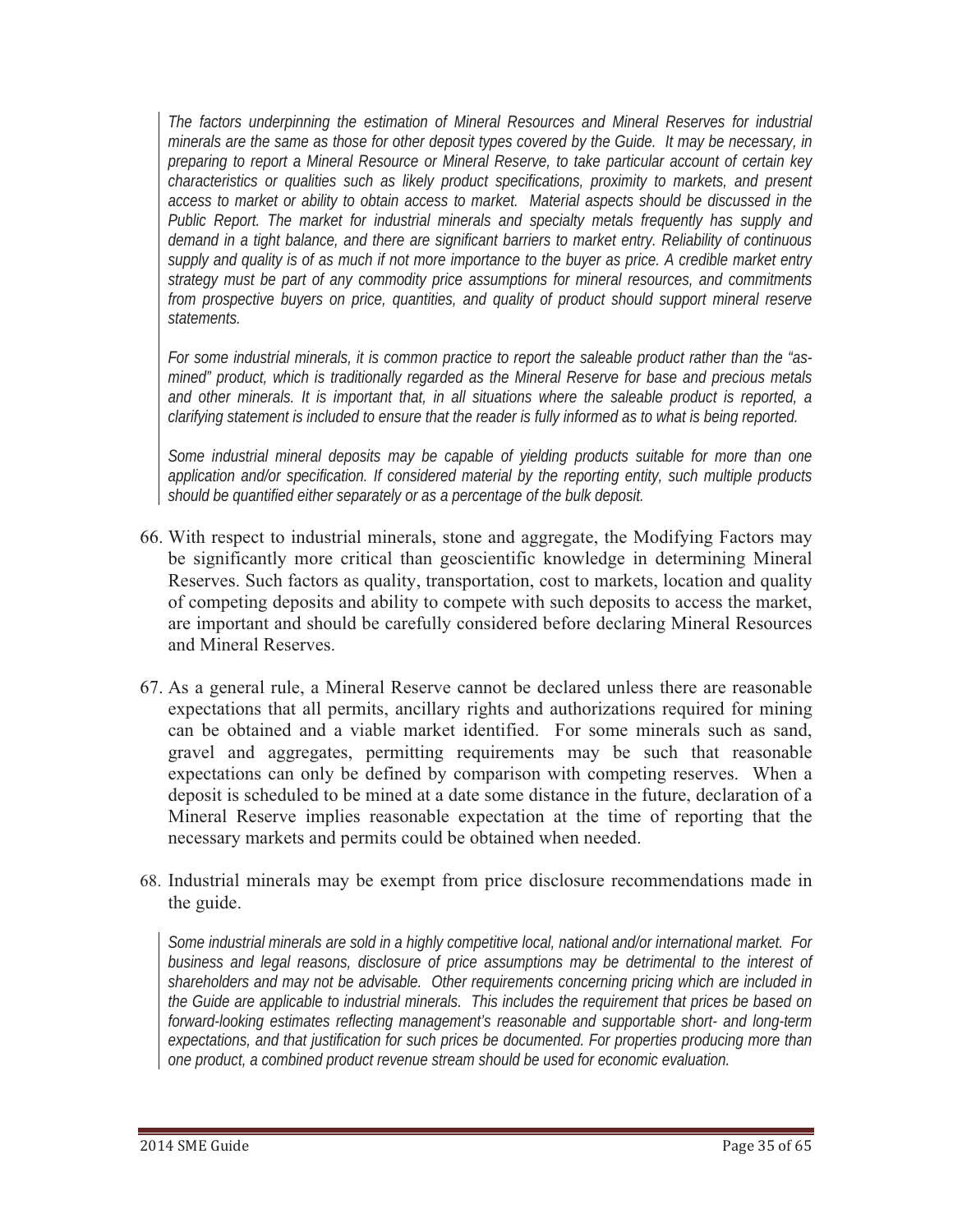*The factors underpinning the estimation of Mineral Resources and Mineral Reserves for industrial minerals are the same as those for other deposit types covered by the Guide. It may be necessary, in preparing to report a Mineral Resource or Mineral Reserve, to take particular account of certain key characteristics or qualities such as likely product specifications, proximity to markets, and present access to market or ability to obtain access to market. Material aspects should be discussed in the Public Report. The market for industrial minerals and specialty metals frequently has supply and demand in a tight balance, and there are significant barriers to market entry. Reliability of continuous supply and quality is of as much if not more importance to the buyer as price. A credible market entry strategy must be part of any commodity price assumptions for mineral resources, and commitments from prospective buyers on price, quantities, and quality of product should support mineral reserve statements.*

*For some industrial minerals, it is common practice to report the saleable product rather than the "as-mined" product, which is traditionally regarded as the Mineral Reserve for base and precious metals and other minerals. It is important that, in all situations where the saleable product is reported, a clarifying statement is included to ensure that the reader is fully informed as to what is being reported.*

*Some industrial mineral deposits may be capable of yielding products suitable for more than one application and/or specification. If considered material by the reporting entity, such multiple products should be quantified either separately or as a percentage of the bulk deposit.*

66. With respect to industrial minerals, stone and aggregate, the Modifying Factors may be significantly more critical than geoscientific knowledge in determining Mineral Reserves. Such factors as quality, transportation, cost to markets, location and quality of competing deposits and ability to compete with such deposits to access the market, are important and should be carefully considered before declaring Mineral Resources and Mineral Reserves.

67. As a general rule, a Mineral Reserve cannot be declared unless there are reasonable expectations that all permits, ancillary rights and authorizations required for mining can be obtained and a viable market identified. For some minerals such as sand, gravel and aggregates, permitting requirements may be such that reasonable expectations can only be defined by comparison with competing reserves. When a deposit is scheduled to be mined at a date some distance in the future, declaration of a Mineral Reserve implies reasonable expectation at the time of reporting that the necessary markets and permits could be obtained when needed.

68. Industrial minerals may be exempt from price disclosure recommendations made in the guide.

*Some industrial minerals are sold in a highly competitive local, national and/or international market. For business and legal reasons, disclosure of price assumptions may be detrimental to the interest of shareholders and may not be advisable. Other requirements concerning pricing which are included in the Guide are applicable to industrial minerals. This includes the requirement that prices be based on forward-looking estimates reflecting management's reasonable and supportable short- and long-term expectations, and that justification for such prices be documented. For properties producing more than one product, a combined product revenue stream should be used for economic evaluation.*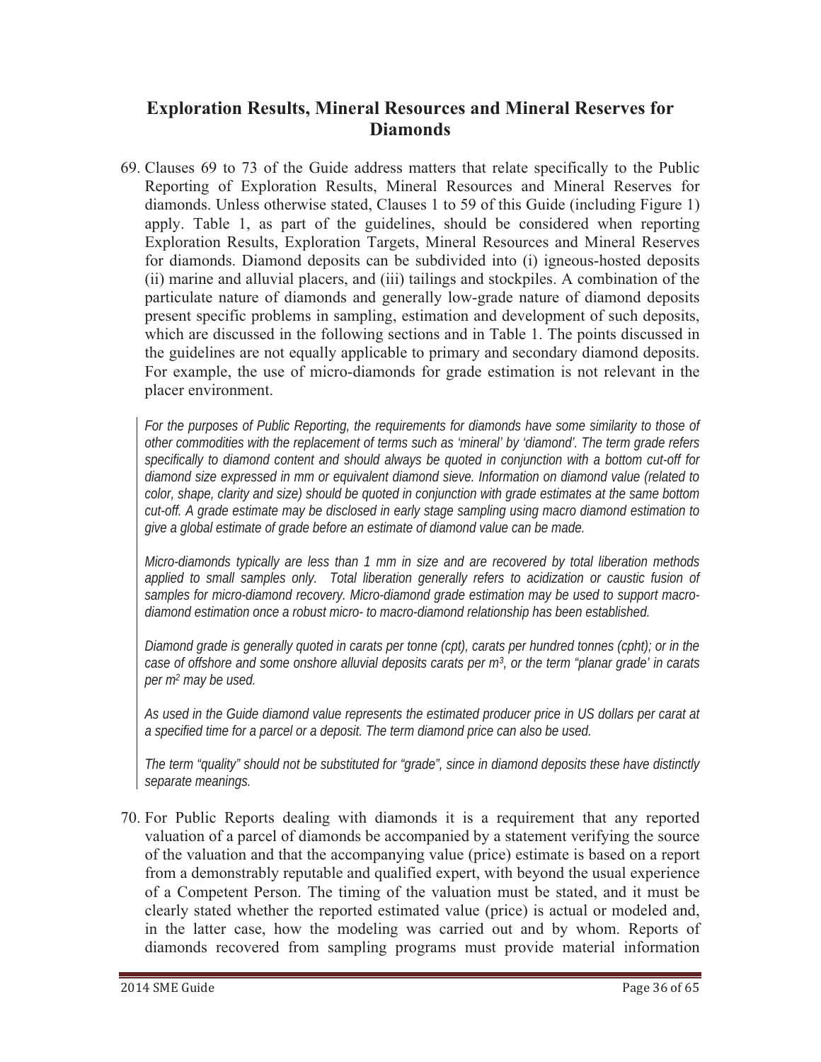## Exploration Results, Mineral Resources and Mineral Reserves for Diamonds

69. Clauses 69 to 73 of the Guide address matters that relate specifically to the Public Reporting of Exploration Results, Mineral Resources and Mineral Reserves for diamonds. Unless otherwise stated, Clauses 1 to 59 of this Guide (including Figure 1) apply. Table 1, as part of the guidelines, should be considered when reporting Exploration Results, Exploration Targets, Mineral Resources and Mineral Reserves for diamonds. Diamond deposits can be subdivided into (i) igneous-hosted deposits (ii) marine and alluvial placers, and (iii) tailings and stockpiles. A combination of the particulate nature of diamonds and generally low-grade nature of diamond deposits present specific problems in sampling, estimation and development of such deposits, which are discussed in the following sections and in Table 1. The points discussed in the guidelines are not equally applicable to primary and secondary diamond deposits. For example, the use of micro-diamonds for grade estimation is not relevant in the placer environment.

*For the purposes of Public Reporting, the requirements for diamonds have some similarity to those of other commodities with the replacement of terms such as 'mineral' by 'diamond'. The term grade refers specifically to diamond content and should always be quoted in conjunction with a bottom cut-off for diamond size expressed in mm or equivalent diamond sieve. Information on diamond value (related to color, shape, clarity and size) should be quoted in conjunction with grade estimates at the same bottom cut-off. A grade estimate may be disclosed in early stage sampling using macro diamond estimation to give a global estimate of grade before an estimate of diamond value can be made.*

*Micro-diamonds typically are less than 1 mm in size and are recovered by total liberation methods applied to small samples only. Total liberation generally refers to acidization or caustic fusion of samples for micro-diamond recovery. Micro-diamond grade estimation may be used to support macro-diamond estimation once a robust micro- to macro-diamond relationship has been established.*

*Diamond grade is generally quoted in carats per tonne (cpt), carats per hundred tonnes (cpht); or in the case of offshore and some onshore alluvial deposits carats per $m^3$, or the term "planar grade' in carats per $m^2$ may be used.*

*As used in the Guide diamond value represents the estimated producer price in US dollars per carat at a specified time for a parcel or a deposit. The term diamond price can also be used.*

*The term "quality" should not be substituted for "grade", since in diamond deposits these have distinctly separate meanings.*

70. For Public Reports dealing with diamonds it is a requirement that any reported valuation of a parcel of diamonds be accompanied by a statement verifying the source of the valuation and that the accompanying value (price) estimate is based on a report from a demonstrably reputable and qualified expert, with beyond the usual experience of a Competent Person. The timing of the valuation must be stated, and it must be clearly stated whether the reported estimated value (price) is actual or modeled and, in the latter case, how the modeling was carried out and by whom. Reports of diamonds recovered from sampling programs must provide material information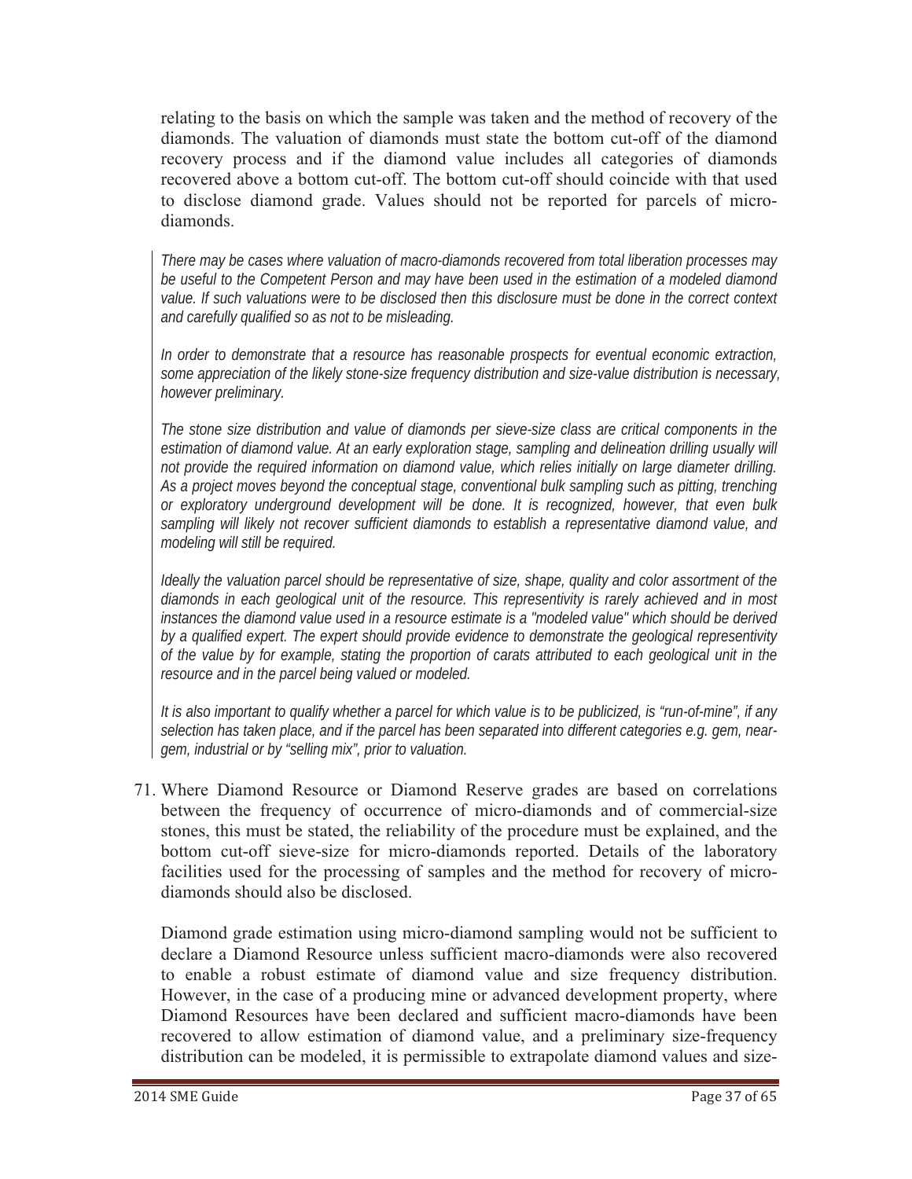relating to the basis on which the sample was taken and the method of recovery of the diamonds. The valuation of diamonds must state the bottom cut-off of the diamond recovery process and if the diamond value includes all categories of diamonds recovered above a bottom cut-off. The bottom cut-off should coincide with that used to disclose diamond grade. Values should not be reported for parcels of micro-diamonds.

*There may be cases where valuation of macro-diamonds recovered from total liberation processes may be useful to the Competent Person and may have been used in the estimation of a modeled diamond value. If such valuations were to be disclosed then this disclosure must be done in the correct context and carefully qualified so as not to be misleading.*

*In order to demonstrate that a resource has reasonable prospects for eventual economic extraction, some appreciation of the likely stone-size frequency distribution and size-value distribution is necessary, however preliminary.*

*The stone size distribution and value of diamonds per sieve-size class are critical components in the estimation of diamond value. At an early exploration stage, sampling and delineation drilling usually will not provide the required information on diamond value, which relies initially on large diameter drilling. As a project moves beyond the conceptual stage, conventional bulk sampling such as pitting, trenching or exploratory underground development will be done. It is recognized, however, that even bulk sampling will likely not recover sufficient diamonds to establish a representative diamond value, and modeling will still be required.*

*Ideally the valuation parcel should be representative of size, shape, quality and color assortment of the diamonds in each geological unit of the resource. This representivity is rarely achieved and in most instances the diamond value used in a resource estimate is a "modeled value" which should be derived by a qualified expert. The expert should provide evidence to demonstrate the geological representivity of the value by for example, stating the proportion of carats attributed to each geological unit in the resource and in the parcel being valued or modeled.*

*It is also important to qualify whether a parcel for which value is to be publicized, is "run-of-mine", if any selection has taken place, and if the parcel has been separated into different categories e.g. gem, near-gem, industrial or by "selling mix", prior to valuation.*

71. Where Diamond Resource or Diamond Reserve grades are based on correlations between the frequency of occurrence of micro-diamonds and of commercial-size stones, this must be stated, the reliability of the procedure must be explained, and the bottom cut-off sieve-size for micro-diamonds reported. Details of the laboratory facilities used for the processing of samples and the method for recovery of micro-diamonds should also be disclosed.

    Diamond grade estimation using micro-diamond sampling would not be sufficient to declare a Diamond Resource unless sufficient macro-diamonds were also recovered to enable a robust estimate of diamond value and size frequency distribution. However, in the case of a producing mine or advanced development property, where Diamond Resources have been declared and sufficient macro-diamonds have been recovered to allow estimation of diamond value, and a preliminary size-frequency distribution can be modeled, it is permissible to extrapolate diamond values and size-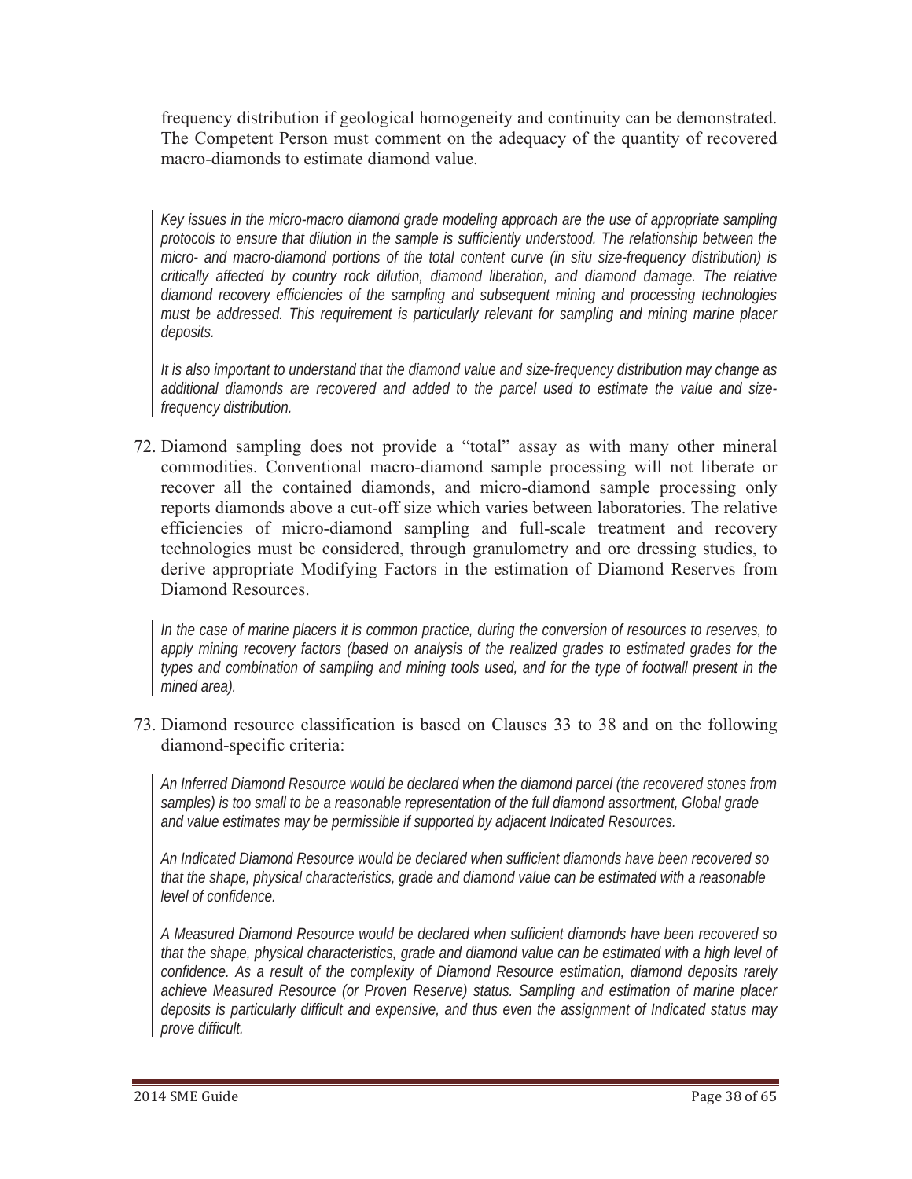frequency distribution if geological homogeneity and continuity can be demonstrated. The Competent Person must comment on the adequacy of the quantity of recovered macro-diamonds to estimate diamond value.

*Key issues in the micro-macro diamond grade modeling approach are the use of appropriate sampling protocols to ensure that dilution in the sample is sufficiently understood. The relationship between the micro- and macro-diamond portions of the total content curve (in situ size-frequency distribution) is critically affected by country rock dilution, diamond liberation, and diamond damage. The relative diamond recovery efficiencies of the sampling and subsequent mining and processing technologies must be addressed. This requirement is particularly relevant for sampling and mining marine placer deposits.*

*It is also important to understand that the diamond value and size-frequency distribution may change as additional diamonds are recovered and added to the parcel used to estimate the value and size-frequency distribution.*

72. Diamond sampling does not provide a "total" assay as with many other mineral commodities. Conventional macro-diamond sample processing will not liberate or recover all the contained diamonds, and micro-diamond sample processing only reports diamonds above a cut-off size which varies between laboratories. The relative efficiencies of micro-diamond sampling and full-scale treatment and recovery technologies must be considered, through granulometry and ore dressing studies, to derive appropriate Modifying Factors in the estimation of Diamond Reserves from Diamond Resources.

*In the case of marine placers it is common practice, during the conversion of resources to reserves, to apply mining recovery factors (based on analysis of the realized grades to estimated grades for the types and combination of sampling and mining tools used, and for the type of footwall present in the mined area).*

73. Diamond resource classification is based on Clauses 33 to 38 and on the following diamond-specific criteria:

*An Inferred Diamond Resource would be declared when the diamond parcel (the recovered stones from samples) is too small to be a reasonable representation of the full diamond assortment, Global grade and value estimates may be permissible if supported by adjacent Indicated Resources.*

*An Indicated Diamond Resource would be declared when sufficient diamonds have been recovered so that the shape, physical characteristics, grade and diamond value can be estimated with a reasonable level of confidence.*

*A Measured Diamond Resource would be declared when sufficient diamonds have been recovered so that the shape, physical characteristics, grade and diamond value can be estimated with a high level of confidence. As a result of the complexity of Diamond Resource estimation, diamond deposits rarely achieve Measured Resource (or Proven Reserve) status. Sampling and estimation of marine placer deposits is particularly difficult and expensive, and thus even the assignment of Indicated status may prove difficult.*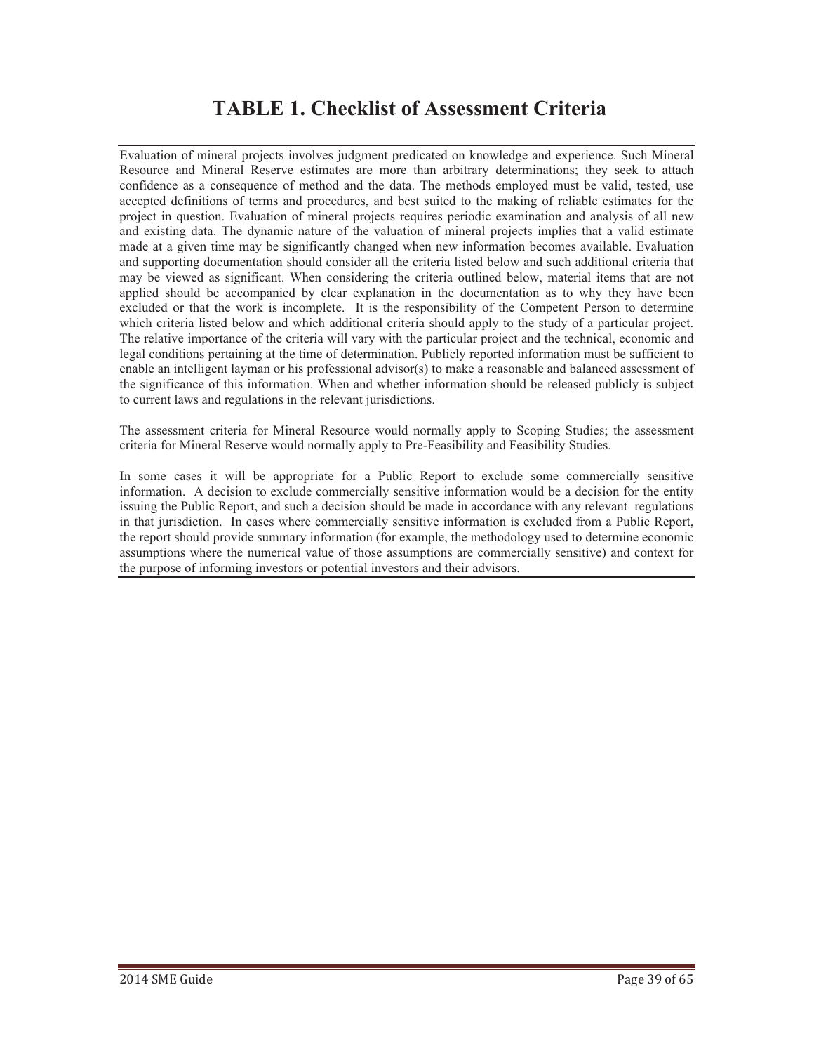# TABLE 1. Checklist of Assessment Criteria

Evaluation of mineral projects involves judgment predicated on knowledge and experience. Such Mineral Resource and Mineral Reserve estimates are more than arbitrary determinations; they seek to attach confidence as a consequence of method and the data. The methods employed must be valid, tested, use accepted definitions of terms and procedures, and best suited to the making of reliable estimates for the project in question. Evaluation of mineral projects requires periodic examination and analysis of all new and existing data. The dynamic nature of the valuation of mineral projects implies that a valid estimate made at a given time may be significantly changed when new information becomes available. Evaluation and supporting documentation should consider all the criteria listed below and such additional criteria that may be viewed as significant. When considering the criteria outlined below, material items that are not applied should be accompanied by clear explanation in the documentation as to why they have been excluded or that the work is incomplete. It is the responsibility of the Competent Person to determine which criteria listed below and which additional criteria should apply to the study of a particular project. The relative importance of the criteria will vary with the particular project and the technical, economic and legal conditions pertaining at the time of determination. Publicly reported information must be sufficient to enable an intelligent layman or his professional advisor(s) to make a reasonable and balanced assessment of the significance of this information. When and whether information should be released publicly is subject to current laws and regulations in the relevant jurisdictions.

The assessment criteria for Mineral Resource would normally apply to Scoping Studies; the assessment criteria for Mineral Reserve would normally apply to Pre-Feasibility and Feasibility Studies.

In some cases it will be appropriate for a Public Report to exclude some commercially sensitive information. A decision to exclude commercially sensitive information would be a decision for the entity issuing the Public Report, and such a decision should be made in accordance with any relevant regulations in that jurisdiction. In cases where commercially sensitive information is excluded from a Public Report, the report should provide summary information (for example, the methodology used to determine economic assumptions where the numerical value of those assumptions are commercially sensitive) and context for the purpose of informing investors or potential investors and their advisors.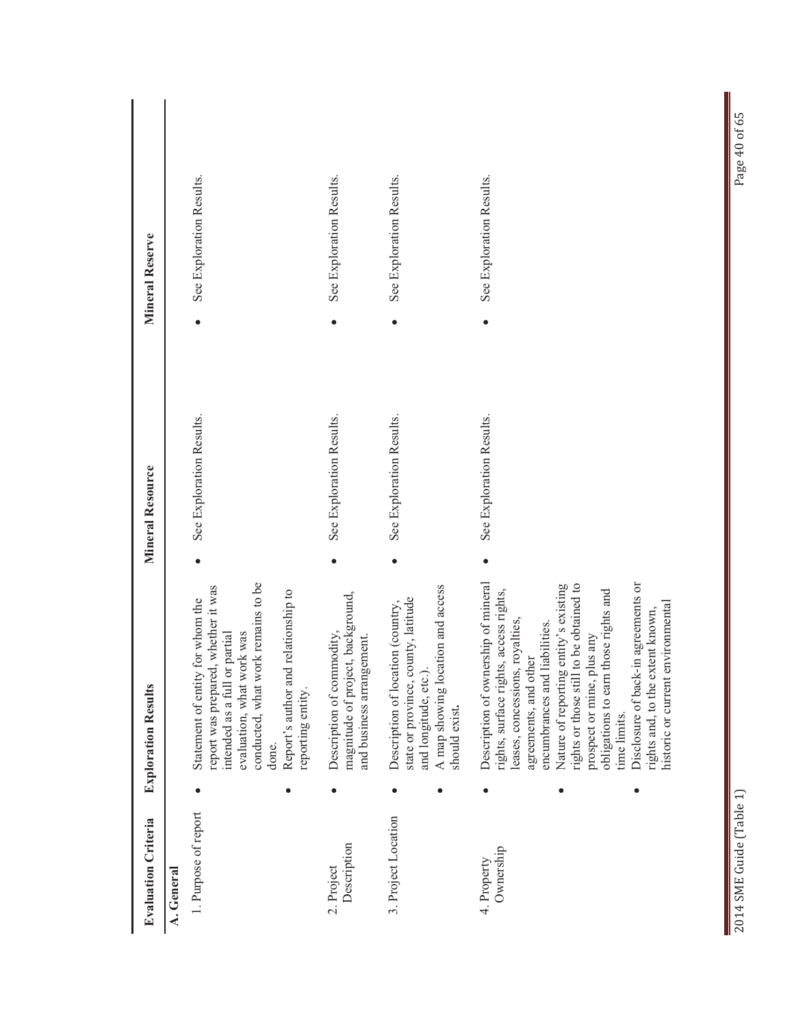| Evaluation Criteria | Exploration Results | Mineral Resource | Mineral Reserve |
|---|---|---|---|
| **A. General** | | | |
| 1. Purpose of report | • Statement of entity for whom the report was prepared, whether it was intended as a full or partial evaluation, what work was conducted, what work remains to be done.<br>• Report's author and relationship to reporting entity. | • See Exploration Results. | • See Exploration Results. |
| 2. Project Description | • Description of commodity, magnitude of project, background, and business arrangement. | • See Exploration Results. | • See Exploration Results. |
| 3. Project Location | • Description of location (country, state or province, county, latitude and longitude, etc.).<br>• A map showing location and access should exist. | • See Exploration Results. | • See Exploration Results. |
| 4. Property Ownership | • Description of ownership of mineral rights, surface rights, access rights, leases, concessions, royalties, agreements, and other encumbrances and liabilities.<br>• Nature of reporting entity's existing rights or those still to be obtained to prospect or mine, plus any obligations to earn those rights and time limits.<br>• Disclosure of back-in agreements or rights and, to the extent known, historic or current environmental | • See Exploration Results. | • See Exploration Results. |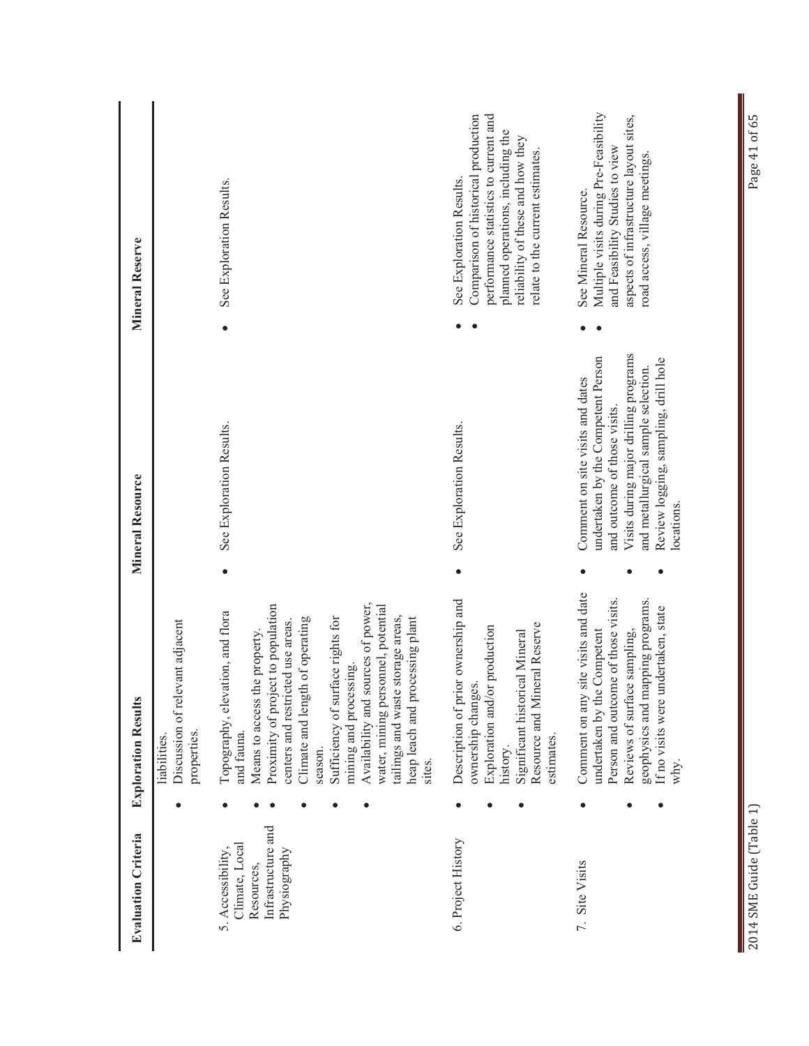| Evaluation Criteria | Exploration Results | Mineral Resource | Mineral Reserve |
|---|---|---|---|
| | liabilities.<br>• Discussion of relevant adjacent properties. | | |
| 5. Accessibility, Climate, Local Resources, Infrastructure and Physiography | • Topography, elevation, and flora and fauna.<br>• Means to access the property.<br>• Proximity of project to population centers and restricted use areas.<br>• Climate and length of operating season.<br>• Sufficiency of surface rights for mining and processing.<br>• Availability and sources of power, water, mining personnel, potential tailings and waste storage areas, heap leach and processing plant sites. | • See Exploration Results. | • See Exploration Results. |
| 6. Project History | • Description of prior ownership and ownership changes.<br>• Exploration and/or production history.<br>• Significant historical Mineral Resource and Mineral Reserve estimates. | • See Exploration Results. | • See Exploration Results.<br>• Comparison of historical production performance statistics to current and planned operations, including the reliability of these and how they relate to the current estimates. |
| 7. Site Visits | • Comment on any site visits and date undertaken by the Competent Person and outcome of those visits.<br>• Reviews of surface sampling, geophysics and mapping programs.<br>• If no visits were undertaken, state why. | • Comment on site visits and dates undertaken by the Competent Person and outcome of those visits.<br>• Visits during major drilling programs and metallurgical sample selection.<br>• Review logging, sampling, drill hole locations. | • See Mineral Resource.<br>• Multiple visits during Pre-Feasibility and Feasibility Studies to view aspects of infrastructure layout sites, road access, village meetings. |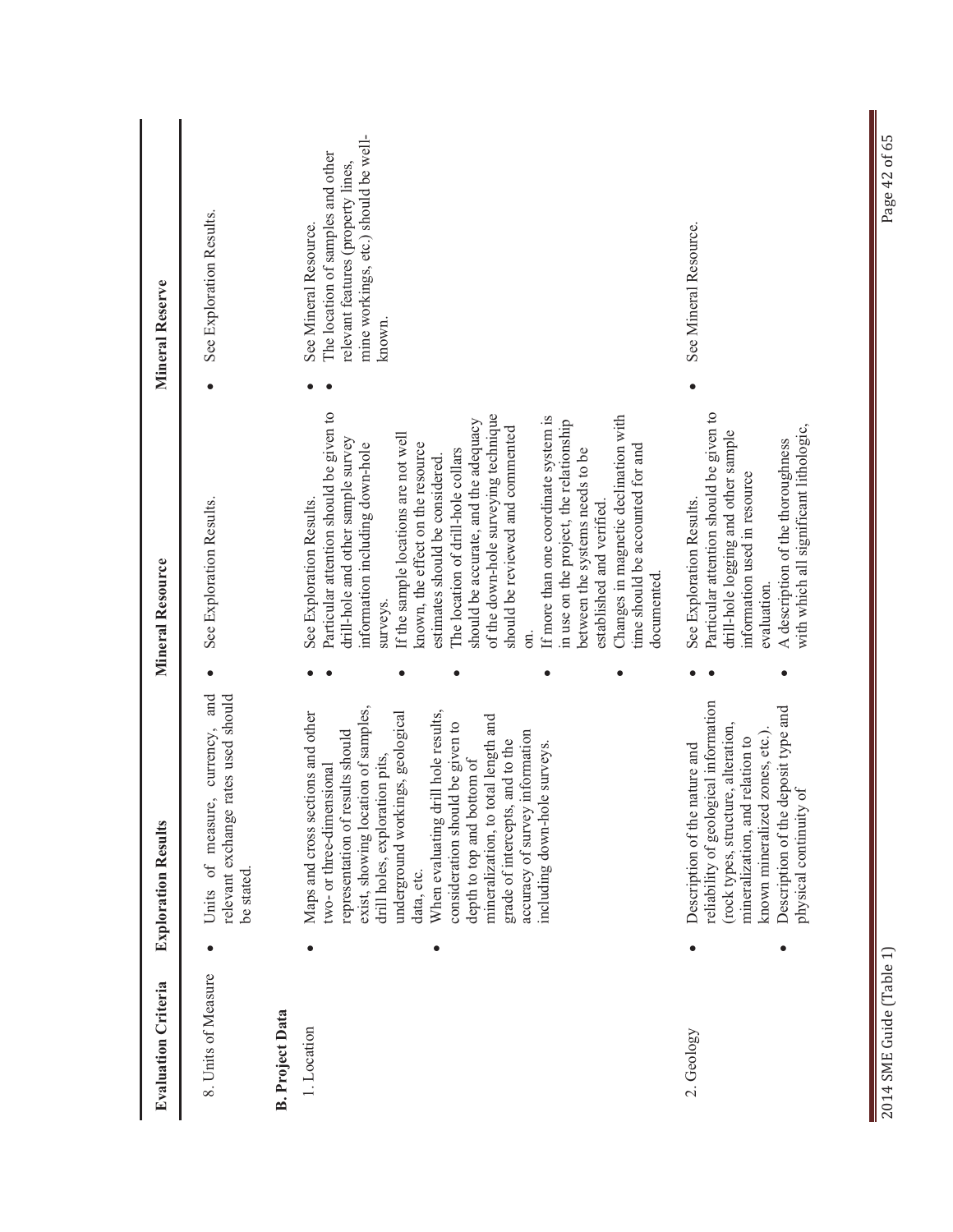| Evaluation Criteria | Exploration Results | Mineral Resource | Mineral Reserve |
|---|---|---|---|
| 8. Units of Measure | • Units of measure, currency, and relevant exchange rates used should be stated. | • See Exploration Results. | • See Exploration Results. |
| **B. Project Data** | | | |
| 1. Location | • Maps and cross sections and other two- or three-dimensional representation of results should exist, showing location of samples, drill holes, exploration pits, underground workings, geological data, etc.<br>• When evaluating drill hole results, consideration should be given to depth to top and bottom of mineralization, to total length and grade of intercepts, and to the accuracy of survey information including down-hole surveys. | • See Exploration Results.<br>• Particular attention should be given to drill-hole and other sample survey information including down-hole surveys.<br>• If the sample locations are not well known, the effect on the resource estimates should be considered.<br>• The location of drill-hole collars should be accurate, and the adequacy of the down-hole surveying technique should be reviewed and commented on.<br>• If more than one coordinate system is in use on the project, the relationship between the systems needs to be established and verified.<br>• Changes in magnetic declination with time should be accounted for and documented. | • See Mineral Resource.<br>• The location of samples and other relevant features (property lines, mine workings, etc.) should be well-known. |
| 2. Geology | • Description of the nature and reliability of geological information (rock types, structure, alteration, mineralization, and relation to known mineralized zones, etc.).<br>• Description of the deposit type and physical continuity of | • See Exploration Results.<br>• Particular attention should be given to drill-hole logging and other sample information used in resource evaluation.<br>• A description of the thoroughness with which all significant lithologic, | • See Mineral Resource. |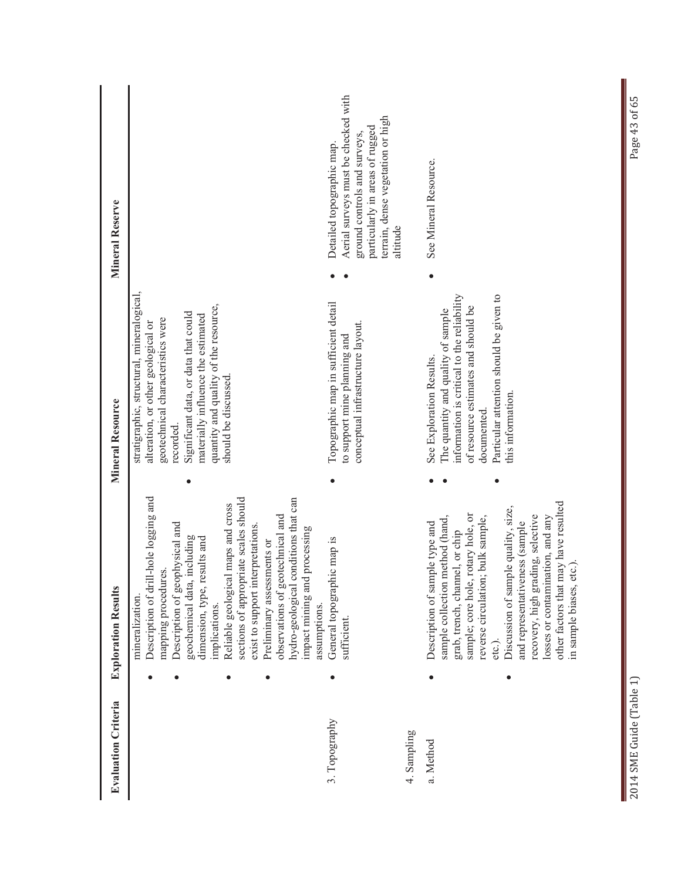| Evaluation Criteria | Exploration Results | Mineral Resource | Mineral Reserve |
|---|---|---|---|
| | mineralization.<br>• Description of drill-hole logging and mapping procedures.<br>• Description of geophysical and geochemical data, including dimension, type, results and implications.<br>• Reliable geological maps and cross sections of appropriate scales should exist to support interpretations.<br>• Preliminary assessments or observations of geotechnical and hydro-geological conditions that can impact mining and processing assumptions. | stratigraphic, structural, mineralogical, alteration, or other geological or geotechnical characteristics were recorded.<br>• Significant data, or data that could materially influence the estimated quantity and quality of the resource, should be discussed. | |
| 3. Topography | • General topographic map is sufficient. | • Topographic map in sufficient detail to support mine planning and conceptual infrastructure layout. | • Detailed topographic map.<br>• Aerial surveys must be checked with ground controls and surveys, particularly in areas of rugged terrain, dense vegetation or high altitude |
| 4. Sampling | | | |
| a. Method | • Description of sample type and sample collection method (hand, grab, trench, channel, or chip sample; core hole, rotary hole, or reverse circulation; bulk sample, etc.).<br>• Discussion of sample quality, size, and representativeness (sample recovery, high grading, selective losses or contamination, and any other factors that may have resulted in sample biases, etc.). | • See Exploration Results.<br>• The quantity and quality of sample information is critical to the reliability of resource estimates and should be documented.<br>• Particular attention should be given to this information. | • See Mineral Resource. |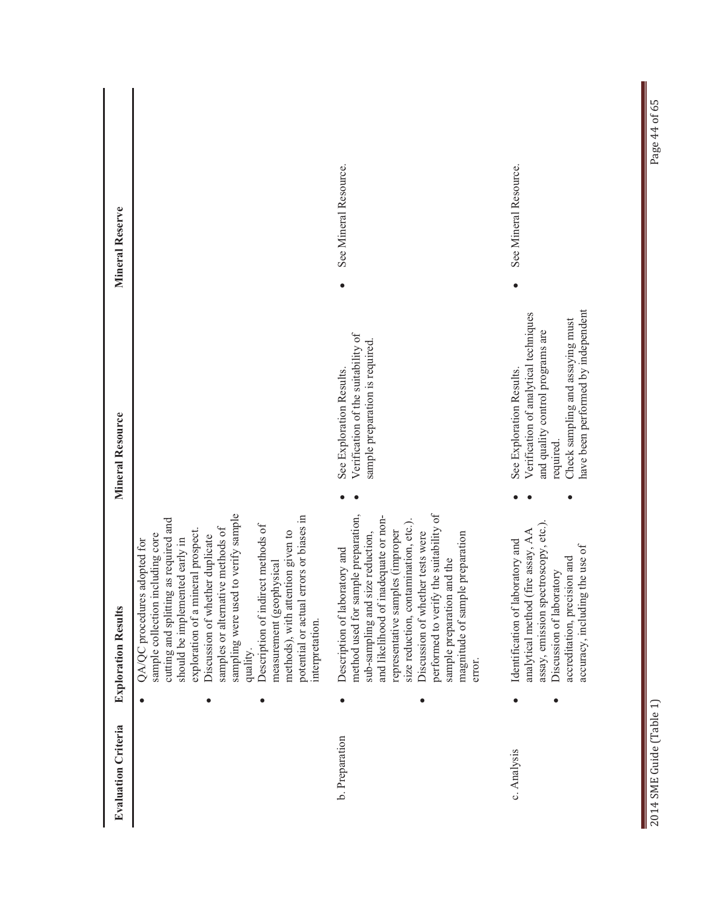| Evaluation Criteria | Exploration Results | Mineral Resource | Mineral Reserve |
|---|---|---|---|
| | • QA/QC procedures adopted for sample collection including core cutting and splitting as required and should be implemented early in exploration of a mineral prospect.<br>• Discussion of whether duplicate samples or alternative methods of sampling were used to verify sample quality.<br>• Description of indirect methods of measurement (geophysical methods), with attention given to potential or actual errors or biases in interpretation. | | |
| b. Preparation | • Description of laboratory and method used for sample preparation, sub-sampling and size reduction, and likelihood of inadequate or non-representative samples (improper size reduction, contamination, etc.).<br>• Discussion of whether tests were performed to verify the suitability of sample preparation and the magnitude of sample preparation error. | • See Exploration Results.<br>• Verification of the suitability of sample preparation is required. | • See Mineral Resource. |
| c. Analysis | • Identification of laboratory and analytical method (fire assay, AA assay, emission spectroscopy, etc.).<br>• Discussion of laboratory accreditation, precision and accuracy, including the use of | • See Exploration Results.<br>• Verification of analytical techniques and quality control programs are required.<br>• Check sampling and assaying must have been performed by independent | • See Mineral Resource. |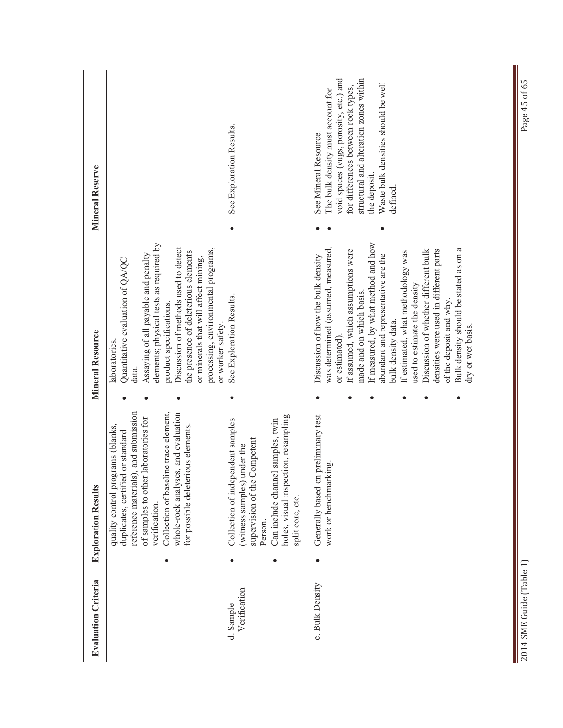| Evaluation Criteria | Exploration Results | Mineral Resource | Mineral Reserve |
|---|---|---|---|
| | quality control programs (blanks, duplicates, certified or standard reference materials), and submission of samples to other laboratories for verification.<br>• Collection of baseline trace element, whole-rock analyses, and evaluation for possible deleterious elements. | laboratories.<br>• Quantitative evaluation of QA/QC data.<br>• Assaying of all payable and penalty elements; physical tests as required by product specifications.<br>• Discussion of methods used to detect the presence of deleterious elements or minerals that will affect mining, processing, environmental programs, or worker safety. | |
| d. Sample Verification | • Collection of independent samples (witness samples) under the supervision of the Competent Person.<br>• Can include channel samples, twin holes, visual inspection, resampling split core, etc. | • See Exploration Results. | • See Exploration Results. |
| e. Bulk Density | • Generally based on preliminary test work or benchmarking. | • Discussion of how the bulk density was determined (assumed, measured, or estimated).<br>• If assumed, which assumptions were made and on which basis.<br>• If measured, by what method and how abundant and representative are the bulk density data.<br>• If estimated, what methodology was used to estimate the density.<br>• Discussion of whether different bulk densities were used in different parts of the deposit and why.<br>• Bulk density should be stated as on a dry or wet basis. | • See Mineral Resource.<br>• The bulk density must account for void spaces (vugs, porosity, etc.) and for differences between rock types, structural and alteration zones within the deposit.<br>• Waste bulk densities should be well defined. |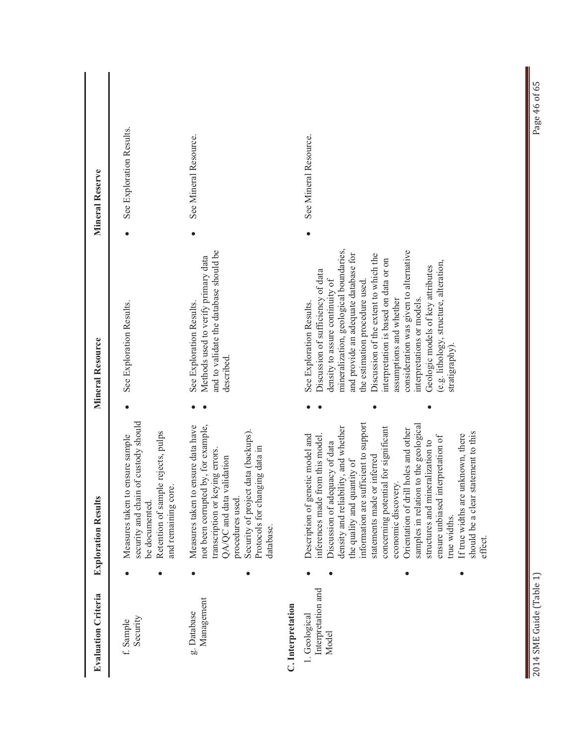| Evaluation Criteria | Exploration Results | Mineral Resource | Mineral Reserve |
|---|---|---|---|
| f. Sample Security | • Measures taken to ensure sample security and chain of custody should be documented.<br>• Retention of sample rejects, pulps and remaining core. | • See Exploration Results. | • See Exploration Results. |
| g. Database Management | • Measures taken to ensure data have not been corrupted by, for example, transcription or keying errors. QA/QC and data validation procedures used.<br>• Security of project data (backups). Protocols for changing data in database. | • See Exploration Results.<br>• Methods used to verify primary data and to validate the database should be described. | • See Mineral Resource. |
| **C. Interpretation** | | | |
| 1. Geological Interpretation and Model | • Description of genetic model and inferences made from this model.<br>• Discussion of adequacy of data density and reliability, and whether the quality and quantity of information are sufficient to support statements made or inferred concerning potential for significant economic discovery.<br>• Orientation of drill holes and other samples in relation to the geological structures and mineralization to ensure unbiased interpretation of true widths.<br>• If true widths are unknown, there should be a clear statement to this effect. | • See Exploration Results.<br>• Discussion of sufficiency of data density to assure continuity of mineralization, geological boundaries, and provide an adequate database for the estimation procedure used.<br>• Discussion of the extent to which the interpretation is based on data or on assumptions and whether consideration was given to alternative interpretations or models.<br>• Geologic models of key attributes (e.g. lithology, structure, alteration, stratigraphy). | • See Mineral Resource. |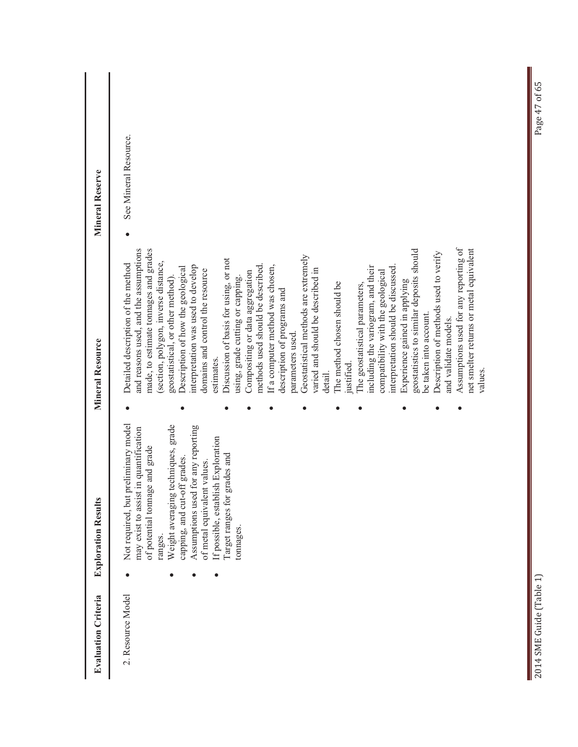| Evaluation Criteria | Exploration Results | Mineral Resource | Mineral Reserve |
|---|---|---|---|
| 2. Resource Model | • Not required, but preliminary model may exist to assist in quantification of potential tonnage and grade ranges.<br>• Weight averaging techniques, grade capping, and cut-off grades.<br>• Assumptions used for any reporting of metal equivalent values.<br>• If possible, establish Exploration Target ranges for grades and tonnages. | • Detailed description of the method and reasons used, and the assumptions made, to estimate tonnages and grades (section, polygon, inverse distance, geostatistical, or other method).<br>• Description of how the geological interpretation was used to develop domains and control the resource estimates.<br>• Discussion of basis for using, or not using, grade cutting or capping.<br>• Compositing or data aggregation methods used should be described.<br>• If a computer method was chosen, description of programs and parameters used.<br>• Geostatistical methods are extremely varied and should be described in detail.<br>• The method chosen should be justified.<br>• The geostatistical parameters, including the variogram, and their compatibility with the geological interpretation should be discussed.<br>• Experience gained in applying geostatistics to similar deposits should be taken into account.<br>• Description of methods used to verify and validate models.<br>• Assumptions used for any reporting of net smelter returns or metal equivalent values. | • See Mineral Resource. |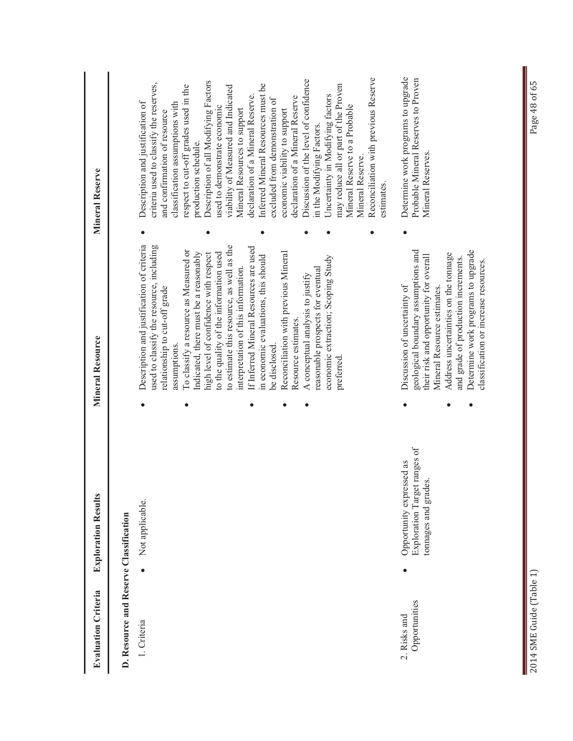| Evaluation Criteria | Exploration Results | Mineral Resource | Mineral Reserve |
|---|---|---|---|
| **D. Resource and Reserve Classification** | | | |
| 1. Criteria | • Not applicable. | • Description and justification of criteria used to classify the resource, including relationship to cut-off grade assumptions.<br>• To classify a resource as Measured or Indicated, there must be a reasonably high level of confidence with respect to the quality of the information used to estimate this resource, as well as the interpretation of this information.<br>• If Inferred Mineral Resources are used in economic evaluations, this should be disclosed.<br>• Reconciliation with previous Mineral Resource estimates.<br>• A conceptual analysis to justify reasonable prospects for eventual economic extraction; Scoping Study preferred. | • Description and justification of criteria used to classify the reserves, and confirmation of resource classification assumptions with respect to cut-off grades used in the production schedule.<br>• Description of all Modifying Factors used to demonstrate economic viability of Measured and Indicated Mineral Resources to support declaration of a Mineral Reserve.<br>• Inferred Mineral Resources must be excluded from demonstration of economic viability to support declaration of a Mineral Reserve<br>• Discussion of the level of confidence in the Modifying Factors.<br>• Uncertainty in Modifying factors may reduce all or part of the Proven Mineral Reserve to a Probable Mineral Reserve.<br>• Reconciliation with previous Reserve estimates. |
| 2. Risks and Opportunities | • Opportunity expressed as Exploration Target ranges of tonnages and grades. | • Discussion of uncertainty of geological boundary assumptions and their risk and opportunity for overall Mineral Resource estimates.<br>• Address uncertainties on the tonnage and grade of production increments.<br>• Determine work programs to upgrade classification or increase resources. | • Determine work programs to upgrade Probable Mineral Reserves to Proven Mineral Reserves. |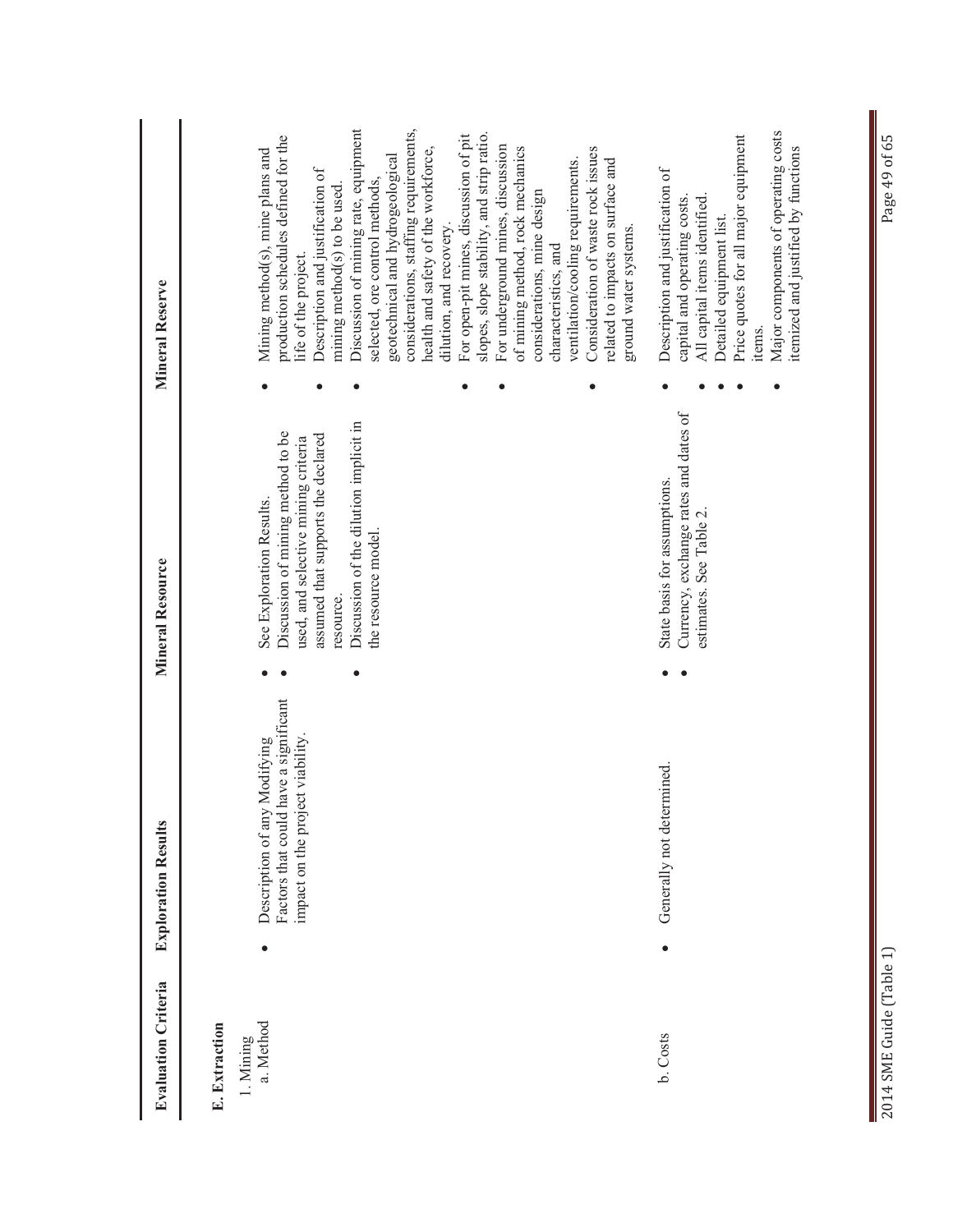| Evaluation Criteria | Exploration Results | Mineral Resource | Mineral Reserve |
|---|---|---|---|
| **E. Extraction** | | | |
| 1. Mining<br>a. Method | • Description of any Modifying Factors that could have a significant impact on the project viability. | • See Exploration Results.<br>• Discussion of mining method to be used, and selective mining criteria assumed that supports the declared resource.<br>• Discussion of the dilution implicit in the resource model. | • Mining method(s), mine plans and production schedules defined for the life of the project.<br>• Description and justification of mining method(s) to be used.<br>• Discussion of mining rate, equipment selected, ore control methods, geotechnical and hydrogeological considerations, staffing requirements, health and safety of the workforce, dilution, and recovery.<br>• For open-pit mines, discussion of pit slopes, slope stability, and strip ratio.<br>• For underground mines, discussion of mining method, rock mechanics considerations, mine design characteristics, and ventilation/cooling requirements.<br>• Consideration of waste rock issues related to impacts on surface and ground water systems. |
| b. Costs | • Generally not determined. | • State basis for assumptions.<br>• Currency, exchange rates and dates of estimates. See Table 2. | • Description and justification of capital and operating costs.<br>• All capital items identified.<br>• Detailed equipment list.<br>• Price quotes for all major equipment items.<br>• Major components of operating costs itemized and justified by functions |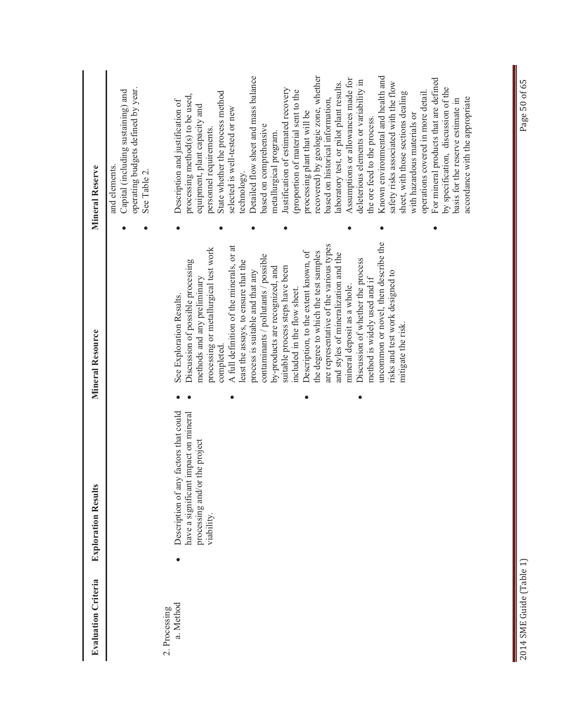| Evaluation Criteria | Exploration Results | Mineral Resource | Mineral Reserve |
|---|---|---|---|
| | | | and elements.<br>• Capital (including sustaining) and operating budgets defined by year.<br>• See Table 2. |
| 2. Processing<br>a. Method | • Description of any factors that could have a significant impact on mineral processing and/or the project viability. | • See Exploration Results.<br>• Discussion of possible processing methods and any preliminary processing or metallurgical test work completed.<br>• A full definition of the minerals, or at least the assays, to ensure that the process is suitable and that any contaminants / pollutants / possible by-products are recognized, and suitable process steps have been included in the flow sheet.<br>• Description, to the extent known, of the degree to which the test samples are representative of the various types and styles of mineralization and the mineral deposit as a whole.<br>• Discussion of whether the process method is widely used and if uncommon or novel, then describe the risks and test work designed to mitigate the risk. | • Description and justification of processing method(s) to be used, equipment, plant capacity and personnel requirements.<br>• State whether the process method selected is well-tested or new technology.<br>• Detailed flow sheet and mass balance based on comprehensive metallurgical program.<br>• Justification of estimated recovery (proportion of material sent to the processing plant that will be recovered) by geologic zone, whether based on historical information, laboratory test, or pilot plant results.<br>• Assumptions or allowances made for deleterious elements or variability in the ore feed to the process.<br>• Known environmental and health and safety risks associated with the flow sheet, with those sections dealing with hazardous materials or operations covered in more detail.<br>• For mineral products that are defined by specification, discussion of the basis for the reserve estimate in accordance with the appropriate |

2014 SME Guide (Table 1)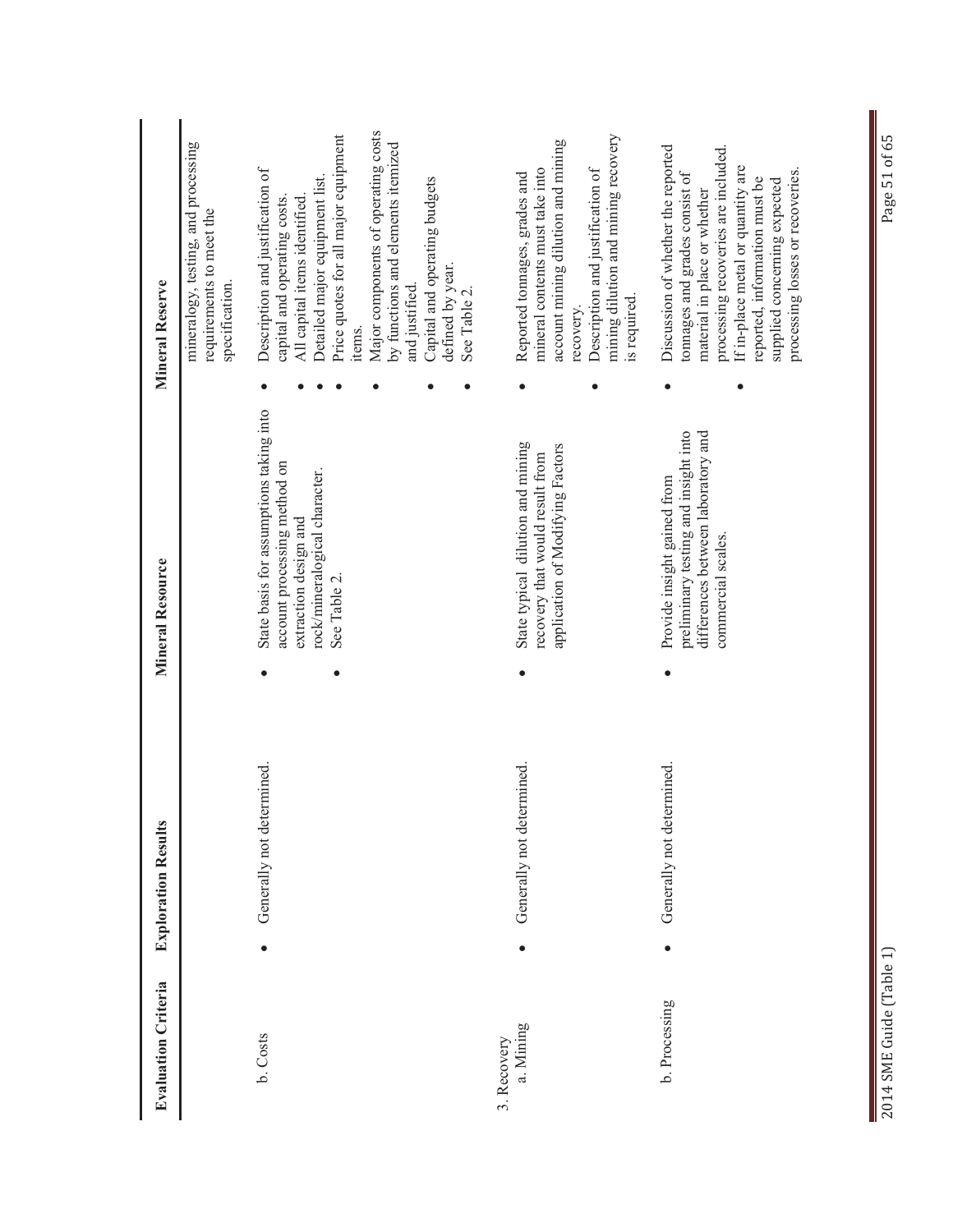| Evaluation Criteria | Exploration Results | Mineral Resource | Mineral Reserve |
|---|---|---|---|
| | | | mineralogy, testing, and processing requirements to meet the specification. |
| b. Costs | • Generally not determined. | • State basis for assumptions taking into account processing method on extraction design and rock/mineralogical character.<br>• See Table 2. | • Description and justification of capital and operating costs.<br>• All capital items identified.<br>• Detailed major equipment list.<br>• Price quotes for all major equipment items.<br>• Major components of operating costs by functions and elements itemized and justified.<br>• Capital and operating budgets defined by year.<br>• See Table 2. |
| 3. Recovery<br>a. Mining | • Generally not determined. | • State typical dilution and mining recovery that would result from application of Modifying Factors | • Reported tonnages, grades and mineral contents must take into account mining dilution and mining recovery.<br>• Description and justification of mining dilution and mining recovery is required. |
| b. Processing | • Generally not determined. | • Provide insight gained from preliminary testing and insight into differences between laboratory and commercial scales. | • Discussion of whether the reported tonnages and grades consist of material in place or whether processing recoveries are included.<br>• If in-place metal or quantity are reported, information must be supplied concerning expected processing losses or recoveries. |

2014 SME Guide (Table 1)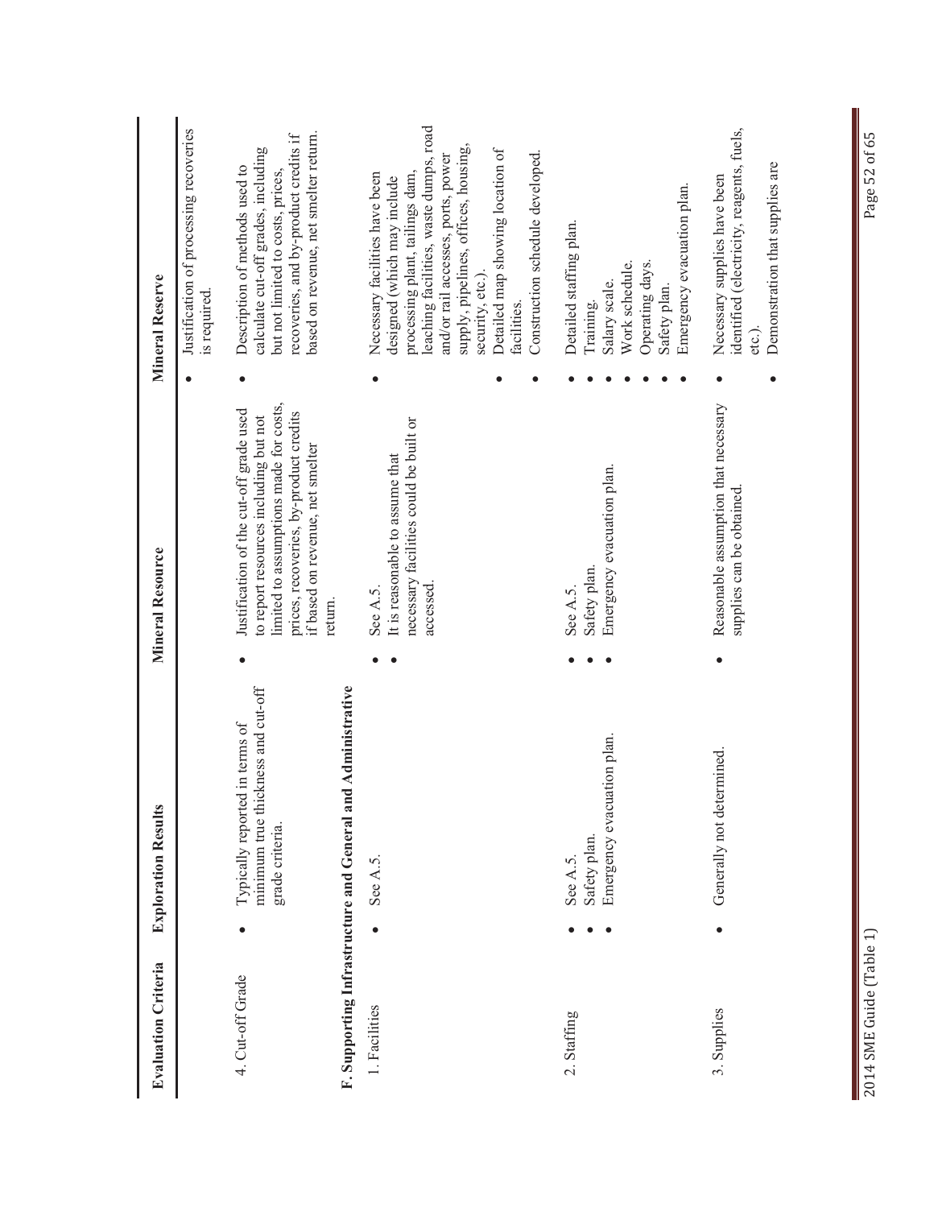| Evaluation Criteria | Exploration Results | Mineral Resource | Mineral Reserve |
|---|---|---|---|
| | | | • Justification of processing recoveries is required. |
| 4. Cut-off Grade | • Typically reported in terms of minimum true thickness and cut-off grade criteria. | • Justification of the cut-off grade used to report resources including but not limited to assumptions made for costs, prices, recoveries, by-product credits if based on revenue, net smelter return. | • Description of methods used to calculate cut-off grades, including but not limited to costs, prices, recoveries, and by-product credits if based on revenue, net smelter return. |
| **F. Supporting Infrastructure and General and Administrative** | | | |
| 1. Facilities | • See A.5. | • See A.5.<br>• It is reasonable to assume that necessary facilities could be built or accessed. | • Necessary facilities have been designed (which may include processing plant, tailings dam, leaching facilities, waste dumps, road and/or rail accesses, ports, power supply, pipelines, offices, housing, security, etc.).<br>• Detailed map showing location of facilities.<br>• Construction schedule developed. |
| 2. Staffing | • See A.5.<br>• Safety plan.<br>• Emergency evacuation plan. | • See A.5.<br>• Safety plan.<br>• Emergency evacuation plan. | • Detailed staffing plan.<br>• Training.<br>• Salary scale.<br>• Work schedule.<br>• Operating days.<br>• Safety plan.<br>• Emergency evacuation plan. |
| 3. Supplies | • Generally not determined. | • Reasonable assumption that necessary supplies can be obtained. | • Necessary supplies have been identified (electricity, reagents, fuels, etc.).<br>• Demonstration that supplies are |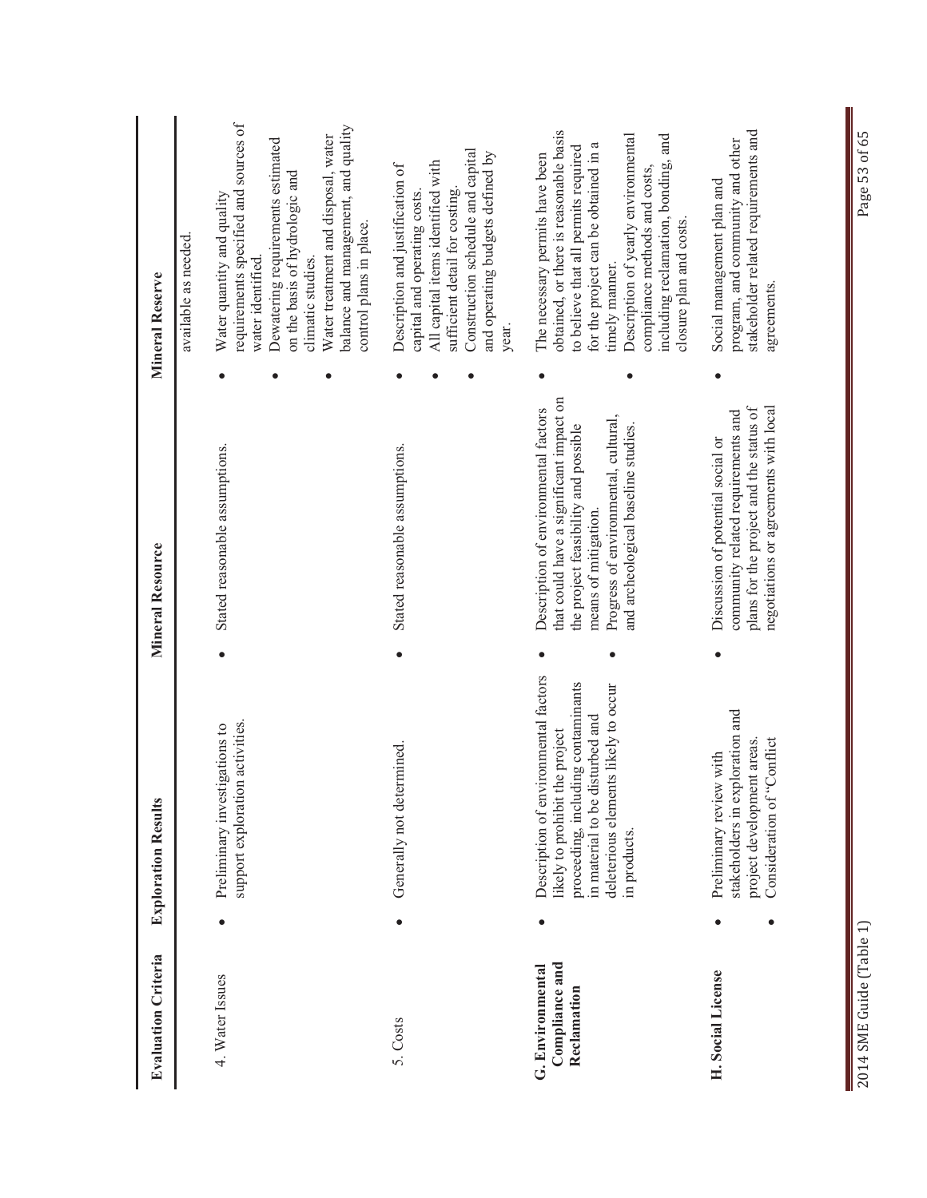| Evaluation Criteria | Exploration Results | Mineral Resource | Mineral Reserve |
| --- | --- | --- | --- |
| | | | available as needed. |
| 4. Water Issues | • Preliminary investigations to support exploration activities. | • Stated reasonable assumptions. | • Water quantity and quality requirements specified and sources of water identified.<br>• Dewatering requirements estimated on the basis of hydrologic and climatic studies.<br>• Water treatment and disposal, water balance and management, and quality control plans in place. |
| 5. Costs | • Generally not determined. | • Stated reasonable assumptions. | • Description and justification of capital and operating costs.<br>• All capital items identified with sufficient detail for costing.<br>• Construction schedule and capital and operating budgets defined by year. |
| **G. Environmental Compliance and Reclamation** | • Description of environmental factors likely to prohibit the project proceeding, including contaminants in material to be disturbed and deleterious elements likely to occur in products. | • Description of environmental factors that could have a significant impact on the project feasibility and possible means of mitigation.<br>• Progress of environmental, cultural, and archeological baseline studies. | • The necessary permits have been obtained, or there is reasonable basis to believe that all permits required for the project can be obtained in a timely manner.<br>• Description of yearly environmental compliance methods and costs, including reclamation, bonding, and closure plan and costs. |
| **H. Social License** | • Preliminary review with stakeholders in exploration and project development areas.<br>• Consideration of "Conflict | • Discussion of potential social or community related requirements and plans for the project and the status of negotiations or agreements with local | • Social management plan and program, and community and other stakeholder related requirements and agreements. |

2014 SME Guide (Table 1)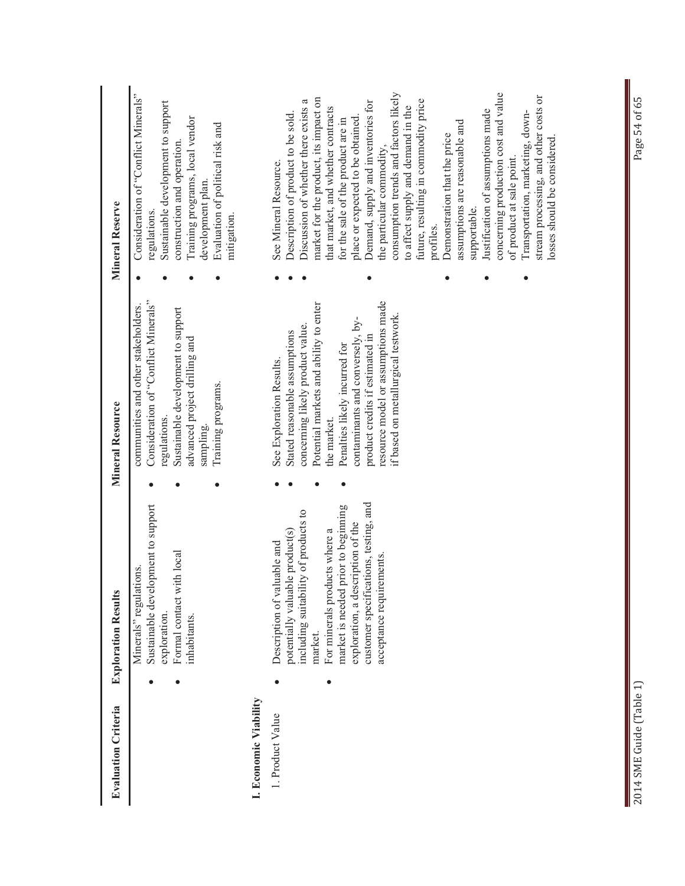| Evaluation Criteria | Exploration Results | Mineral Resource | Mineral Reserve |
|---|---|---|---|
| | • Minerals" regulations. <br> • Sustainable development to support exploration. <br> • Formal contact with local inhabitants. | communities and other stakeholders. <br> • Consideration of "Conflict Minerals" regulations. <br> • Sustainable development to support advanced project drilling and sampling. <br> • Training programs. | • Consideration of "Conflict Minerals" regulations. <br> • Sustainable development to support construction and operation. <br> • Training programs, local vendor development plan. <br> • Evaluation of political risk and mitigation. |
| **I. Economic Viability** | | | |
| 1. Product Value | • Description of valuable and potentially valuable product(s) including suitability of products to market. <br> • For minerals products where a market is needed prior to beginning exploration, a description of the customer specifications, testing, and acceptance requirements. | • See Exploration Results. <br> • Stated reasonable assumptions concerning likely product value. <br> • Potential markets and ability to enter the market. <br> • Penalties likely incurred for contaminants and conversely, by-product credits if estimated in resource model or assumptions made if based on metallurgical testwork. | • See Mineral Resource. <br> • Description of product to be sold. <br> • Discussion of whether there exists a market for the product, its impact on that market, and whether contracts for the sale of the product are in place or expected to be obtained. <br> • Demand, supply and inventories for the particular commodity, consumption trends and factors likely to affect supply and demand in the future, resulting in commodity price profiles. <br> • Demonstration that the price assumptions are reasonable and supportable. <br> • Justification of assumptions made concerning production cost and value of product at sale point. <br> • Transportation, marketing, down-stream processing, and other costs or losses should be considered. |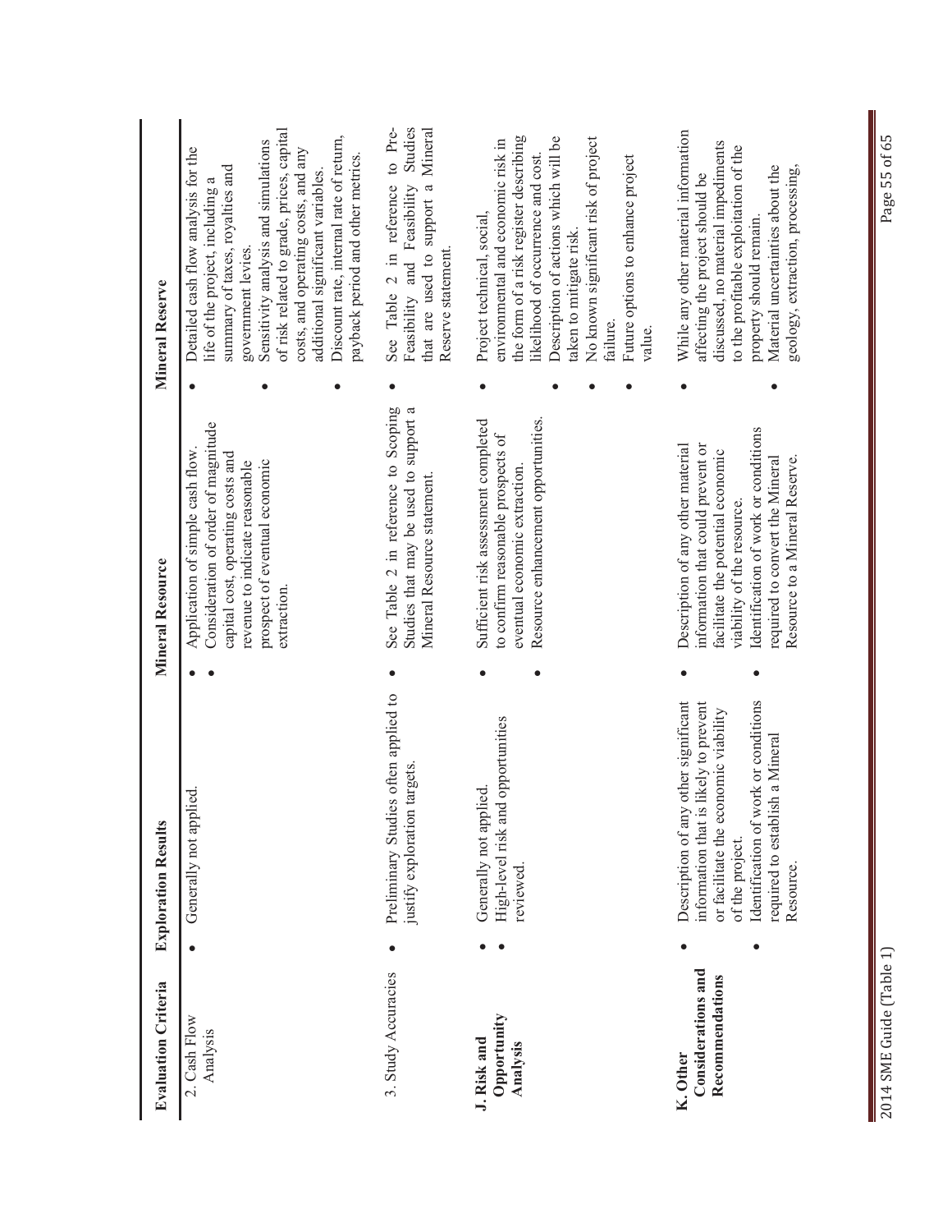| Evaluation Criteria | Exploration Results | Mineral Resource | Mineral Reserve |
|---|---|---|---|
| 2. Cash Flow Analysis | • Generally not applied. | • Application of simple cash flow.<br>• Consideration of order of magnitude capital cost, operating costs and revenue to indicate reasonable prospect of eventual economic extraction. | • Detailed cash flow analysis for the life of the project, including a summary of taxes, royalties and government levies.<br>• Sensitivity analysis and simulations of risk related to grade, prices, capital costs, and operating costs, and any additional significant variables.<br>• Discount rate, internal rate of return, payback period and other metrics. |
| 3. Study Accuracies | • Preliminary Studies often applied to justify exploration targets. | • See Table 2 in reference to Scoping Studies that may be used to support a Mineral Resource statement. | • See Table 2 in reference to Pre-Feasibility and Feasibility Studies that are used to support a Mineral Reserve statement. |
| **J. Risk and Opportunity Analysis** | • Generally not applied.<br>• High-level risk and opportunities reviewed. | • Sufficient risk assessment completed to confirm reasonable prospects of eventual economic extraction.<br>• Resource enhancement opportunities. | • Project technical, social, environmental and economic risk in the form of a risk register describing likelihood of occurrence and cost.<br>• Description of actions which will be taken to mitigate risk.<br>• No known significant risk of project failure.<br>• Future options to enhance project value. |
| **K. Other Considerations and Recommendations** | • Description of any other significant information that is likely to prevent or facilitate the economic viability of the project.<br>• Identification of work or conditions required to establish a Mineral Resource. | • Description of any other material information that could prevent or facilitate the potential economic viability of the resource.<br>• Identification of work or conditions required to convert the Mineral Resource to a Mineral Reserve. | • While any other material information affecting the project should be discussed, no material impediments to the profitable exploitation of the property should remain.<br>• Material uncertainties about the geology, extraction, processing, |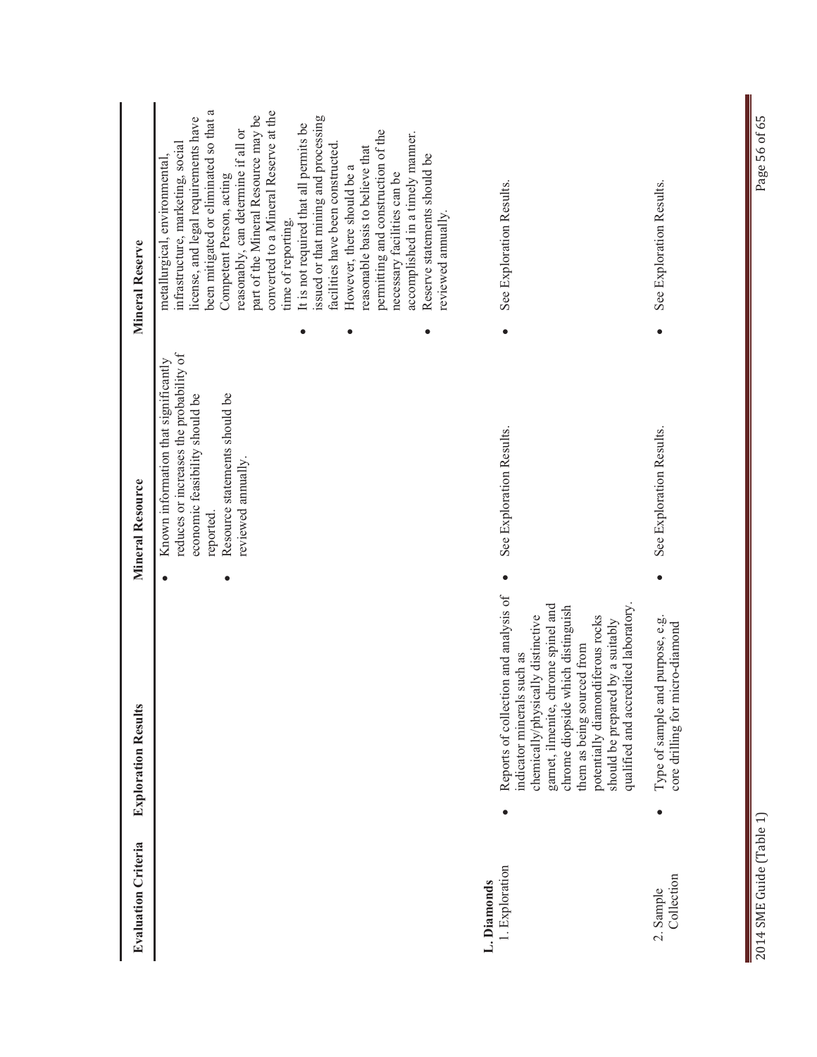| Evaluation Criteria | Exploration Results | Mineral Resource | Mineral Reserve |
|---|---|---|---|
| | | • Known information that significantly reduces or increases the probability of economic feasibility should be reported.<br>• Resource statements should be reviewed annually. | metallurgical, environmental, infrastructure, marketing, social license, and legal requirements have been mitigated or eliminated so that a Competent Person, acting reasonably, can determine if all or part of the Mineral Resource may be converted to a Mineral Reserve at the time of reporting.<br>• It is not required that all permits be issued or that mining and processing facilities have been constructed.<br>• However, there should be a reasonable basis to believe that permitting and construction of the necessary facilities can be accomplished in a timely manner.<br>• Reserve statements should be reviewed annually. |
| **L. Diamonds** | | | |
| 1. Exploration | • Reports of collection and analysis of indicator minerals such as chemically/physically distinctive garnet, ilmenite, chrome spinel and chrome diopside which distinguish them as being sourced from potentially diamondiferous rocks should be prepared by a suitably qualified and accredited laboratory. | • See Exploration Results. | • See Exploration Results. |
| 2. Sample Collection | • Type of sample and purpose, e.g. core drilling for micro-diamond | • See Exploration Results. | • See Exploration Results. |

2014 SME Guide (Table 1)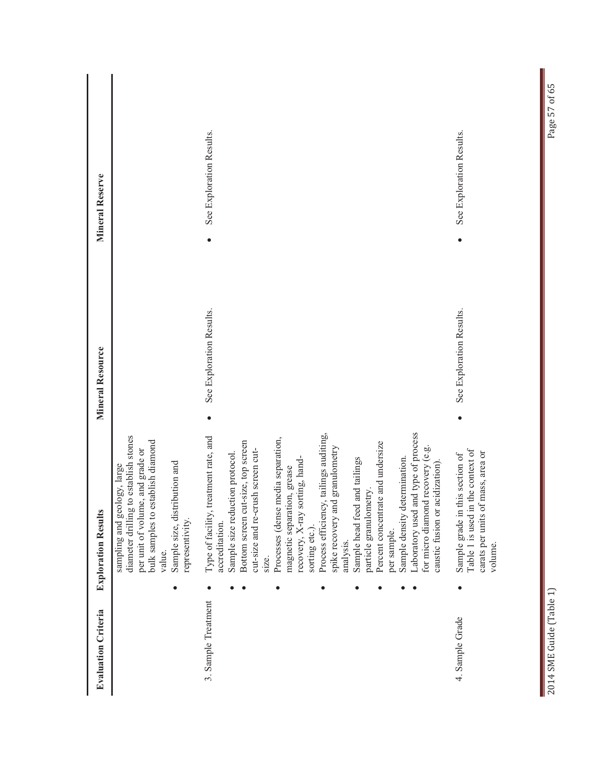| Evaluation Criteria | Exploration Results | Mineral Resource | Mineral Reserve |
|---|---|---|---|
| | sampling and geology, large diameter drilling to establish stones per unit of volume, and grade or bulk samples to establish diamond value.<br>• Sample size, distribution and representivity. | | |
| 3. Sample Treatment | • Type of facility, treatment rate, and accreditation.<br>• Sample size reduction protocol.<br>• Bottom screen cut-size, top screen cut-size and re-crush screen cut-size.<br>• Processes (dense media separation, magnetic separation, grease recovery, X-ray sorting, hand-sorting etc.).<br>• Process efficiency, tailings auditing, spike recovery and granulometry analysis.<br>• Sample head feed and tailings particle granulometry.<br>• Percent concentrate and undersize per sample.<br>• Sample density determination.<br>• Laboratory used and type of process for micro diamond recovery (e.g. caustic fusion or acidization). | • See Exploration Results. | • See Exploration Results. |
| 4. Sample Grade | • Sample grade in this section of Table 1 is used in the context of carats per units of mass, area or volume. | • See Exploration Results. | • See Exploration Results. |

2014 SME Guide (Table 1)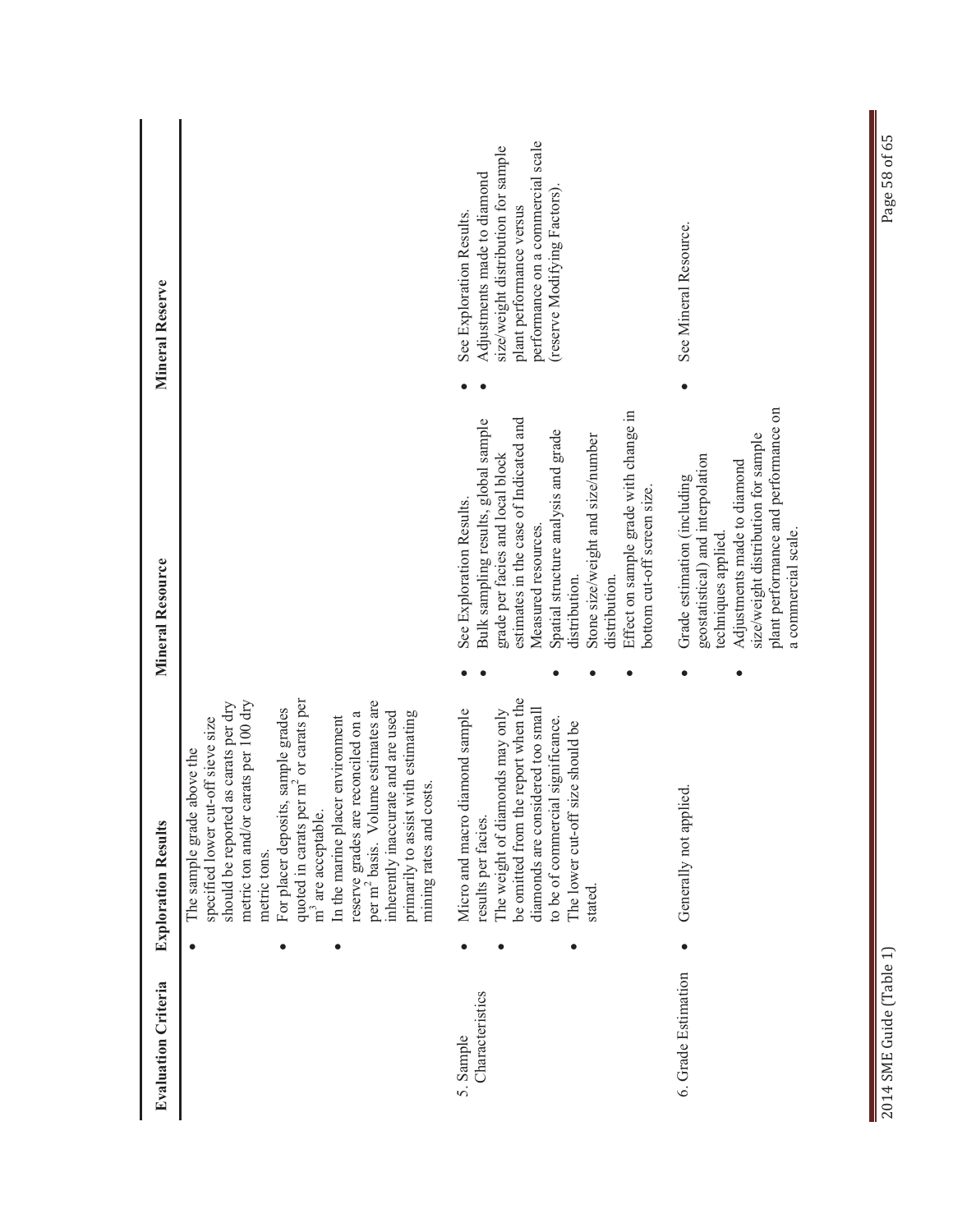| Evaluation Criteria | Exploration Results | Mineral Resource | Mineral Reserve |
|---|---|---|---|
| | • The sample grade above the specified lower cut-off sieve size should be reported as carats per dry metric ton and/or carats per 100 dry metric tons.<br>• For placer deposits, sample grades quoted in carats per $m^2$ or carats per $m^3$ are acceptable.<br>• In the marine placer environment reserve grades are reconciled on a per $m^2$ basis. Volume estimates are inherently inaccurate and are used primarily to assist with estimating mining rates and costs. | | |
| 5. Sample Characteristics | • Micro and macro diamond sample results per facies.<br>• The weight of diamonds may only be omitted from the report when the diamonds are considered too small to be of commercial significance.<br>• The lower cut-off size should be stated. | • See Exploration Results.<br>• Bulk sampling results, global sample grade per facies and local block estimates in the case of Indicated and Measured resources.<br>• Spatial structure analysis and grade distribution.<br>• Stone size/weight and size/number distribution.<br>• Effect on sample grade with change in bottom cut-off screen size. | • See Exploration Results.<br>• Adjustments made to diamond size/weight distribution for sample plant performance versus performance on a commercial scale (reserve Modifying Factors). |
| 6. Grade Estimation | • Generally not applied. | • Grade estimation (including geostatistical) and interpolation techniques applied.<br>• Adjustments made to diamond size/weight distribution for sample plant performance and performance on a commercial scale. | • See Mineral Resource. |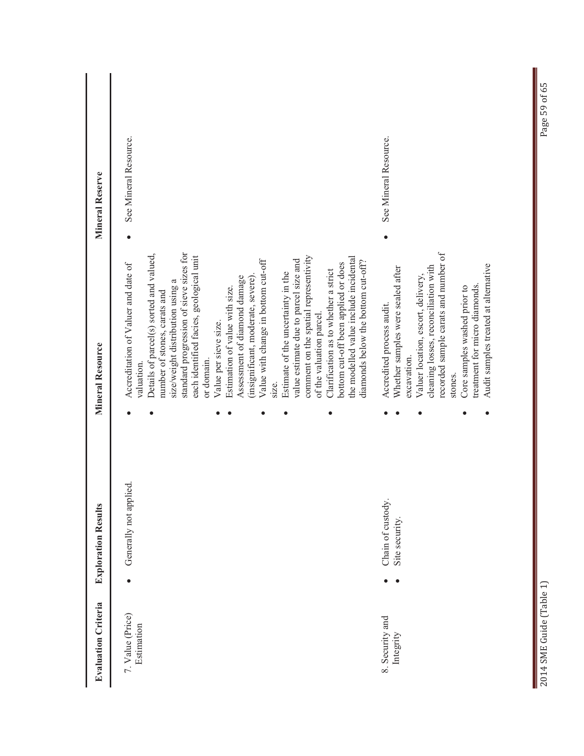| Evaluation Criteria | Exploration Results | Mineral Resource | Mineral Reserve |
|---|---|---|---|
| 7. Value (Price) Estimation | • Generally not applied. | • Accreditation of Valuer and date of valuation.<br>• Details of parcel(s) sorted and valued, number of stones, carats and size/weight distribution using a standard progression of sieve sizes for each identified facies, geological unit or domain.<br>• Value per sieve size.<br>• Estimation of value with size.<br>• Assessment of diamond damage (insignificant, moderate, severe).<br>• Value with change in bottom cut-off size.<br>• Estimate of the uncertainty in the value estimate due to parcel size and comment on the spatial representivity of the valuation parcel.<br>• Clarification as to whether a strict bottom cut-off been applied or does the modelled value include incidental diamonds below the bottom cut-off? | • See Mineral Resource. |
| 8. Security and Integrity | • Chain of custody.<br>• Site security. | • Accredited process audit.<br>• Whether samples were sealed after excavation.<br>• Valuer location, escort, delivery, cleaning losses, reconciliation with recorded sample carats and number of stones.<br>• Core samples washed prior to treatment for micro diamonds.<br>• Audit samples treated at alternative | • See Mineral Resource. |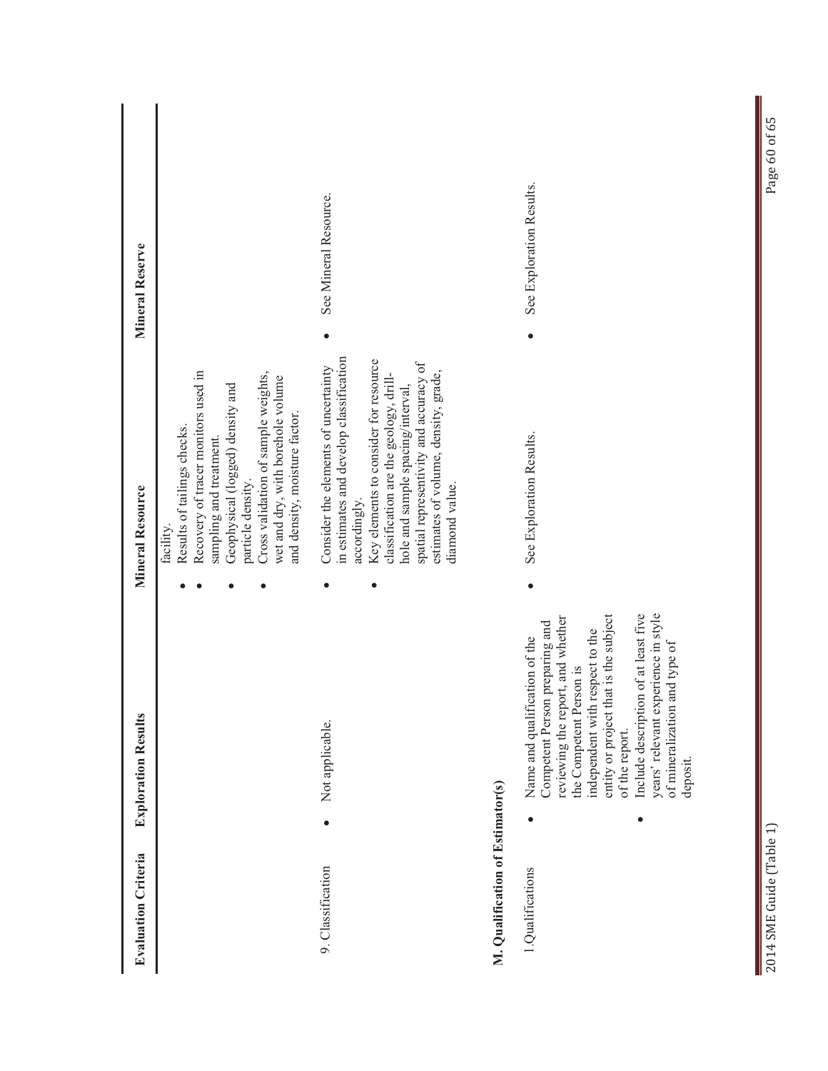| Evaluation Criteria | Exploration Results | Mineral Resource | Mineral Reserve |
|---|---|---|---|
| | | facility.<br>• Results of tailings checks.<br>• Recovery of tracer monitors used in sampling and treatment.<br>• Geophysical (logged) density and particle density.<br>• Cross validation of sample weights, wet and dry, with borehole volume and density, moisture factor. | |
| 9. Classification | • Not applicable. | • Consider the elements of uncertainty in estimates and develop classification accordingly.<br>• Key elements to consider for resource classification are the geology, drill-hole and sample spacing/interval, spatial representivity and accuracy of estimates of volume, density, grade, diamond value. | • See Mineral Resource. |
| **M. Qualification of Estimator(s)** | | | |
| 1.Qualifications | • Name and qualification of the Competent Person preparing and reviewing the report, and whether the Competent Person is independent with respect to the entity or project that is the subject of the report.<br>• Include description of at least five years' relevant experience in style of mineralization and type of deposit. | • See Exploration Results. | • See Exploration Results. |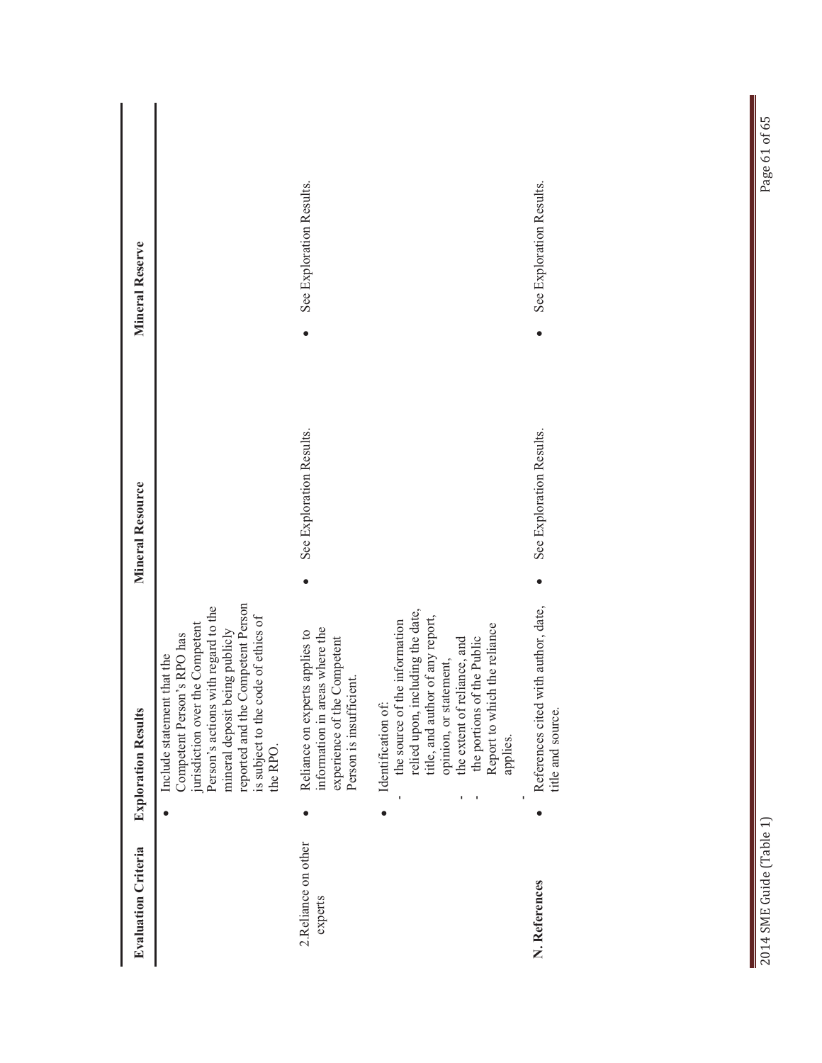| Evaluation Criteria | Exploration Results | Mineral Resource | Mineral Reserve |
|---|---|---|---|
| | • Include statement that the Competent Person's RPO has jurisdiction over the Competent Person's actions with regard to the mineral deposit being publicly reported and the Competent Person is subject to the code of ethics of the RPO. | | |
| 2.Reliance on other experts | • Reliance on experts applies to information in areas where the experience of the Competent Person is insufficient.<br>• Identification of:<br>- the source of the information relied upon, including the date, title, and author of any report, opinion, or statement,<br>- the extent of reliance, and<br>- the portions of the Public Report to which the reliance applies.<br>- | • See Exploration Results. | • See Exploration Results. |
| **N. References** | • References cited with author, date, title and source. | • See Exploration Results. | • See Exploration Results. |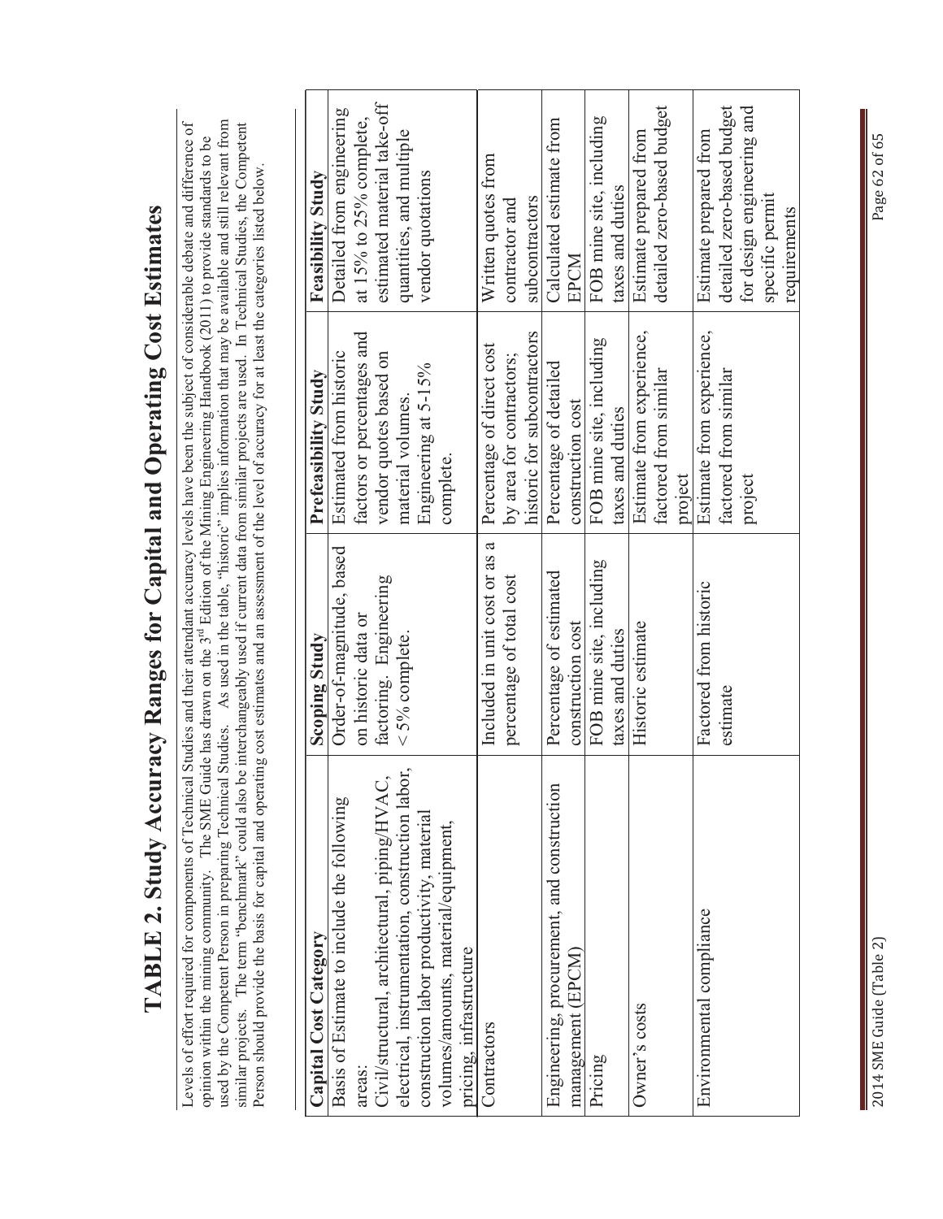# TABLE 2. Study Accuracy Ranges for Capital and Operating Cost Estimates

Levels of effort required for components of Technical Studies and their attendant accuracy levels have been the subject of considerable debate and difference of opinion within the mining community. The SME Guide has drawn on the 3rd Edition of the Mining Engineering Handbook (2011) to provide standards to be used by the Competent Person in preparing Technical Studies. As used in the table, "historic" implies information that may be available and still relevant from similar projects. The term "benchmark" could also be interchangeably used if current data from similar projects are used. In Technical Studies, the Competent Person should provide the basis for capital and operating cost estimates and an assessment of the level of accuracy for at least the categories listed below.

| Capital Cost Category | Scoping Study | Prefeasibility Study | Feasibility Study |
|---|---|---|---|
| Basis of Estimate to include the following areas: Civil/structural, architectural, piping/HVAC, electrical, instrumentation, construction labor, construction labor productivity, material volumes/amounts, material/equipment, pricing, infrastructure | Order-of-magnitude, based on historic data or factoring. Engineering < 5% complete. | Estimated from historic factors or percentages and vendor quotes based on material volumes. Engineering at 5-15% complete. | Detailed from engineering at 15% to 25% complete, estimated material take-off quantities, and multiple vendor quotations |
| Contractors | Included in unit cost or as a percentage of total cost | Percentage of direct cost by area for contractors; historic for subcontractors | Written quotes from contractor and subcontractors |
| Engineering, procurement, and construction management (EPCM) | Percentage of estimated construction cost | Percentage of detailed construction cost | Calculated estimate from EPCM |
| Pricing | FOB mine site, including taxes and duties | FOB mine site, including taxes and duties | FOB mine site, including taxes and duties |
| Owner's costs | Historic estimate | Estimate from experience, factored from similar project | Estimate prepared from detailed zero-based budget |
| Environmental compliance | Factored from historic estimate | Estimate from experience, factored from similar project | Estimate prepared from detailed zero-based budget for design engineering and specific permit requirements |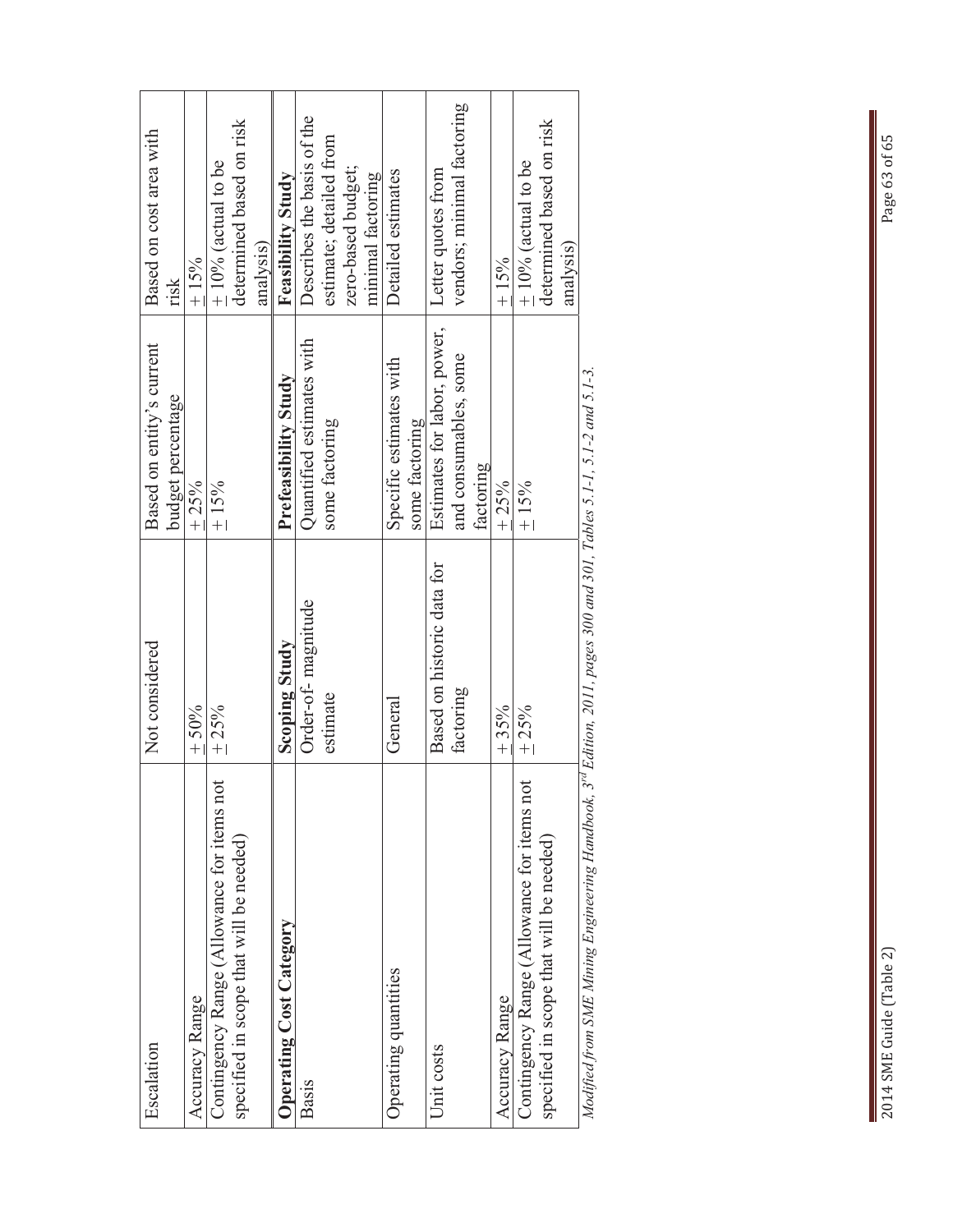| Escalation | Not considered | Based on entity's current budget percentage | Based on cost area with risk |
|---|---|---|---|
| Accuracy Range | ± 50% | ± 25% | ± 15% |
| Contingency Range (Allowance for items not specified in scope that will be needed) | ± 25% | ± 15% | ± 10% (actual to be determined based on risk analysis) |
| **Operating Cost Category** | **Scoping Study** | **Prefeasibility Study** | **Feasibility Study** |
| Basis | Order-of- magnitude estimate | Quantified estimates with some factoring | Describes the basis of the estimate; detailed from zero-based budget; minimal factoring |
| Operating quantities | General | Specific estimates with some factoring | Detailed estimates |
| Unit costs | Based on historic data for factoring | Estimates for labor, power, and consumables, some factoring | Letter quotes from vendors; minimal factoring |
| Accuracy Range | ± 35% | ± 25% | ± 15% |
| Contingency Range (Allowance for items not specified in scope that will be needed) | ± 25% | ± 15% | ± 10% (actual to be determined based on risk analysis) |

*Modified from SME Mining Engineering Handbook, 3rd Edition, 2011, pages 300 and 301, Tables 5.1-1, 5.1-2 and 5.1-3.*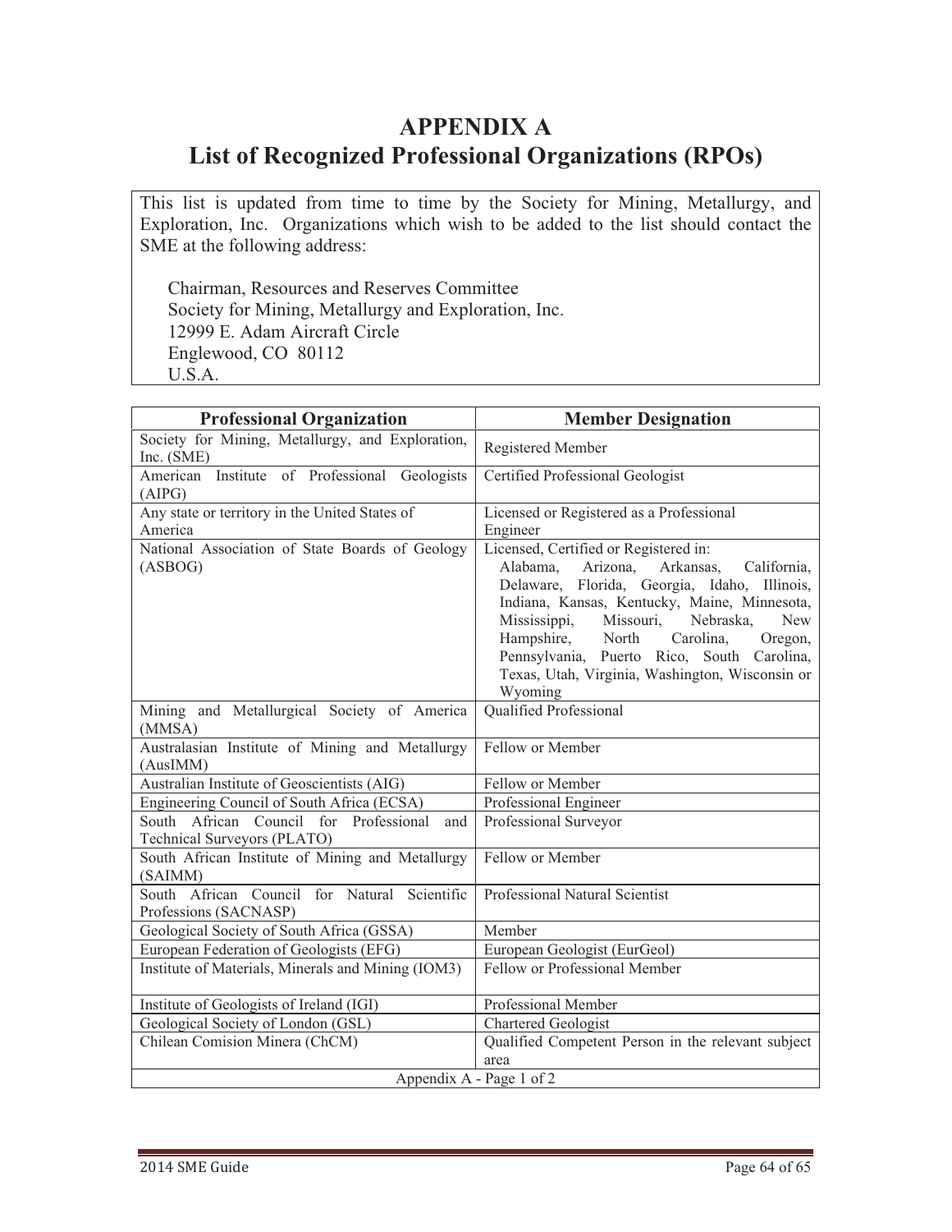# APPENDIX A
# List of Recognized Professional Organizations (RPOs)

This list is updated from time to time by the Society for Mining, Metallurgy, and Exploration, Inc. Organizations which wish to be added to the list should contact the SME at the following address:

Chairman, Resources and Reserves Committee
Society for Mining, Metallurgy and Exploration, Inc.
12999 E. Adam Aircraft Circle
Englewood, CO 80112
U.S.A.

| Professional Organization | Member Designation |
|---|---|
| Society for Mining, Metallurgy, and Exploration, Inc. (SME) | Registered Member |
| American Institute of Professional Geologists (AIPG) | Certified Professional Geologist |
| Any state or territory in the United States of America | Licensed or Registered as a Professional Engineer |
| National Association of State Boards of Geology (ASBOG) | Licensed, Certified or Registered in: Alabama, Arizona, Arkansas, California, Delaware, Florida, Georgia, Idaho, Illinois, Indiana, Kansas, Kentucky, Maine, Minnesota, Mississippi, Missouri, Nebraska, New Hampshire, North Carolina, Oregon, Pennsylvania, Puerto Rico, South Carolina, Texas, Utah, Virginia, Washington, Wisconsin or Wyoming |
| Mining and Metallurgical Society of America (MMSA) | Qualified Professional |
| Australasian Institute of Mining and Metallurgy (AusIMM) | Fellow or Member |
| Australian Institute of Geoscientists (AIG) | Fellow or Member |
| Engineering Council of South Africa (ECSA) | Professional Engineer |
| South African Council for Professional and Technical Surveyors (PLATO) | Professional Surveyor |
| South African Institute of Mining and Metallurgy (SAIMM) | Fellow or Member |
| South African Council for Natural Scientific Professions (SACNASP) | Professional Natural Scientist |
| Geological Society of South Africa (GSSA) | Member |
| European Federation of Geologists (EFG) | European Geologist (EurGeol) |
| Institute of Materials, Minerals and Mining (IOM3) | Fellow or Professional Member |
| Institute of Geologists of Ireland (IGI) | Professional Member |
| Geological Society of London (GSL) | Chartered Geologist |
| Chilean Comision Minera (ChCM) | Qualified Competent Person in the relevant subject area |

Appendix A - Page 1 of 2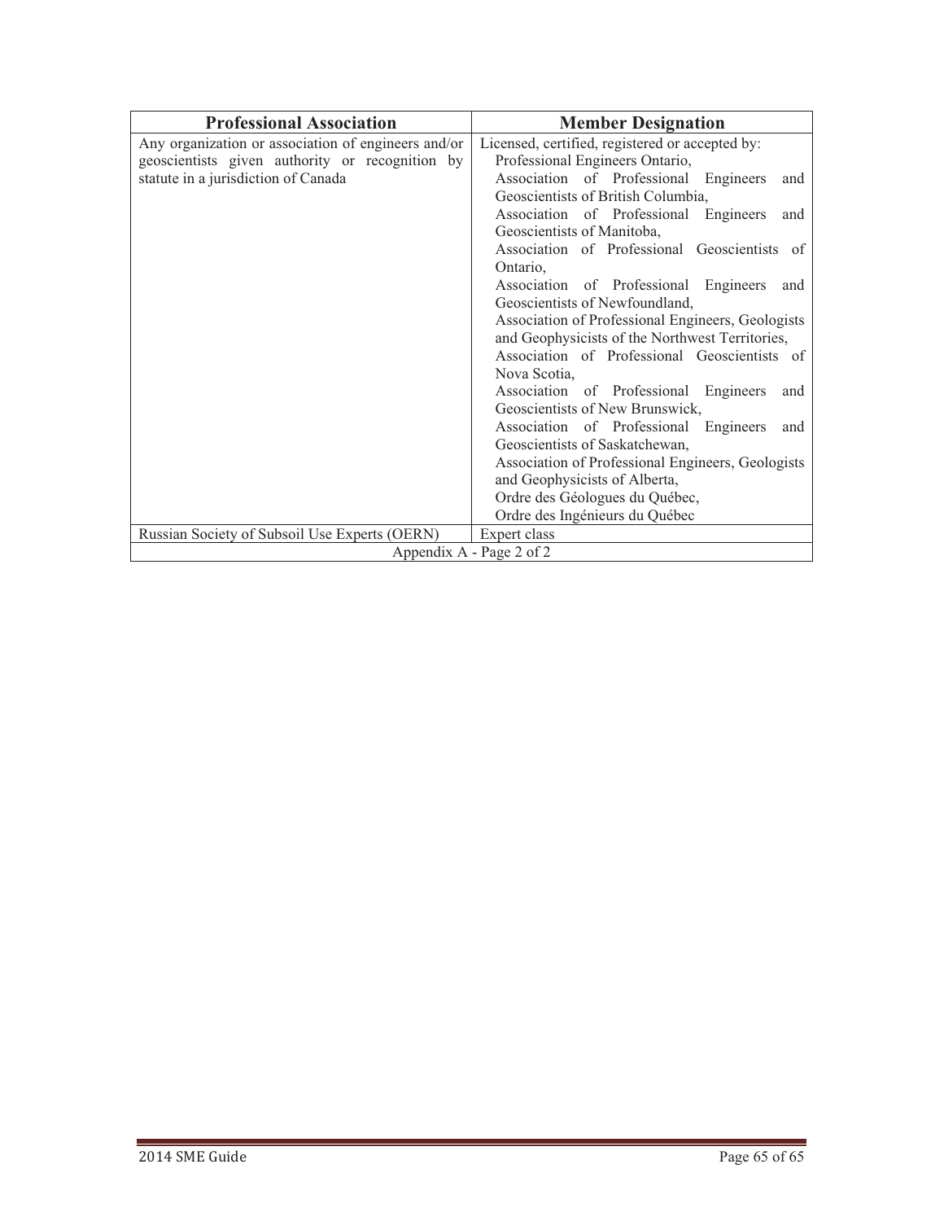| Professional Association | Member Designation |
|---|---|
| Any organization or association of engineers and/or geoscientists given authority or recognition by statute in a jurisdiction of Canada | Licensed, certified, registered or accepted by: Professional Engineers Ontario, Association of Professional Engineers and Geoscientists of British Columbia, Association of Professional Engineers and Geoscientists of Manitoba, Association of Professional Geoscientists of Ontario, Association of Professional Engineers and Geoscientists of Newfoundland, Association of Professional Engineers, Geologists and Geophysicists of the Northwest Territories, Association of Professional Geoscientists of Nova Scotia, Association of Professional Engineers and Geoscientists of New Brunswick, Association of Professional Engineers and Geoscientists of Saskatchewan, Association of Professional Engineers, Geologists and Geophysicists of Alberta, Ordre des Géologues du Québec, Ordre des Ingénieurs du Québec |
| Russian Society of Subsoil Use Experts (OERN) | Expert class |

Appendix A - Page 2 of 2